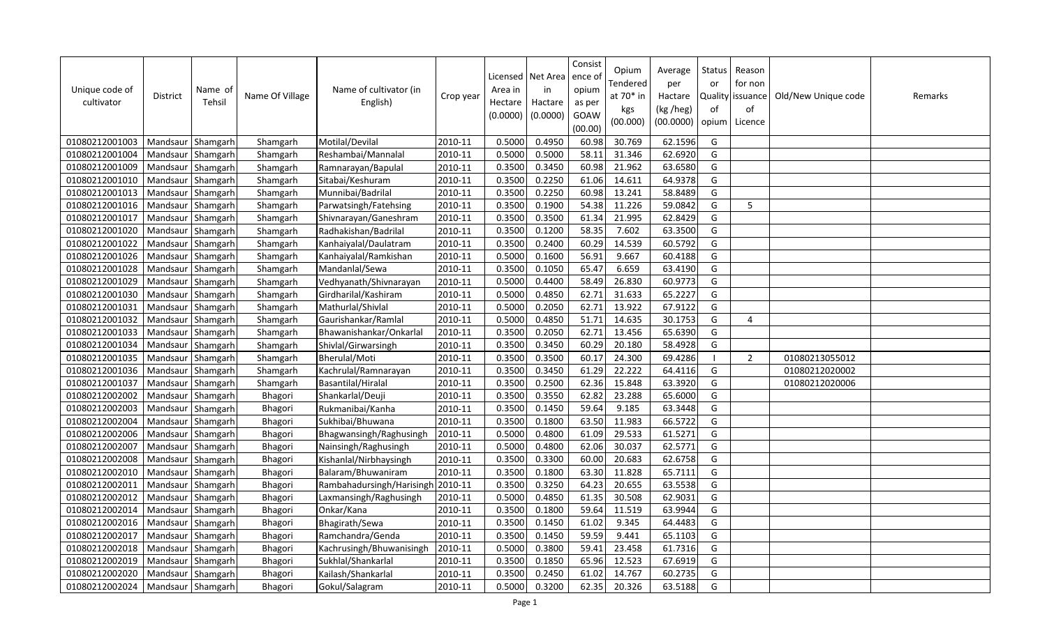| Unique code of cultivator | District | Name of Tehsil | Name Of Village | Name of cultivator (in English) | Crop year | Licensed Area in Hectare (0.0000) | Net Area in Hactare (0.0000) | Consistence of opium as per GOAW (00.00) | Opium Tendered at 70* in kgs (00.000) | Average per Hactare (kg /heg) (00.0000) | Status or Quality of opium | Reason for non issuance of Licence | Old/New Unique code | Remarks |
|---|---|---|---|---|---|---|---|---|---|---|---|---|---|---|
| 01080212001003 | Mandsaur | Shamgarh | Shamgarh | Motilal/Devilal | 2010-11 | 0.5000 | 0.4950 | 60.98 | 30.769 | 62.1596 | G | | | |
| 01080212001004 | Mandsaur | Shamgarh | Shamgarh | Reshambai/Mannalal | 2010-11 | 0.5000 | 0.5000 | 58.11 | 31.346 | 62.6920 | G | | | |
| 01080212001009 | Mandsaur | Shamgarh | Shamgarh | Ramnarayan/Bapulal | 2010-11 | 0.3500 | 0.3450 | 60.98 | 21.962 | 63.6580 | G | | | |
| 01080212001010 | Mandsaur | Shamgarh | Shamgarh | Sitabai/Keshuram | 2010-11 | 0.3500 | 0.2250 | 61.06 | 14.611 | 64.9378 | G | | | |
| 01080212001013 | Mandsaur | Shamgarh | Shamgarh | Munnibai/Badrilal | 2010-11 | 0.3500 | 0.2250 | 60.98 | 13.241 | 58.8489 | G | | | |
| 01080212001016 | Mandsaur | Shamgarh | Shamgarh | Parwatsingh/Fatehsing | 2010-11 | 0.3500 | 0.1900 | 54.38 | 11.226 | 59.0842 | G | 5 | | |
| 01080212001017 | Mandsaur | Shamgarh | Shamgarh | Shivnarayan/Ganeshram | 2010-11 | 0.3500 | 0.3500 | 61.34 | 21.995 | 62.8429 | G | | | |
| 01080212001020 | Mandsaur | Shamgarh | Shamgarh | Radhakishan/Badrilal | 2010-11 | 0.3500 | 0.1200 | 58.35 | 7.602 | 63.3500 | G | | | |
| 01080212001022 | Mandsaur | Shamgarh | Shamgarh | Kanhaiyalal/Daulatram | 2010-11 | 0.3500 | 0.2400 | 60.29 | 14.539 | 60.5792 | G | | | |
| 01080212001026 | Mandsaur | Shamgarh | Shamgarh | Kanhaiyalal/Ramkishan | 2010-11 | 0.5000 | 0.1600 | 56.91 | 9.667 | 60.4188 | G | | | |
| 01080212001028 | Mandsaur | Shamgarh | Shamgarh | Mandanlal/Sewa | 2010-11 | 0.3500 | 0.1050 | 65.47 | 6.659 | 63.4190 | G | | | |
| 01080212001029 | Mandsaur | Shamgarh | Shamgarh | Vedhyanath/Shivnarayan | 2010-11 | 0.5000 | 0.4400 | 58.49 | 26.830 | 60.9773 | G | | | |
| 01080212001030 | Mandsaur | Shamgarh | Shamgarh | Girdharilal/Kashiram | 2010-11 | 0.5000 | 0.4850 | 62.71 | 31.633 | 65.2227 | G | | | |
| 01080212001031 | Mandsaur | Shamgarh | Shamgarh | Mathurlal/Shivlal | 2010-11 | 0.5000 | 0.2050 | 62.71 | 13.922 | 67.9122 | G | | | |
| 01080212001032 | Mandsaur | Shamgarh | Shamgarh | Gaurishankar/Ramlal | 2010-11 | 0.5000 | 0.4850 | 51.71 | 14.635 | 30.1753 | G | 4 | | |
| 01080212001033 | Mandsaur | Shamgarh | Shamgarh | Bhawanishankar/Onkarlal | 2010-11 | 0.3500 | 0.2050 | 62.71 | 13.456 | 65.6390 | G | | | |
| 01080212001034 | Mandsaur | Shamgarh | Shamgarh | Shivlal/Girwarsingh | 2010-11 | 0.3500 | 0.3450 | 60.29 | 20.180 | 58.4928 | G | | | |
| 01080212001035 | Mandsaur | Shamgarh | Shamgarh | Bherulal/Moti | 2010-11 | 0.3500 | 0.3500 | 60.17 | 24.300 | 69.4286 | I | 2 | 01080213055012 | |
| 01080212001036 | Mandsaur | Shamgarh | Shamgarh | Kachrulal/Ramnarayan | 2010-11 | 0.3500 | 0.3450 | 61.29 | 22.222 | 64.4116 | G | | 01080212020002 | |
| 01080212001037 | Mandsaur | Shamgarh | Shamgarh | Basantilal/Hiralal | 2010-11 | 0.3500 | 0.2500 | 62.36 | 15.848 | 63.3920 | G | | 01080212020006 | |
| 01080212002002 | Mandsaur | Shamgarh | Bhagori | Shankarlal/Deuji | 2010-11 | 0.3500 | 0.3550 | 62.82 | 23.288 | 65.6000 | G | | | |
| 01080212002003 | Mandsaur | Shamgarh | Bhagori | Rukmanibai/Kanha | 2010-11 | 0.3500 | 0.1450 | 59.64 | 9.185 | 63.3448 | G | | | |
| 01080212002004 | Mandsaur | Shamgarh | Bhagori | Sukhibai/Bhuwana | 2010-11 | 0.3500 | 0.1800 | 63.50 | 11.983 | 66.5722 | G | | | |
| 01080212002006 | Mandsaur | Shamgarh | Bhagori | Bhagwansingh/Raghusingh | 2010-11 | 0.5000 | 0.4800 | 61.09 | 29.533 | 61.5271 | G | | | |
| 01080212002007 | Mandsaur | Shamgarh | Bhagori | Nainsingh/Raghusingh | 2010-11 | 0.5000 | 0.4800 | 62.06 | 30.037 | 62.5771 | G | | | |
| 01080212002008 | Mandsaur | Shamgarh | Bhagori | Kishanlal/Nirbhaysingh | 2010-11 | 0.3500 | 0.3300 | 60.00 | 20.683 | 62.6758 | G | | | |
| 01080212002010 | Mandsaur | Shamgarh | Bhagori | Balaram/Bhuwaniram | 2010-11 | 0.3500 | 0.1800 | 63.30 | 11.828 | 65.7111 | G | | | |
| 01080212002011 | Mandsaur | Shamgarh | Bhagori | Rambahadursingh/Harisingh | 2010-11 | 0.3500 | 0.3250 | 64.23 | 20.655 | 63.5538 | G | | | |
| 01080212002012 | Mandsaur | Shamgarh | Bhagori | Laxmansingh/Raghusingh | 2010-11 | 0.5000 | 0.4850 | 61.35 | 30.508 | 62.9031 | G | | | |
| 01080212002014 | Mandsaur | Shamgarh | Bhagori | Onkar/Kana | 2010-11 | 0.3500 | 0.1800 | 59.64 | 11.519 | 63.9944 | G | | | |
| 01080212002016 | Mandsaur | Shamgarh | Bhagori | Bhagirath/Sewa | 2010-11 | 0.3500 | 0.1450 | 61.02 | 9.345 | 64.4483 | G | | | |
| 01080212002017 | Mandsaur | Shamgarh | Bhagori | Ramchandra/Genda | 2010-11 | 0.3500 | 0.1450 | 59.59 | 9.441 | 65.1103 | G | | | |
| 01080212002018 | Mandsaur | Shamgarh | Bhagori | Kachrusingh/Bhuwanisingh | 2010-11 | 0.5000 | 0.3800 | 59.41 | 23.458 | 61.7316 | G | | | |
| 01080212002019 | Mandsaur | Shamgarh | Bhagori | Sukhlal/Shankarlal | 2010-11 | 0.3500 | 0.1850 | 65.96 | 12.523 | 67.6919 | G | | | |
| 01080212002020 | Mandsaur | Shamgarh | Bhagori | Kailash/Shankarlal | 2010-11 | 0.3500 | 0.2450 | 61.02 | 14.767 | 60.2735 | G | | | |
| 01080212002024 | Mandsaur | Shamgarh | Bhagori | Gokul/Salagram | 2010-11 | 0.5000 | 0.3200 | 62.35 | 20.326 | 63.5188 | G | | | |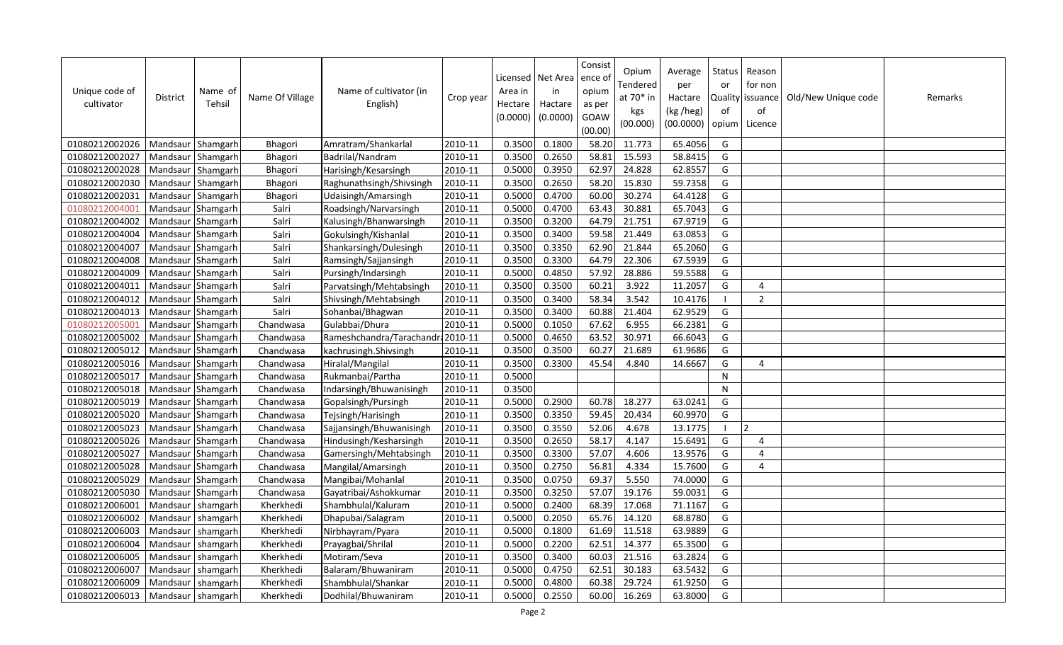| Unique code of cultivator | District | Name of Tehsil | Name Of Village | Name of cultivator (in English) | Crop year | Licensed Area in Hectare (0.0000) | Net Area in Hactare (0.0000) | Consist ence of opium as per GOAW (00.00) | Opium Tendered at 70* in kgs (00.000) | Average per Hactare (kg /heg) (00.0000) | Status or Quality of opium | Reason for non issuance of Licence | Old/New Unique code | Remarks |
|---|---|---|---|---|---|---|---|---|---|---|---|---|---|---|
| 01080212002026 | Mandsaur | Shamgarh | Bhagori | Amratram/Shankarlal | 2010-11 | 0.3500 | 0.1800 | 58.20 | 11.773 | 65.4056 | G | | | |
| 01080212002027 | Mandsaur | Shamgarh | Bhagori | Badrilal/Nandram | 2010-11 | 0.3500 | 0.2650 | 58.81 | 15.593 | 58.8415 | G | | | |
| 01080212002028 | Mandsaur | Shamgarh | Bhagori | Harisingh/Kesarsingh | 2010-11 | 0.5000 | 0.3950 | 62.97 | 24.828 | 62.8557 | G | | | |
| 01080212002030 | Mandsaur | Shamgarh | Bhagori | Raghunathsingh/Shivsingh | 2010-11 | 0.3500 | 0.2650 | 58.20 | 15.830 | 59.7358 | G | | | |
| 01080212002031 | Mandsaur | Shamgarh | Bhagori | Udaisingh/Amarsingh | 2010-11 | 0.5000 | 0.4700 | 60.00 | 30.274 | 64.4128 | G | | | |
| 01080212004001 | Mandsaur | Shamgarh | Salri | Roadsingh/Narvarsingh | 2010-11 | 0.5000 | 0.4700 | 63.43 | 30.881 | 65.7043 | G | | | |
| 01080212004002 | Mandsaur | Shamgarh | Salri | Kalusingh/Bhanwarsingh | 2010-11 | 0.3500 | 0.3200 | 64.79 | 21.751 | 67.9719 | G | | | |
| 01080212004004 | Mandsaur | Shamgarh | Salri | Gokulsingh/Kishanlal | 2010-11 | 0.3500 | 0.3400 | 59.58 | 21.449 | 63.0853 | G | | | |
| 01080212004007 | Mandsaur | Shamgarh | Salri | Shankarsingh/Dulesingh | 2010-11 | 0.3500 | 0.3350 | 62.90 | 21.844 | 65.2060 | G | | | |
| 01080212004008 | Mandsaur | Shamgarh | Salri | Ramsingh/Sajjansingh | 2010-11 | 0.3500 | 0.3300 | 64.79 | 22.306 | 67.5939 | G | | | |
| 01080212004009 | Mandsaur | Shamgarh | Salri | Pursingh/Indarsingh | 2010-11 | 0.5000 | 0.4850 | 57.92 | 28.886 | 59.5588 | G | | | |
| 01080212004011 | Mandsaur | Shamgarh | Salri | Parvatsingh/Mehtabsingh | 2010-11 | 0.3500 | 0.3500 | 60.21 | 3.922 | 11.2057 | G | 4 | | |
| 01080212004012 | Mandsaur | Shamgarh | Salri | Shivsingh/Mehtabsingh | 2010-11 | 0.3500 | 0.3400 | 58.34 | 3.542 | 10.4176 | I | 2 | | |
| 01080212004013 | Mandsaur | Shamgarh | Salri | Sohanbai/Bhagwan | 2010-11 | 0.3500 | 0.3400 | 60.88 | 21.404 | 62.9529 | G | | | |
| 01080212005001 | Mandsaur | Shamgarh | Chandwasa | Gulabbai/Dhura | 2010-11 | 0.5000 | 0.1050 | 67.62 | 6.955 | 66.2381 | G | | | |
| 01080212005002 | Mandsaur | Shamgarh | Chandwasa | Rameshchandra/Tarachandra | 2010-11 | 0.5000 | 0.4650 | 63.52 | 30.971 | 66.6043 | G | | | |
| 01080212005012 | Mandsaur | Shamgarh | Chandwasa | kachrusingh.Shivsingh | 2010-11 | 0.3500 | 0.3500 | 60.27 | 21.689 | 61.9686 | G | | | |
| 01080212005016 | Mandsaur | Shamgarh | Chandwasa | Hiralal/Mangilal | 2010-11 | 0.3500 | 0.3300 | 45.54 | 4.840 | 14.6667 | G | 4 | | |
| 01080212005017 | Mandsaur | Shamgarh | Chandwasa | Rukmanbai/Partha | 2010-11 | 0.5000 | | | | | N | | | |
| 01080212005018 | Mandsaur | Shamgarh | Chandwasa | Indarsingh/Bhuwanisingh | 2010-11 | 0.3500 | | | | | N | | | |
| 01080212005019 | Mandsaur | Shamgarh | Chandwasa | Gopalsingh/Pursingh | 2010-11 | 0.5000 | 0.2900 | 60.78 | 18.277 | 63.0241 | G | | | |
| 01080212005020 | Mandsaur | Shamgarh | Chandwasa | Tejsingh/Harisingh | 2010-11 | 0.3500 | 0.3350 | 59.45 | 20.434 | 60.9970 | G | | | |
| 01080212005023 | Mandsaur | Shamgarh | Chandwasa | Sajjansingh/Bhuwanisingh | 2010-11 | 0.3500 | 0.3550 | 52.06 | 4.678 | 13.1775 | I | 2 | | |
| 01080212005026 | Mandsaur | Shamgarh | Chandwasa | Hindusingh/Kesharsingh | 2010-11 | 0.3500 | 0.2650 | 58.17 | 4.147 | 15.6491 | G | 4 | | |
| 01080212005027 | Mandsaur | Shamgarh | Chandwasa | Gamersingh/Mehtabsingh | 2010-11 | 0.3500 | 0.3300 | 57.07 | 4.606 | 13.9576 | G | 4 | | |
| 01080212005028 | Mandsaur | Shamgarh | Chandwasa | Mangilal/Amarsingh | 2010-11 | 0.3500 | 0.2750 | 56.81 | 4.334 | 15.7600 | G | 4 | | |
| 01080212005029 | Mandsaur | Shamgarh | Chandwasa | Mangibai/Mohanlal | 2010-11 | 0.3500 | 0.0750 | 69.37 | 5.550 | 74.0000 | G | | | |
| 01080212005030 | Mandsaur | Shamgarh | Chandwasa | Gayatribai/Ashokkumar | 2010-11 | 0.3500 | 0.3250 | 57.07 | 19.176 | 59.0031 | G | | | |
| 01080212006001 | Mandsaur | shamgarh | Kherkhedi | Shambhulal/Kaluram | 2010-11 | 0.5000 | 0.2400 | 68.39 | 17.068 | 71.1167 | G | | | |
| 01080212006002 | Mandsaur | shamgarh | Kherkhedi | Dhapubai/Salagram | 2010-11 | 0.5000 | 0.2050 | 65.76 | 14.120 | 68.8780 | G | | | |
| 01080212006003 | Mandsaur | shamgarh | Kherkhedi | Nirbhayram/Pyara | 2010-11 | 0.5000 | 0.1800 | 61.69 | 11.518 | 63.9889 | G | | | |
| 01080212006004 | Mandsaur | shamgarh | Kherkhedi | Prayagbai/Shrilal | 2010-11 | 0.5000 | 0.2200 | 62.51 | 14.377 | 65.3500 | G | | | |
| 01080212006005 | Mandsaur | shamgarh | Kherkhedi | Motiram/Seva | 2010-11 | 0.3500 | 0.3400 | 60.03 | 21.516 | 63.2824 | G | | | |
| 01080212006007 | Mandsaur | shamgarh | Kherkhedi | Balaram/Bhuwaniram | 2010-11 | 0.5000 | 0.4750 | 62.51 | 30.183 | 63.5432 | G | | | |
| 01080212006009 | Mandsaur | shamgarh | Kherkhedi | Shambhulal/Shankar | 2010-11 | 0.5000 | 0.4800 | 60.38 | 29.724 | 61.9250 | G | | | |
| 01080212006013 | Mandsaur | shamgarh | Kherkhedi | Dodhilal/Bhuwaniram | 2010-11 | 0.5000 | 0.2550 | 60.00 | 16.269 | 63.8000 | G | | | |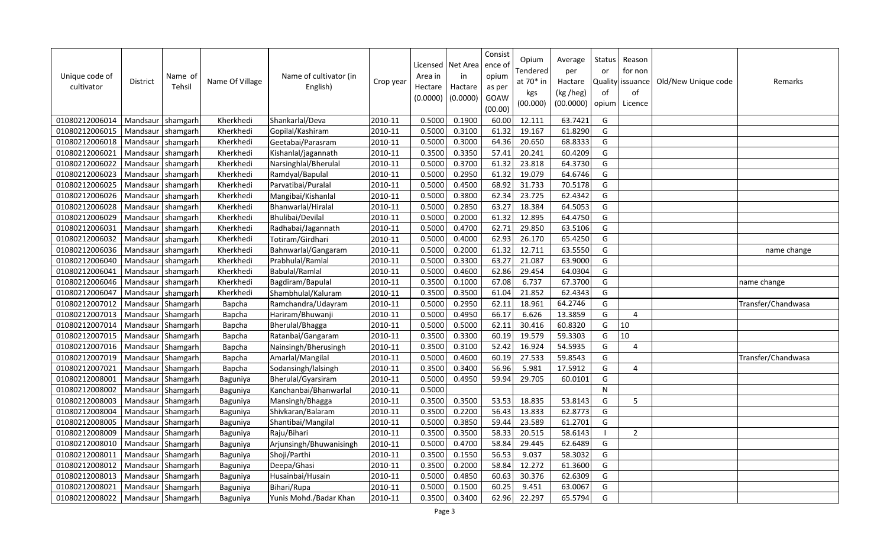| Unique code of cultivator | District | Name of Tehsil | Name Of Village | Name of cultivator (in English) | Crop year | Licensed Area in Hectare (0.0000) | Net Area in Hactare (0.0000) | Consistence of opium as per GOAW (00.00) | Opium Tendered at 70* in kgs (00.000) | Average per Hactare (kg /heg) (00.0000) | Status or Quality of opium | Reason for non issuance of Licence | Old/New Unique code | Remarks |
|---|---|---|---|---|---|---|---|---|---|---|---|---|---|---|
| 01080212006014 | Mandsaur | shamgarh | Kherkhedi | Shankarlal/Deva | 2010-11 | 0.5000 | 0.1900 | 60.00 | 12.111 | 63.7421 | G | | | |
| 01080212006015 | Mandsaur | shamgarh | Kherkhedi | Gopilal/Kashiram | 2010-11 | 0.5000 | 0.3100 | 61.32 | 19.167 | 61.8290 | G | | | |
| 01080212006018 | Mandsaur | shamgarh | Kherkhedi | Geetabai/Parasram | 2010-11 | 0.5000 | 0.3000 | 64.36 | 20.650 | 68.8333 | G | | | |
| 01080212006021 | Mandsaur | shamgarh | Kherkhedi | Kishanlal/jagannath | 2010-11 | 0.3500 | 0.3350 | 57.41 | 20.241 | 60.4209 | G | | | |
| 01080212006022 | Mandsaur | shamgarh | Kherkhedi | Narsinghlal/Bherulal | 2010-11 | 0.5000 | 0.3700 | 61.32 | 23.818 | 64.3730 | G | | | |
| 01080212006023 | Mandsaur | shamgarh | Kherkhedi | Ramdyal/Bapulal | 2010-11 | 0.5000 | 0.2950 | 61.32 | 19.079 | 64.6746 | G | | | |
| 01080212006025 | Mandsaur | shamgarh | Kherkhedi | Parvatibai/Puralal | 2010-11 | 0.5000 | 0.4500 | 68.92 | 31.733 | 70.5178 | G | | | |
| 01080212006026 | Mandsaur | shamgarh | Kherkhedi | Mangibai/Kishanlal | 2010-11 | 0.5000 | 0.3800 | 62.34 | 23.725 | 62.4342 | G | | | |
| 01080212006028 | Mandsaur | shamgarh | Kherkhedi | Bhanwarlal/Hiralal | 2010-11 | 0.5000 | 0.2850 | 63.27 | 18.384 | 64.5053 | G | | | |
| 01080212006029 | Mandsaur | shamgarh | Kherkhedi | Bhulibai/Devilal | 2010-11 | 0.5000 | 0.2000 | 61.32 | 12.895 | 64.4750 | G | | | |
| 01080212006031 | Mandsaur | shamgarh | Kherkhedi | Radhabai/Jagannath | 2010-11 | 0.5000 | 0.4700 | 62.71 | 29.850 | 63.5106 | G | | | |
| 01080212006032 | Mandsaur | shamgarh | Kherkhedi | Totiram/Girdhari | 2010-11 | 0.5000 | 0.4000 | 62.93 | 26.170 | 65.4250 | G | | | |
| 01080212006036 | Mandsaur | shamgarh | Kherkhedi | Bahnwarlal/Gangaram | 2010-11 | 0.5000 | 0.2000 | 61.32 | 12.711 | 63.5550 | G | | | name change |
| 01080212006040 | Mandsaur | shamgarh | Kherkhedi | Prabhulal/Ramlal | 2010-11 | 0.5000 | 0.3300 | 63.27 | 21.087 | 63.9000 | G | | | |
| 01080212006041 | Mandsaur | shamgarh | Kherkhedi | Babulal/Ramlal | 2010-11 | 0.5000 | 0.4600 | 62.86 | 29.454 | 64.0304 | G | | | |
| 01080212006046 | Mandsaur | shamgarh | Kherkhedi | Bagdiram/Bapulal | 2010-11 | 0.3500 | 0.1000 | 67.08 | 6.737 | 67.3700 | G | | | name change |
| 01080212006047 | Mandsaur | shamgarh | Kherkhedi | Shambhulal/Kaluram | 2010-11 | 0.3500 | 0.3500 | 61.04 | 21.852 | 62.4343 | G | | | |
| 01080212007012 | Mandsaur | Shamgarh | Bapcha | Ramchandra/Udayram | 2010-11 | 0.5000 | 0.2950 | 62.11 | 18.961 | 64.2746 | G | | | Transfer/Chandwasa |
| 01080212007013 | Mandsaur | Shamgarh | Bapcha | Hariram/Bhuwanji | 2010-11 | 0.5000 | 0.4950 | 66.17 | 6.626 | 13.3859 | G | 4 | | |
| 01080212007014 | Mandsaur | Shamgarh | Bapcha | Bherulal/Bhagga | 2010-11 | 0.5000 | 0.5000 | 62.11 | 30.416 | 60.8320 | G | 10 | | |
| 01080212007015 | Mandsaur | Shamgarh | Bapcha | Ratanbai/Gangaram | 2010-11 | 0.3500 | 0.3300 | 60.19 | 19.579 | 59.3303 | G | 10 | | |
| 01080212007016 | Mandsaur | Shamgarh | Bapcha | Nainsingh/Bherusingh | 2010-11 | 0.3500 | 0.3100 | 52.42 | 16.924 | 54.5935 | G | 4 | | |
| 01080212007019 | Mandsaur | Shamgarh | Bapcha | Amarlal/Mangilal | 2010-11 | 0.5000 | 0.4600 | 60.19 | 27.533 | 59.8543 | G | | | Transfer/Chandwasa |
| 01080212007021 | Mandsaur | Shamgarh | Bapcha | Sodansingh/lalsingh | 2010-11 | 0.3500 | 0.3400 | 56.96 | 5.981 | 17.5912 | G | 4 | | |
| 01080212008001 | Mandsaur | Shamgarh | Baguniya | Bherulal/Gyarsiram | 2010-11 | 0.5000 | 0.4950 | 59.94 | 29.705 | 60.0101 | G | | | |
| 01080212008002 | Mandsaur | Shamgarh | Baguniya | Kanchanbai/Bhanwarlal | 2010-11 | 0.5000 | | | | | N | | | |
| 01080212008003 | Mandsaur | Shamgarh | Baguniya | Mansingh/Bhagga | 2010-11 | 0.3500 | 0.3500 | 53.53 | 18.835 | 53.8143 | G | 5 | | |
| 01080212008004 | Mandsaur | Shamgarh | Baguniya | Shivkaran/Balaram | 2010-11 | 0.3500 | 0.2200 | 56.43 | 13.833 | 62.8773 | G | | | |
| 01080212008005 | Mandsaur | Shamgarh | Baguniya | Shantibai/Mangilal | 2010-11 | 0.5000 | 0.3850 | 59.44 | 23.589 | 61.2701 | G | | | |
| 01080212008009 | Mandsaur | Shamgarh | Baguniya | Raju/Bihari | 2010-11 | 0.3500 | 0.3500 | 58.33 | 20.515 | 58.6143 | I | 2 | | |
| 01080212008010 | Mandsaur | Shamgarh | Baguniya | Arjunsingh/Bhuwanisingh | 2010-11 | 0.5000 | 0.4700 | 58.84 | 29.445 | 62.6489 | G | | | |
| 01080212008011 | Mandsaur | Shamgarh | Baguniya | Shoji/Parthi | 2010-11 | 0.3500 | 0.1550 | 56.53 | 9.037 | 58.3032 | G | | | |
| 01080212008012 | Mandsaur | Shamgarh | Baguniya | Deepa/Ghasi | 2010-11 | 0.3500 | 0.2000 | 58.84 | 12.272 | 61.3600 | G | | | |
| 01080212008013 | Mandsaur | Shamgarh | Baguniya | Husainbai/Husain | 2010-11 | 0.5000 | 0.4850 | 60.63 | 30.376 | 62.6309 | G | | | |
| 01080212008021 | Mandsaur | Shamgarh | Baguniya | Bihari/Rupa | 2010-11 | 0.5000 | 0.1500 | 60.25 | 9.451 | 63.0067 | G | | | |
| 01080212008022 | Mandsaur | Shamgarh | Baguniya | Yunis Mohd./Badar Khan | 2010-11 | 0.3500 | 0.3400 | 62.96 | 22.297 | 65.5794 | G | | | |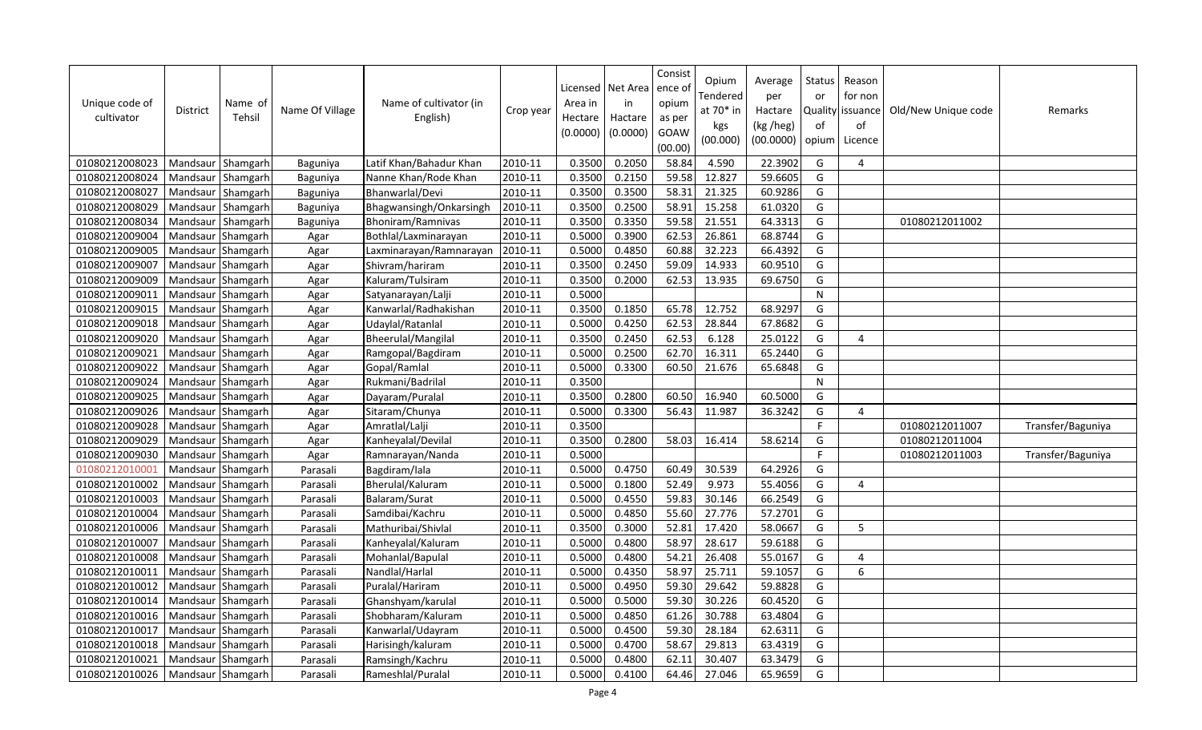| Unique code of cultivator | District | Name of Tehsil | Name Of Village | Name of cultivator (in English) | Crop year | Licensed Area in Hectare (0.0000) | Net Area in Hactare (0.0000) | Consistence of opium as per GOAW (00.00) | Opium Tendered at 70* in kgs (00.000) | Average per Hactare (kg /heg) (00.0000) | Status or Quality of opium | Reason for non issuance of Licence | Old/New Unique code | Remarks |
|---|---|---|---|---|---|---|---|---|---|---|---|---|---|---|
| 01080212008023 | Mandsaur | Shamgarh | Baguniya | Latif Khan/Bahadur Khan | 2010-11 | 0.3500 | 0.2050 | 58.84 | 4.590 | 22.3902 | G | 4 | | |
| 01080212008024 | Mandsaur | Shamgarh | Baguniya | Nanne Khan/Rode Khan | 2010-11 | 0.3500 | 0.2150 | 59.58 | 12.827 | 59.6605 | G | | | |
| 01080212008027 | Mandsaur | Shamgarh | Baguniya | Bhanwarlal/Devi | 2010-11 | 0.3500 | 0.3500 | 58.31 | 21.325 | 60.9286 | G | | | |
| 01080212008029 | Mandsaur | Shamgarh | Baguniya | Bhagwansingh/Onkarsingh | 2010-11 | 0.3500 | 0.2500 | 58.91 | 15.258 | 61.0320 | G | | | |
| 01080212008034 | Mandsaur | Shamgarh | Baguniya | Bhoniram/Ramnivas | 2010-11 | 0.3500 | 0.3350 | 59.58 | 21.551 | 64.3313 | G | | 01080212011002 | |
| 01080212009004 | Mandsaur | Shamgarh | Agar | Bothlal/Laxminarayan | 2010-11 | 0.5000 | 0.3900 | 62.53 | 26.861 | 68.8744 | G | | | |
| 01080212009005 | Mandsaur | Shamgarh | Agar | Laxminarayan/Ramnarayan | 2010-11 | 0.5000 | 0.4850 | 60.88 | 32.223 | 66.4392 | G | | | |
| 01080212009007 | Mandsaur | Shamgarh | Agar | Shivram/hariram | 2010-11 | 0.3500 | 0.2450 | 59.09 | 14.933 | 60.9510 | G | | | |
| 01080212009009 | Mandsaur | Shamgarh | Agar | Kaluram/Tulsiram | 2010-11 | 0.3500 | 0.2000 | 62.53 | 13.935 | 69.6750 | G | | | |
| 01080212009011 | Mandsaur | Shamgarh | Agar | Satyanarayan/Lalji | 2010-11 | 0.5000 | | | | | N | | | |
| 01080212009015 | Mandsaur | Shamgarh | Agar | Kanwarlal/Radhakishan | 2010-11 | 0.3500 | 0.1850 | 65.78 | 12.752 | 68.9297 | G | | | |
| 01080212009018 | Mandsaur | Shamgarh | Agar | Udaylal/Ratanlal | 2010-11 | 0.5000 | 0.4250 | 62.53 | 28.844 | 67.8682 | G | | | |
| 01080212009020 | Mandsaur | Shamgarh | Agar | Bheerulal/Mangilal | 2010-11 | 0.3500 | 0.2450 | 62.53 | 6.128 | 25.0122 | G | 4 | | |
| 01080212009021 | Mandsaur | Shamgarh | Agar | Ramgopal/Bagdiram | 2010-11 | 0.5000 | 0.2500 | 62.70 | 16.311 | 65.2440 | G | | | |
| 01080212009022 | Mandsaur | Shamgarh | Agar | Gopal/Ramlal | 2010-11 | 0.5000 | 0.3300 | 60.50 | 21.676 | 65.6848 | G | | | |
| 01080212009024 | Mandsaur | Shamgarh | Agar | Rukmani/Badrilal | 2010-11 | 0.3500 | | | | | N | | | |
| 01080212009025 | Mandsaur | Shamgarh | Agar | Dayaram/Puralal | 2010-11 | 0.3500 | 0.2800 | 60.50 | 16.940 | 60.5000 | G | | | |
| 01080212009026 | Mandsaur | Shamgarh | Agar | Sitaram/Chunya | 2010-11 | 0.5000 | 0.3300 | 56.43 | 11.987 | 36.3242 | G | 4 | | |
| 01080212009028 | Mandsaur | Shamgarh | Agar | Amratlal/Lalji | 2010-11 | 0.3500 | | | | | F | | 01080212011007 | Transfer/Baguniya |
| 01080212009029 | Mandsaur | Shamgarh | Agar | Kanheyalal/Devilal | 2010-11 | 0.3500 | 0.2800 | 58.03 | 16.414 | 58.6214 | G | | 01080212011004 | |
| 01080212009030 | Mandsaur | Shamgarh | Agar | Ramnarayan/Nanda | 2010-11 | 0.5000 | | | | | F | | 01080212011003 | Transfer/Baguniya |
| 01080212010001 | Mandsaur | Shamgarh | Parasali | Bagdiram/lala | 2010-11 | 0.5000 | 0.4750 | 60.49 | 30.539 | 64.2926 | G | | | |
| 01080212010002 | Mandsaur | Shamgarh | Parasali | Bherulal/Kaluram | 2010-11 | 0.5000 | 0.1800 | 52.49 | 9.973 | 55.4056 | G | 4 | | |
| 01080212010003 | Mandsaur | Shamgarh | Parasali | Balaram/Surat | 2010-11 | 0.5000 | 0.4550 | 59.83 | 30.146 | 66.2549 | G | | | |
| 01080212010004 | Mandsaur | Shamgarh | Parasali | Samdibai/Kachru | 2010-11 | 0.5000 | 0.4850 | 55.60 | 27.776 | 57.2701 | G | | | |
| 01080212010006 | Mandsaur | Shamgarh | Parasali | Mathuribai/Shivlal | 2010-11 | 0.3500 | 0.3000 | 52.81 | 17.420 | 58.0667 | G | 5 | | |
| 01080212010007 | Mandsaur | Shamgarh | Parasali | Kanheyalal/Kaluram | 2010-11 | 0.5000 | 0.4800 | 58.97 | 28.617 | 59.6188 | G | | | |
| 01080212010008 | Mandsaur | Shamgarh | Parasali | Mohanlal/Bapulal | 2010-11 | 0.5000 | 0.4800 | 54.21 | 26.408 | 55.0167 | G | 4 | | |
| 01080212010011 | Mandsaur | Shamgarh | Parasali | Nandlal/Harlal | 2010-11 | 0.5000 | 0.4350 | 58.97 | 25.711 | 59.1057 | G | 6 | | |
| 01080212010012 | Mandsaur | Shamgarh | Parasali | Puralal/Hariram | 2010-11 | 0.5000 | 0.4950 | 59.30 | 29.642 | 59.8828 | G | | | |
| 01080212010014 | Mandsaur | Shamgarh | Parasali | Ghanshyam/karulal | 2010-11 | 0.5000 | 0.5000 | 59.30 | 30.226 | 60.4520 | G | | | |
| 01080212010016 | Mandsaur | Shamgarh | Parasali | Shobharam/Kaluram | 2010-11 | 0.5000 | 0.4850 | 61.26 | 30.788 | 63.4804 | G | | | |
| 01080212010017 | Mandsaur | Shamgarh | Parasali | Kanwarlal/Udayram | 2010-11 | 0.5000 | 0.4500 | 59.30 | 28.184 | 62.6311 | G | | | |
| 01080212010018 | Mandsaur | Shamgarh | Parasali | Harisingh/kaluram | 2010-11 | 0.5000 | 0.4700 | 58.67 | 29.813 | 63.4319 | G | | | |
| 01080212010021 | Mandsaur | Shamgarh | Parasali | Ramsingh/Kachru | 2010-11 | 0.5000 | 0.4800 | 62.11 | 30.407 | 63.3479 | G | | | |
| 01080212010026 | Mandsaur | Shamgarh | Parasali | Rameshlal/Puralal | 2010-11 | 0.5000 | 0.4100 | 64.46 | 27.046 | 65.9659 | G | | | |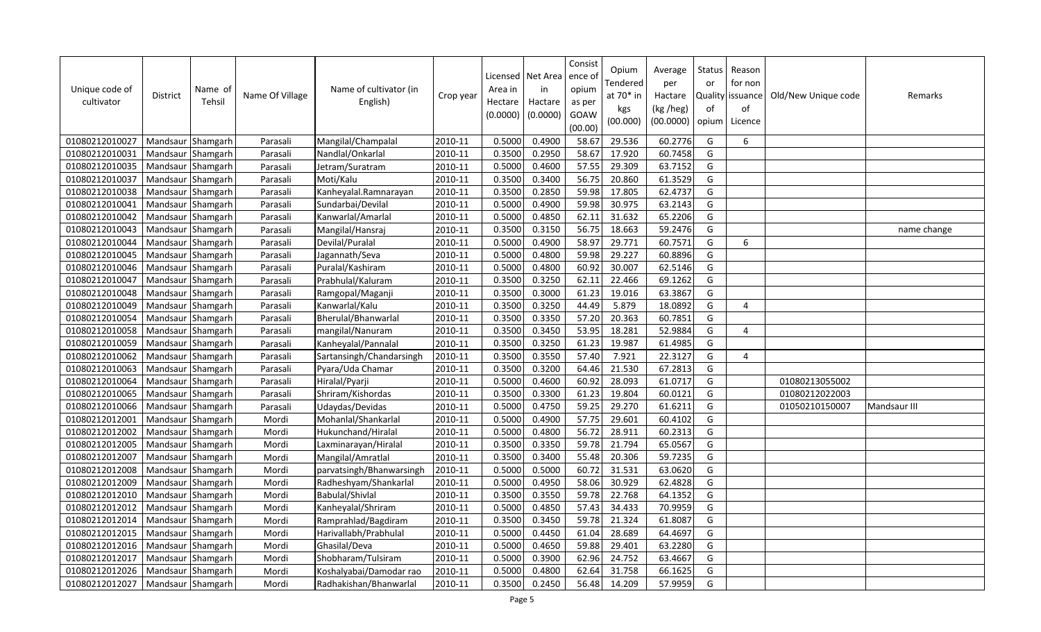| Unique code of cultivator | District | Name of Tehsil | Name Of Village | Name of cultivator (in English) | Crop year | Licensed Area in Hectare (0.0000) | Net Area in Hectare (0.0000) | Consistence of opium as per GOAW (00.00) | Opium Tendered at 70* in kgs (00.000) | Average per Hectare (kg /heg) (00.0000) | Status or Quality of opium | Reason for non issuance of Licence | Old/New Unique code | Remarks |
|---|---|---|---|---|---|---|---|---|---|---|---|---|---|---|
| 01080212010027 | Mandsaur | Shamgarh | Parasali | Mangilal/Champalal | 2010-11 | 0.5000 | 0.4900 | 58.67 | 29.536 | 60.2776 | G | 6 | | |
| 01080212010031 | Mandsaur | Shamgarh | Parasali | Nandlal/Onkarlal | 2010-11 | 0.3500 | 0.2950 | 58.67 | 17.920 | 60.7458 | G | | | |
| 01080212010035 | Mandsaur | Shamgarh | Parasali | Jetram/Suratram | 2010-11 | 0.5000 | 0.4600 | 57.55 | 29.309 | 63.7152 | G | | | |
| 01080212010037 | Mandsaur | Shamgarh | Parasali | Moti/Kalu | 2010-11 | 0.3500 | 0.3400 | 56.75 | 20.860 | 61.3529 | G | | | |
| 01080212010038 | Mandsaur | Shamgarh | Parasali | Kanheyalal.Ramnarayan | 2010-11 | 0.3500 | 0.2850 | 59.98 | 17.805 | 62.4737 | G | | | |
| 01080212010041 | Mandsaur | Shamgarh | Parasali | Sundarbai/Devilal | 2010-11 | 0.5000 | 0.4900 | 59.98 | 30.975 | 63.2143 | G | | | |
| 01080212010042 | Mandsaur | Shamgarh | Parasali | Kanwarlal/Amarlal | 2010-11 | 0.5000 | 0.4850 | 62.11 | 31.632 | 65.2206 | G | | | |
| 01080212010043 | Mandsaur | Shamgarh | Parasali | Mangilal/Hansraj | 2010-11 | 0.3500 | 0.3150 | 56.75 | 18.663 | 59.2476 | G | | | name change |
| 01080212010044 | Mandsaur | Shamgarh | Parasali | Devilal/Puralal | 2010-11 | 0.5000 | 0.4900 | 58.97 | 29.771 | 60.7571 | G | 6 | | |
| 01080212010045 | Mandsaur | Shamgarh | Parasali | Jagannath/Seva | 2010-11 | 0.5000 | 0.4800 | 59.98 | 29.227 | 60.8896 | G | | | |
| 01080212010046 | Mandsaur | Shamgarh | Parasali | Puralal/Kashiram | 2010-11 | 0.5000 | 0.4800 | 60.92 | 30.007 | 62.5146 | G | | | |
| 01080212010047 | Mandsaur | Shamgarh | Parasali | Prabhulal/Kaluram | 2010-11 | 0.3500 | 0.3250 | 62.11 | 22.466 | 69.1262 | G | | | |
| 01080212010048 | Mandsaur | Shamgarh | Parasali | Ramgopal/Maganji | 2010-11 | 0.3500 | 0.3000 | 61.23 | 19.016 | 63.3867 | G | | | |
| 01080212010049 | Mandsaur | Shamgarh | Parasali | Kanwarlal/Kalu | 2010-11 | 0.3500 | 0.3250 | 44.49 | 5.879 | 18.0892 | G | 4 | | |
| 01080212010054 | Mandsaur | Shamgarh | Parasali | Bherulal/Bhanwarlal | 2010-11 | 0.3500 | 0.3350 | 57.20 | 20.363 | 60.7851 | G | | | |
| 01080212010058 | Mandsaur | Shamgarh | Parasali | mangilal/Nanuram | 2010-11 | 0.3500 | 0.3450 | 53.95 | 18.281 | 52.9884 | G | 4 | | |
| 01080212010059 | Mandsaur | Shamgarh | Parasali | Kanheyalal/Pannalal | 2010-11 | 0.3500 | 0.3250 | 61.23 | 19.987 | 61.4985 | G | | | |
| 01080212010062 | Mandsaur | Shamgarh | Parasali | Sartansingh/Chandarsingh | 2010-11 | 0.3500 | 0.3550 | 57.40 | 7.921 | 22.3127 | G | 4 | | |
| 01080212010063 | Mandsaur | Shamgarh | Parasali | Pyara/Uda Chamar | 2010-11 | 0.3500 | 0.3200 | 64.46 | 21.530 | 67.2813 | G | | | |
| 01080212010064 | Mandsaur | Shamgarh | Parasali | Hiralal/Pyarji | 2010-11 | 0.5000 | 0.4600 | 60.92 | 28.093 | 61.0717 | G | | 01080213055002 | |
| 01080212010065 | Mandsaur | Shamgarh | Parasali | Shriram/Kishordas | 2010-11 | 0.3500 | 0.3300 | 61.23 | 19.804 | 60.0121 | G | | 01080212022003 | |
| 01080212010066 | Mandsaur | Shamgarh | Parasali | Udaydas/Devidas | 2010-11 | 0.5000 | 0.4750 | 59.25 | 29.270 | 61.6211 | G | | 01050210150007 | Mandsaur III |
| 01080212012001 | Mandsaur | Shamgarh | Mordi | Mohanlal/Shankarlal | 2010-11 | 0.5000 | 0.4900 | 57.75 | 29.601 | 60.4102 | G | | | |
| 01080212012002 | Mandsaur | Shamgarh | Mordi | Hukunchand/Hiralal | 2010-11 | 0.5000 | 0.4800 | 56.72 | 28.911 | 60.2313 | G | | | |
| 01080212012005 | Mandsaur | Shamgarh | Mordi | Laxminarayan/Hiralal | 2010-11 | 0.3500 | 0.3350 | 59.78 | 21.794 | 65.0567 | G | | | |
| 01080212012007 | Mandsaur | Shamgarh | Mordi | Mangilal/Amratlal | 2010-11 | 0.3500 | 0.3400 | 55.48 | 20.306 | 59.7235 | G | | | |
| 01080212012008 | Mandsaur | Shamgarh | Mordi | parvatsingh/Bhanwarsingh | 2010-11 | 0.5000 | 0.5000 | 60.72 | 31.531 | 63.0620 | G | | | |
| 01080212012009 | Mandsaur | Shamgarh | Mordi | Radheshyam/Shankarlal | 2010-11 | 0.5000 | 0.4950 | 58.06 | 30.929 | 62.4828 | G | | | |
| 01080212012010 | Mandsaur | Shamgarh | Mordi | Babulal/Shivlal | 2010-11 | 0.3500 | 0.3550 | 59.78 | 22.768 | 64.1352 | G | | | |
| 01080212012012 | Mandsaur | Shamgarh | Mordi | Kanheyalal/Shriram | 2010-11 | 0.5000 | 0.4850 | 57.43 | 34.433 | 70.9959 | G | | | |
| 01080212012014 | Mandsaur | Shamgarh | Mordi | Ramprahlad/Bagdiram | 2010-11 | 0.3500 | 0.3450 | 59.78 | 21.324 | 61.8087 | G | | | |
| 01080212012015 | Mandsaur | Shamgarh | Mordi | Harivallabh/Prabhulal | 2010-11 | 0.5000 | 0.4450 | 61.04 | 28.689 | 64.4697 | G | | | |
| 01080212012016 | Mandsaur | Shamgarh | Mordi | Ghasilal/Deva | 2010-11 | 0.5000 | 0.4650 | 59.88 | 29.401 | 63.2280 | G | | | |
| 01080212012017 | Mandsaur | Shamgarh | Mordi | Shobharam/Tulsiram | 2010-11 | 0.5000 | 0.3900 | 62.96 | 24.752 | 63.4667 | G | | | |
| 01080212012026 | Mandsaur | Shamgarh | Mordi | Koshalyabai/Damodar rao | 2010-11 | 0.5000 | 0.4800 | 62.64 | 31.758 | 66.1625 | G | | | |
| 01080212012027 | Mandsaur | Shamgarh | Mordi | Radhakishan/Bhanwarlal | 2010-11 | 0.3500 | 0.2450 | 56.48 | 14.209 | 57.9959 | G | | | |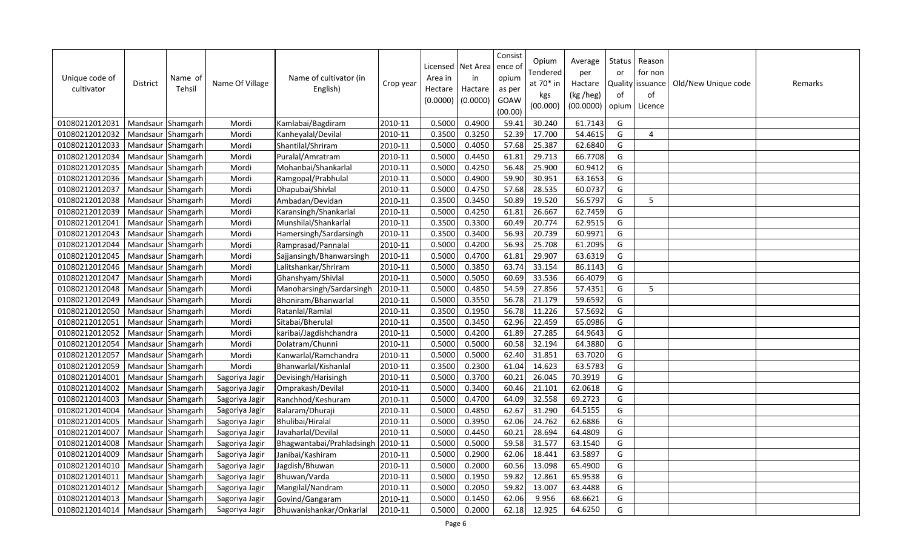| Unique code of cultivator | District | Name of Tehsil | Name Of Village | Name of cultivator (in English) | Crop year | Licensed Area in Hectare (0.0000) | Net Area in Hactare (0.0000) | Consistence of opium as per GOAW (00.00) | Opium Tendered at 70* in kgs (00.000) | Average per Hactare (kg /heg) (00.0000) | Status or Quality of opium | Reason for non issuance of Licence | Old/New Unique code | Remarks |
|---|---|---|---|---|---|---|---|---|---|---|---|---|---|---|
| 01080212012031 | Mandsaur | Shamgarh | Mordi | Kamlabai/Bagdiram | 2010-11 | 0.5000 | 0.4900 | 59.41 | 30.240 | 61.7143 | G | | | |
| 01080212012032 | Mandsaur | Shamgarh | Mordi | Kanheyalal/Devilal | 2010-11 | 0.3500 | 0.3250 | 52.39 | 17.700 | 54.4615 | G | 4 | | |
| 01080212012033 | Mandsaur | Shamgarh | Mordi | Shantilal/Shriram | 2010-11 | 0.5000 | 0.4050 | 57.68 | 25.387 | 62.6840 | G | | | |
| 01080212012034 | Mandsaur | Shamgarh | Mordi | Puralal/Amratram | 2010-11 | 0.5000 | 0.4450 | 61.81 | 29.713 | 66.7708 | G | | | |
| 01080212012035 | Mandsaur | Shamgarh | Mordi | Mohanbai/Shankarlal | 2010-11 | 0.5000 | 0.4250 | 56.48 | 25.900 | 60.9412 | G | | | |
| 01080212012036 | Mandsaur | Shamgarh | Mordi | Ramgopal/Prabhulal | 2010-11 | 0.5000 | 0.4900 | 59.90 | 30.951 | 63.1653 | G | | | |
| 01080212012037 | Mandsaur | Shamgarh | Mordi | Dhapubai/Shivlal | 2010-11 | 0.5000 | 0.4750 | 57.68 | 28.535 | 60.0737 | G | | | |
| 01080212012038 | Mandsaur | Shamgarh | Mordi | Ambadan/Devidan | 2010-11 | 0.3500 | 0.3450 | 50.89 | 19.520 | 56.5797 | G | 5 | | |
| 01080212012039 | Mandsaur | Shamgarh | Mordi | Karansingh/Shankarlal | 2010-11 | 0.5000 | 0.4250 | 61.81 | 26.667 | 62.7459 | G | | | |
| 01080212012041 | Mandsaur | Shamgarh | Mordi | Munshilal/Shankarlal | 2010-11 | 0.3500 | 0.3300 | 60.49 | 20.774 | 62.9515 | G | | | |
| 01080212012043 | Mandsaur | Shamgarh | Mordi | Hamersingh/Sardarsingh | 2010-11 | 0.3500 | 0.3400 | 56.93 | 20.739 | 60.9971 | G | | | |
| 01080212012044 | Mandsaur | Shamgarh | Mordi | Ramprasad/Pannalal | 2010-11 | 0.5000 | 0.4200 | 56.93 | 25.708 | 61.2095 | G | | | |
| 01080212012045 | Mandsaur | Shamgarh | Mordi | Sajjansingh/Bhanwarsingh | 2010-11 | 0.5000 | 0.4700 | 61.81 | 29.907 | 63.6319 | G | | | |
| 01080212012046 | Mandsaur | Shamgarh | Mordi | Lalitshankar/Shriram | 2010-11 | 0.5000 | 0.3850 | 63.74 | 33.154 | 86.1143 | G | | | |
| 01080212012047 | Mandsaur | Shamgarh | Mordi | Ghanshyam/Shivlal | 2010-11 | 0.5000 | 0.5050 | 60.69 | 33.536 | 66.4079 | G | | | |
| 01080212012048 | Mandsaur | Shamgarh | Mordi | Manoharsingh/Sardarsingh | 2010-11 | 0.5000 | 0.4850 | 54.59 | 27.856 | 57.4351 | G | 5 | | |
| 01080212012049 | Mandsaur | Shamgarh | Mordi | Bhoniram/Bhanwarlal | 2010-11 | 0.5000 | 0.3550 | 56.78 | 21.179 | 59.6592 | G | | | |
| 01080212012050 | Mandsaur | Shamgarh | Mordi | Ratanlal/Ramlal | 2010-11 | 0.3500 | 0.1950 | 56.78 | 11.226 | 57.5692 | G | | | |
| 01080212012051 | Mandsaur | Shamgarh | Mordi | Sitabai/Bherulal | 2010-11 | 0.3500 | 0.3450 | 62.96 | 22.459 | 65.0986 | G | | | |
| 01080212012052 | Mandsaur | Shamgarh | Mordi | karibai/Jagdishchandra | 2010-11 | 0.5000 | 0.4200 | 61.89 | 27.285 | 64.9643 | G | | | |
| 01080212012054 | Mandsaur | Shamgarh | Mordi | Dolatram/Chunni | 2010-11 | 0.5000 | 0.5000 | 60.58 | 32.194 | 64.3880 | G | | | |
| 01080212012057 | Mandsaur | Shamgarh | Mordi | Kanwarlal/Ramchandra | 2010-11 | 0.5000 | 0.5000 | 62.40 | 31.851 | 63.7020 | G | | | |
| 01080212012059 | Mandsaur | Shamgarh | Mordi | Bhanwarlal/Kishanlal | 2010-11 | 0.3500 | 0.2300 | 61.04 | 14.623 | 63.5783 | G | | | |
| 01080212014001 | Mandsaur | Shamgarh | Sagoriya Jagir | Devisingh/Harisingh | 2010-11 | 0.5000 | 0.3700 | 60.21 | 26.045 | 70.3919 | G | | | |
| 01080212014002 | Mandsaur | Shamgarh | Sagoriya Jagir | Omprakash/Devilal | 2010-11 | 0.5000 | 0.3400 | 60.46 | 21.101 | 62.0618 | G | | | |
| 01080212014003 | Mandsaur | Shamgarh | Sagoriya Jagir | Ranchhod/Keshuram | 2010-11 | 0.5000 | 0.4700 | 64.09 | 32.558 | 69.2723 | G | | | |
| 01080212014004 | Mandsaur | Shamgarh | Sagoriya Jagir | Balaram/Dhuraji | 2010-11 | 0.5000 | 0.4850 | 62.67 | 31.290 | 64.5155 | G | | | |
| 01080212014005 | Mandsaur | Shamgarh | Sagoriya Jagir | Bhulibai/Hiralal | 2010-11 | 0.5000 | 0.3950 | 62.06 | 24.762 | 62.6886 | G | | | |
| 01080212014007 | Mandsaur | Shamgarh | Sagoriya Jagir | Javaharlal/Devilal | 2010-11 | 0.5000 | 0.4450 | 60.21 | 28.694 | 64.4809 | G | | | |
| 01080212014008 | Mandsaur | Shamgarh | Sagoriya Jagir | Bhagwantabai/Prahladsingh | 2010-11 | 0.5000 | 0.5000 | 59.58 | 31.577 | 63.1540 | G | | | |
| 01080212014009 | Mandsaur | Shamgarh | Sagoriya Jagir | Janibai/Kashiram | 2010-11 | 0.5000 | 0.2900 | 62.06 | 18.441 | 63.5897 | G | | | |
| 01080212014010 | Mandsaur | Shamgarh | Sagoriya Jagir | Jagdish/Bhuwan | 2010-11 | 0.5000 | 0.2000 | 60.56 | 13.098 | 65.4900 | G | | | |
| 01080212014011 | Mandsaur | Shamgarh | Sagoriya Jagir | Bhuwan/Varda | 2010-11 | 0.5000 | 0.1950 | 59.82 | 12.861 | 65.9538 | G | | | |
| 01080212014012 | Mandsaur | Shamgarh | Sagoriya Jagir | Mangilal/Nandram | 2010-11 | 0.5000 | 0.2050 | 59.82 | 13.007 | 63.4488 | G | | | |
| 01080212014013 | Mandsaur | Shamgarh | Sagoriya Jagir | Govind/Gangaram | 2010-11 | 0.5000 | 0.1450 | 62.06 | 9.956 | 68.6621 | G | | | |
| 01080212014014 | Mandsaur | Shamgarh | Sagoriya Jagir | Bhuwanishankar/Onkarlal | 2010-11 | 0.5000 | 0.2000 | 62.18 | 12.925 | 64.6250 | G | | | |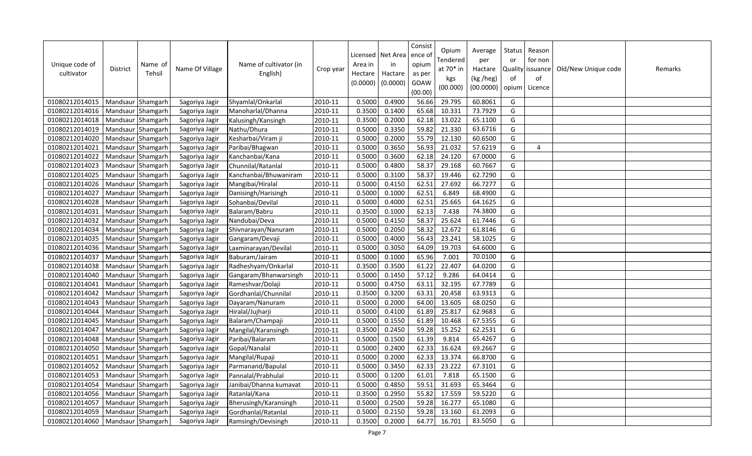| Unique code of cultivator | District | Name of Tehsil | Name Of Village | Name of cultivator (in English) | Crop year | Licensed Area in Hectare (0.0000) | Net Area in Hactare (0.0000) | Consistence of opium as per GOAW (00.00) | Opium Tendered at 70* in kgs (00.000) | Average per Hactare (kg /heg) (00.0000) | Status or Quality of opium | Reason for non issuance of Licence | Old/New Unique code | Remarks |
|---|---|---|---|---|---|---|---|---|---|---|---|---|---|---|
| 01080212014015 | Mandsaur | Shamgarh | Sagoriya Jagir | Shyamlal/Onkarlal | 2010-11 | 0.5000 | 0.4900 | 56.66 | 29.795 | 60.8061 | G | | | |
| 01080212014016 | Mandsaur | Shamgarh | Sagoriya Jagir | Manoharlal/Dhanna | 2010-11 | 0.3500 | 0.1400 | 65.68 | 10.331 | 73.7929 | G | | | |
| 01080212014018 | Mandsaur | Shamgarh | Sagoriya Jagir | Kalusingh/Kansingh | 2010-11 | 0.3500 | 0.2000 | 62.18 | 13.022 | 65.1100 | G | | | |
| 01080212014019 | Mandsaur | Shamgarh | Sagoriya Jagir | Nathu/Dhura | 2010-11 | 0.5000 | 0.3350 | 59.82 | 21.330 | 63.6716 | G | | | |
| 01080212014020 | Mandsaur | Shamgarh | Sagoriya Jagir | Kesharbai/Viram ji | 2010-11 | 0.5000 | 0.2000 | 55.79 | 12.130 | 60.6500 | G | | | |
| 01080212014021 | Mandsaur | Shamgarh | Sagoriya Jagir | Paribai/Bhagwan | 2010-11 | 0.5000 | 0.3650 | 56.93 | 21.032 | 57.6219 | G | 4 | | |
| 01080212014022 | Mandsaur | Shamgarh | Sagoriya Jagir | Kanchanbai/Kana | 2010-11 | 0.5000 | 0.3600 | 62.18 | 24.120 | 67.0000 | G | | | |
| 01080212014023 | Mandsaur | Shamgarh | Sagoriya Jagir | Chunnilal/Ratanlal | 2010-11 | 0.5000 | 0.4800 | 58.37 | 29.168 | 60.7667 | G | | | |
| 01080212014025 | Mandsaur | Shamgarh | Sagoriya Jagir | Kanchanbai/Bhuwaniram | 2010-11 | 0.5000 | 0.3100 | 58.37 | 19.446 | 62.7290 | G | | | |
| 01080212014026 | Mandsaur | Shamgarh | Sagoriya Jagir | Mangibai/Hiralal | 2010-11 | 0.5000 | 0.4150 | 62.51 | 27.692 | 66.7277 | G | | | |
| 01080212014027 | Mandsaur | Shamgarh | Sagoriya Jagir | Danisingh/Harisingh | 2010-11 | 0.5000 | 0.1000 | 62.51 | 6.849 | 68.4900 | G | | | |
| 01080212014028 | Mandsaur | Shamgarh | Sagoriya Jagir | Sohanbai/Devilal | 2010-11 | 0.5000 | 0.4000 | 62.51 | 25.665 | 64.1625 | G | | | |
| 01080212014031 | Mandsaur | Shamgarh | Sagoriya Jagir | Balaram/Babru | 2010-11 | 0.3500 | 0.1000 | 62.13 | 7.438 | 74.3800 | G | | | |
| 01080212014032 | Mandsaur | Shamgarh | Sagoriya Jagir | Nandubai/Deva | 2010-11 | 0.5000 | 0.4150 | 58.37 | 25.624 | 61.7446 | G | | | |
| 01080212014034 | Mandsaur | Shamgarh | Sagoriya Jagir | Shivnarayan/Nanuram | 2010-11 | 0.5000 | 0.2050 | 58.32 | 12.672 | 61.8146 | G | | | |
| 01080212014035 | Mandsaur | Shamgarh | Sagoriya Jagir | Gangaram/Devaji | 2010-11 | 0.5000 | 0.4000 | 56.43 | 23.241 | 58.1025 | G | | | |
| 01080212014036 | Mandsaur | Shamgarh | Sagoriya Jagir | Laxminarayan/Devilal | 2010-11 | 0.5000 | 0.3050 | 64.09 | 19.703 | 64.6000 | G | | | |
| 01080212014037 | Mandsaur | Shamgarh | Sagoriya Jagir | Baburam/Jairam | 2010-11 | 0.5000 | 0.1000 | 65.96 | 7.001 | 70.0100 | G | | | |
| 01080212014038 | Mandsaur | Shamgarh | Sagoriya Jagir | Radheshyam/Onkarlal | 2010-11 | 0.3500 | 0.3500 | 61.22 | 22.407 | 64.0200 | G | | | |
| 01080212014040 | Mandsaur | Shamgarh | Sagoriya Jagir | Gangaram/Bhanwarsingh | 2010-11 | 0.5000 | 0.1450 | 57.12 | 9.286 | 64.0414 | G | | | |
| 01080212014041 | Mandsaur | Shamgarh | Sagoriya Jagir | Rameshvar/Dolaji | 2010-11 | 0.5000 | 0.4750 | 63.11 | 32.195 | 67.7789 | G | | | |
| 01080212014042 | Mandsaur | Shamgarh | Sagoriya Jagir | Gordhanlal/Chunnilal | 2010-11 | 0.3500 | 0.3200 | 63.31 | 20.458 | 63.9313 | G | | | |
| 01080212014043 | Mandsaur | Shamgarh | Sagoriya Jagir | Dayaram/Nanuram | 2010-11 | 0.5000 | 0.2000 | 64.00 | 13.605 | 68.0250 | G | | | |
| 01080212014044 | Mandsaur | Shamgarh | Sagoriya Jagir | Hiralal/Jujharji | 2010-11 | 0.5000 | 0.4100 | 61.89 | 25.817 | 62.9683 | G | | | |
| 01080212014045 | Mandsaur | Shamgarh | Sagoriya Jagir | Balaram/Champaji | 2010-11 | 0.5000 | 0.1550 | 61.89 | 10.468 | 67.5355 | G | | | |
| 01080212014047 | Mandsaur | Shamgarh | Sagoriya Jagir | Mangilal/Karansingh | 2010-11 | 0.3500 | 0.2450 | 59.28 | 15.252 | 62.2531 | G | | | |
| 01080212014048 | Mandsaur | Shamgarh | Sagoriya Jagir | Paribai/Balaram | 2010-11 | 0.5000 | 0.1500 | 61.39 | 9.814 | 65.4267 | G | | | |
| 01080212014050 | Mandsaur | Shamgarh | Sagoriya Jagir | Gopal/Nanalal | 2010-11 | 0.5000 | 0.2400 | 62.33 | 16.624 | 69.2667 | G | | | |
| 01080212014051 | Mandsaur | Shamgarh | Sagoriya Jagir | Mangilal/Rupaji | 2010-11 | 0.5000 | 0.2000 | 62.33 | 13.374 | 66.8700 | G | | | |
| 01080212014052 | Mandsaur | Shamgarh | Sagoriya Jagir | Parmanand/Bapulal | 2010-11 | 0.5000 | 0.3450 | 62.33 | 23.222 | 67.3101 | G | | | |
| 01080212014053 | Mandsaur | Shamgarh | Sagoriya Jagir | Pannalal/Prabhulal | 2010-11 | 0.5000 | 0.1200 | 61.01 | 7.818 | 65.1500 | G | | | |
| 01080212014054 | Mandsaur | Shamgarh | Sagoriya Jagir | Janibai/Dhanna kumavat | 2010-11 | 0.5000 | 0.4850 | 59.51 | 31.693 | 65.3464 | G | | | |
| 01080212014056 | Mandsaur | Shamgarh | Sagoriya Jagir | Ratanlal/Kana | 2010-11 | 0.3500 | 0.2950 | 55.82 | 17.559 | 59.5220 | G | | | |
| 01080212014057 | Mandsaur | Shamgarh | Sagoriya Jagir | Bherusingh/Karansingh | 2010-11 | 0.5000 | 0.2500 | 59.28 | 16.277 | 65.1080 | G | | | |
| 01080212014059 | Mandsaur | Shamgarh | Sagoriya Jagir | Gordhanlal/Ratanlal | 2010-11 | 0.5000 | 0.2150 | 59.28 | 13.160 | 61.2093 | G | | | |
| 01080212014060 | Mandsaur | Shamgarh | Sagoriya Jagir | Ramsingh/Devisingh | 2010-11 | 0.3500 | 0.2000 | 64.77 | 16.701 | 83.5050 | G | | | |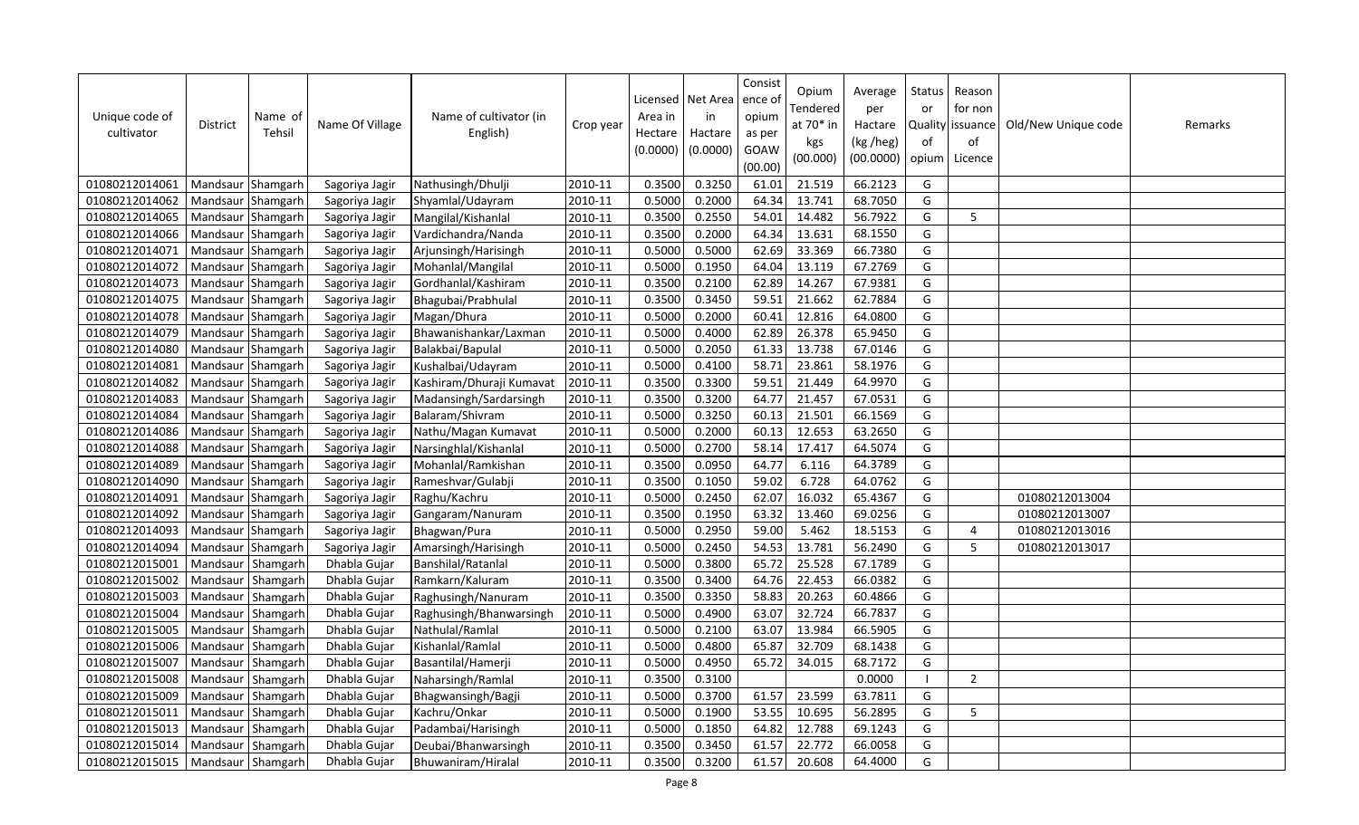| Unique code of cultivator | District | Name of Tehsil | Name Of Village | Name of cultivator (in English) | Crop year | Licensed Area in Hectare (0.0000) | Net Area in Hactare (0.0000) | Consistence of opium as per GOAW (00.00) | Opium Tendered at 70* in kgs (00.000) | Average per Hactare (kg /heg) (00.0000) | Status or Quality of opium | Reason for non issuance of Licence | Old/New Unique code | Remarks |
|---|---|---|---|---|---|---|---|---|---|---|---|---|---|---|
| 01080212014061 | Mandsaur | Shamgarh | Sagoriya Jagir | Nathusingh/Dhulji | 2010-11 | 0.3500 | 0.3250 | 61.01 | 21.519 | 66.2123 | G | | | |
| 01080212014062 | Mandsaur | Shamgarh | Sagoriya Jagir | Shyamlal/Udayram | 2010-11 | 0.5000 | 0.2000 | 64.34 | 13.741 | 68.7050 | G | | | |
| 01080212014065 | Mandsaur | Shamgarh | Sagoriya Jagir | Mangilal/Kishanlal | 2010-11 | 0.3500 | 0.2550 | 54.01 | 14.482 | 56.7922 | G | 5 | | |
| 01080212014066 | Mandsaur | Shamgarh | Sagoriya Jagir | Vardichandra/Nanda | 2010-11 | 0.3500 | 0.2000 | 64.34 | 13.631 | 68.1550 | G | | | |
| 01080212014071 | Mandsaur | Shamgarh | Sagoriya Jagir | Arjunsingh/Harisingh | 2010-11 | 0.5000 | 0.5000 | 62.69 | 33.369 | 66.7380 | G | | | |
| 01080212014072 | Mandsaur | Shamgarh | Sagoriya Jagir | Mohanlal/Mangilal | 2010-11 | 0.5000 | 0.1950 | 64.04 | 13.119 | 67.2769 | G | | | |
| 01080212014073 | Mandsaur | Shamgarh | Sagoriya Jagir | Gordhanlal/Kashiram | 2010-11 | 0.3500 | 0.2100 | 62.89 | 14.267 | 67.9381 | G | | | |
| 01080212014075 | Mandsaur | Shamgarh | Sagoriya Jagir | Bhagubai/Prabhulal | 2010-11 | 0.3500 | 0.3450 | 59.51 | 21.662 | 62.7884 | G | | | |
| 01080212014078 | Mandsaur | Shamgarh | Sagoriya Jagir | Magan/Dhura | 2010-11 | 0.5000 | 0.2000 | 60.41 | 12.816 | 64.0800 | G | | | |
| 01080212014079 | Mandsaur | Shamgarh | Sagoriya Jagir | Bhawanishankar/Laxman | 2010-11 | 0.5000 | 0.4000 | 62.89 | 26.378 | 65.9450 | G | | | |
| 01080212014080 | Mandsaur | Shamgarh | Sagoriya Jagir | Balakbai/Bapulal | 2010-11 | 0.5000 | 0.2050 | 61.33 | 13.738 | 67.0146 | G | | | |
| 01080212014081 | Mandsaur | Shamgarh | Sagoriya Jagir | Kushalbai/Udayram | 2010-11 | 0.5000 | 0.4100 | 58.71 | 23.861 | 58.1976 | G | | | |
| 01080212014082 | Mandsaur | Shamgarh | Sagoriya Jagir | Kashiram/Dhuraji Kumavat | 2010-11 | 0.3500 | 0.3300 | 59.51 | 21.449 | 64.9970 | G | | | |
| 01080212014083 | Mandsaur | Shamgarh | Sagoriya Jagir | Madansingh/Sardarsingh | 2010-11 | 0.3500 | 0.3200 | 64.77 | 21.457 | 67.0531 | G | | | |
| 01080212014084 | Mandsaur | Shamgarh | Sagoriya Jagir | Balaram/Shivram | 2010-11 | 0.5000 | 0.3250 | 60.13 | 21.501 | 66.1569 | G | | | |
| 01080212014086 | Mandsaur | Shamgarh | Sagoriya Jagir | Nathu/Magan Kumavat | 2010-11 | 0.5000 | 0.2000 | 60.13 | 12.653 | 63.2650 | G | | | |
| 01080212014088 | Mandsaur | Shamgarh | Sagoriya Jagir | Narsinghlal/Kishanlal | 2010-11 | 0.5000 | 0.2700 | 58.14 | 17.417 | 64.5074 | G | | | |
| 01080212014089 | Mandsaur | Shamgarh | Sagoriya Jagir | Mohanlal/Ramkishan | 2010-11 | 0.3500 | 0.0950 | 64.77 | 6.116 | 64.3789 | G | | | |
| 01080212014090 | Mandsaur | Shamgarh | Sagoriya Jagir | Rameshvar/Gulabji | 2010-11 | 0.3500 | 0.1050 | 59.02 | 6.728 | 64.0762 | G | | | |
| 01080212014091 | Mandsaur | Shamgarh | Sagoriya Jagir | Raghu/Kachru | 2010-11 | 0.5000 | 0.2450 | 62.07 | 16.032 | 65.4367 | G | | 01080212013004 | |
| 01080212014092 | Mandsaur | Shamgarh | Sagoriya Jagir | Gangaram/Nanuram | 2010-11 | 0.3500 | 0.1950 | 63.32 | 13.460 | 69.0256 | G | | 01080212013007 | |
| 01080212014093 | Mandsaur | Shamgarh | Sagoriya Jagir | Bhagwan/Pura | 2010-11 | 0.5000 | 0.2950 | 59.00 | 5.462 | 18.5153 | G | 4 | 01080212013016 | |
| 01080212014094 | Mandsaur | Shamgarh | Sagoriya Jagir | Amarsingh/Harisingh | 2010-11 | 0.5000 | 0.2450 | 54.53 | 13.781 | 56.2490 | G | 5 | 01080212013017 | |
| 01080212015001 | Mandsaur | Shamgarh | Dhabla Gujar | Banshilal/Ratanlal | 2010-11 | 0.5000 | 0.3800 | 65.72 | 25.528 | 67.1789 | G | | | |
| 01080212015002 | Mandsaur | Shamgarh | Dhabla Gujar | Ramkarn/Kaluram | 2010-11 | 0.3500 | 0.3400 | 64.76 | 22.453 | 66.0382 | G | | | |
| 01080212015003 | Mandsaur | Shamgarh | Dhabla Gujar | Raghusingh/Nanuram | 2010-11 | 0.3500 | 0.3350 | 58.83 | 20.263 | 60.4866 | G | | | |
| 01080212015004 | Mandsaur | Shamgarh | Dhabla Gujar | Raghusingh/Bhanwarsingh | 2010-11 | 0.5000 | 0.4900 | 63.07 | 32.724 | 66.7837 | G | | | |
| 01080212015005 | Mandsaur | Shamgarh | Dhabla Gujar | Nathulal/Ramlal | 2010-11 | 0.5000 | 0.2100 | 63.07 | 13.984 | 66.5905 | G | | | |
| 01080212015006 | Mandsaur | Shamgarh | Dhabla Gujar | Kishanlal/Ramlal | 2010-11 | 0.5000 | 0.4800 | 65.87 | 32.709 | 68.1438 | G | | | |
| 01080212015007 | Mandsaur | Shamgarh | Dhabla Gujar | Basantilal/Hamerji | 2010-11 | 0.5000 | 0.4950 | 65.72 | 34.015 | 68.7172 | G | | | |
| 01080212015008 | Mandsaur | Shamgarh | Dhabla Gujar | Naharsingh/Ramlal | 2010-11 | 0.3500 | 0.3100 | | | 0.0000 | I | 2 | | |
| 01080212015009 | Mandsaur | Shamgarh | Dhabla Gujar | Bhagwansingh/Bagji | 2010-11 | 0.5000 | 0.3700 | 61.57 | 23.599 | 63.7811 | G | | | |
| 01080212015011 | Mandsaur | Shamgarh | Dhabla Gujar | Kachru/Onkar | 2010-11 | 0.5000 | 0.1900 | 53.55 | 10.695 | 56.2895 | G | 5 | | |
| 01080212015013 | Mandsaur | Shamgarh | Dhabla Gujar | Padambai/Harisingh | 2010-11 | 0.5000 | 0.1850 | 64.82 | 12.788 | 69.1243 | G | | | |
| 01080212015014 | Mandsaur | Shamgarh | Dhabla Gujar | Deubai/Bhanwarsingh | 2010-11 | 0.3500 | 0.3450 | 61.57 | 22.772 | 66.0058 | G | | | |
| 01080212015015 | Mandsaur | Shamgarh | Dhabla Gujar | Bhuwaniram/Hiralal | 2010-11 | 0.3500 | 0.3200 | 61.57 | 20.608 | 64.4000 | G | | | |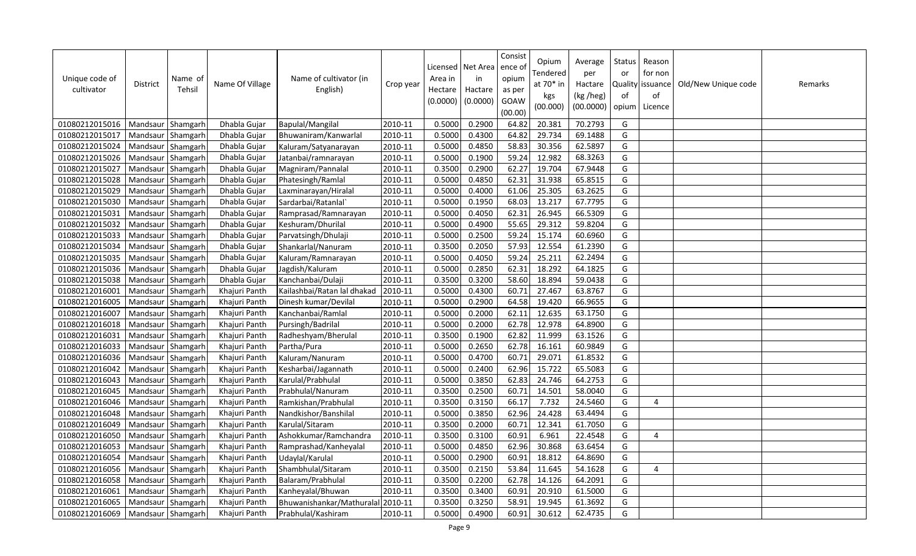| Unique code of cultivator | District | Name of Tehsil | Name Of Village | Name of cultivator (in English) | Crop year | Licensed Area in Hectare (0.0000) | Net Area in Hactare (0.0000) | Consistence of opium as per GOAW (00.00) | Opium Tendered at 70* in kgs (00.000) | Average per Hactare (kg /heg) (00.0000) | Status or Quality of opium | Reason for non issuance of Licence | Old/New Unique code | Remarks |
|---|---|---|---|---|---|---|---|---|---|---|---|---|---|---|
| 01080212015016 | Mandsaur | Shamgarh | Dhabla Gujar | Bapulal/Mangilal | 2010-11 | 0.5000 | 0.2900 | 64.82 | 20.381 | 70.2793 | G | | | |
| 01080212015017 | Mandsaur | Shamgarh | Dhabla Gujar | Bhuwaniram/Kanwarlal | 2010-11 | 0.5000 | 0.4300 | 64.82 | 29.734 | 69.1488 | G | | | |
| 01080212015024 | Mandsaur | Shamgarh | Dhabla Gujar | Kaluram/Satyanarayan | 2010-11 | 0.5000 | 0.4850 | 58.83 | 30.356 | 62.5897 | G | | | |
| 01080212015026 | Mandsaur | Shamgarh | Dhabla Gujar | Jatanbai/ramnarayan | 2010-11 | 0.5000 | 0.1900 | 59.24 | 12.982 | 68.3263 | G | | | |
| 01080212015027 | Mandsaur | Shamgarh | Dhabla Gujar | Magniram/Pannalal | 2010-11 | 0.3500 | 0.2900 | 62.27 | 19.704 | 67.9448 | G | | | |
| 01080212015028 | Mandsaur | Shamgarh | Dhabla Gujar | Phatesingh/Ramlal | 2010-11 | 0.5000 | 0.4850 | 62.31 | 31.938 | 65.8515 | G | | | |
| 01080212015029 | Mandsaur | Shamgarh | Dhabla Gujar | Laxminarayan/Hiralal | 2010-11 | 0.5000 | 0.4000 | 61.06 | 25.305 | 63.2625 | G | | | |
| 01080212015030 | Mandsaur | Shamgarh | Dhabla Gujar | Sardarbai/Ratanlal` | 2010-11 | 0.5000 | 0.1950 | 68.03 | 13.217 | 67.7795 | G | | | |
| 01080212015031 | Mandsaur | Shamgarh | Dhabla Gujar | Ramprasad/Ramnarayan | 2010-11 | 0.5000 | 0.4050 | 62.31 | 26.945 | 66.5309 | G | | | |
| 01080212015032 | Mandsaur | Shamgarh | Dhabla Gujar | Keshuram/Dhurilal | 2010-11 | 0.5000 | 0.4900 | 55.65 | 29.312 | 59.8204 | G | | | |
| 01080212015033 | Mandsaur | Shamgarh | Dhabla Gujar | Parvatsingh/Dhulaji | 2010-11 | 0.5000 | 0.2500 | 59.24 | 15.174 | 60.6960 | G | | | |
| 01080212015034 | Mandsaur | Shamgarh | Dhabla Gujar | Shankarlal/Nanuram | 2010-11 | 0.3500 | 0.2050 | 57.93 | 12.554 | 61.2390 | G | | | |
| 01080212015035 | Mandsaur | Shamgarh | Dhabla Gujar | Kaluram/Ramnarayan | 2010-11 | 0.5000 | 0.4050 | 59.24 | 25.211 | 62.2494 | G | | | |
| 01080212015036 | Mandsaur | Shamgarh | Dhabla Gujar | Jagdish/Kaluram | 2010-11 | 0.5000 | 0.2850 | 62.31 | 18.292 | 64.1825 | G | | | |
| 01080212015038 | Mandsaur | Shamgarh | Dhabla Gujar | Kanchanbai/Dulaji | 2010-11 | 0.3500 | 0.3200 | 58.60 | 18.894 | 59.0438 | G | | | |
| 01080212016001 | Mandsaur | Shamgarh | Khajuri Panth | Kailashbai/Ratan lal dhakad | 2010-11 | 0.5000 | 0.4300 | 60.71 | 27.467 | 63.8767 | G | | | |
| 01080212016005 | Mandsaur | Shamgarh | Khajuri Panth | Dinesh kumar/Devilal | 2010-11 | 0.5000 | 0.2900 | 64.58 | 19.420 | 66.9655 | G | | | |
| 01080212016007 | Mandsaur | Shamgarh | Khajuri Panth | Kanchanbai/Ramlal | 2010-11 | 0.5000 | 0.2000 | 62.11 | 12.635 | 63.1750 | G | | | |
| 01080212016018 | Mandsaur | Shamgarh | Khajuri Panth | Pursingh/Badrilal | 2010-11 | 0.5000 | 0.2000 | 62.78 | 12.978 | 64.8900 | G | | | |
| 01080212016031 | Mandsaur | Shamgarh | Khajuri Panth | Radheshyam/Bherulal | 2010-11 | 0.3500 | 0.1900 | 62.82 | 11.999 | 63.1526 | G | | | |
| 01080212016033 | Mandsaur | Shamgarh | Khajuri Panth | Partha/Pura | 2010-11 | 0.5000 | 0.2650 | 62.78 | 16.161 | 60.9849 | G | | | |
| 01080212016036 | Mandsaur | Shamgarh | Khajuri Panth | Kaluram/Nanuram | 2010-11 | 0.5000 | 0.4700 | 60.71 | 29.071 | 61.8532 | G | | | |
| 01080212016042 | Mandsaur | Shamgarh | Khajuri Panth | Kesharbai/Jagannath | 2010-11 | 0.5000 | 0.2400 | 62.96 | 15.722 | 65.5083 | G | | | |
| 01080212016043 | Mandsaur | Shamgarh | Khajuri Panth | Karulal/Prabhulal | 2010-11 | 0.5000 | 0.3850 | 62.83 | 24.746 | 64.2753 | G | | | |
| 01080212016045 | Mandsaur | Shamgarh | Khajuri Panth | Prabhulal/Nanuram | 2010-11 | 0.3500 | 0.2500 | 60.71 | 14.501 | 58.0040 | G | | | |
| 01080212016046 | Mandsaur | Shamgarh | Khajuri Panth | Ramkishan/Prabhulal | 2010-11 | 0.3500 | 0.3150 | 66.17 | 7.732 | 24.5460 | G | 4 | | |
| 01080212016048 | Mandsaur | Shamgarh | Khajuri Panth | Nandkishor/Banshilal | 2010-11 | 0.5000 | 0.3850 | 62.96 | 24.428 | 63.4494 | G | | | |
| 01080212016049 | Mandsaur | Shamgarh | Khajuri Panth | Karulal/Sitaram | 2010-11 | 0.3500 | 0.2000 | 60.71 | 12.341 | 61.7050 | G | | | |
| 01080212016050 | Mandsaur | Shamgarh | Khajuri Panth | Ashokkumar/Ramchandra | 2010-11 | 0.3500 | 0.3100 | 60.91 | 6.961 | 22.4548 | G | 4 | | |
| 01080212016053 | Mandsaur | Shamgarh | Khajuri Panth | Ramprashad/Kanheyalal | 2010-11 | 0.5000 | 0.4850 | 62.96 | 30.868 | 63.6454 | G | | | |
| 01080212016054 | Mandsaur | Shamgarh | Khajuri Panth | Udaylal/Karulal | 2010-11 | 0.5000 | 0.2900 | 60.91 | 18.812 | 64.8690 | G | | | |
| 01080212016056 | Mandsaur | Shamgarh | Khajuri Panth | Shambhulal/Sitaram | 2010-11 | 0.3500 | 0.2150 | 53.84 | 11.645 | 54.1628 | G | 4 | | |
| 01080212016058 | Mandsaur | Shamgarh | Khajuri Panth | Balaram/Prabhulal | 2010-11 | 0.3500 | 0.2200 | 62.78 | 14.126 | 64.2091 | G | | | |
| 01080212016061 | Mandsaur | Shamgarh | Khajuri Panth | Kanheyalal/Bhuwan | 2010-11 | 0.3500 | 0.3400 | 60.91 | 20.910 | 61.5000 | G | | | |
| 01080212016065 | Mandsaur | Shamgarh | Khajuri Panth | Bhuwanishankar/Mathuralal | 2010-11 | 0.3500 | 0.3250 | 58.91 | 19.945 | 61.3692 | G | | | |
| 01080212016069 | Mandsaur | Shamgarh | Khajuri Panth | Prabhulal/Kashiram | 2010-11 | 0.5000 | 0.4900 | 60.91 | 30.612 | 62.4735 | G | | | |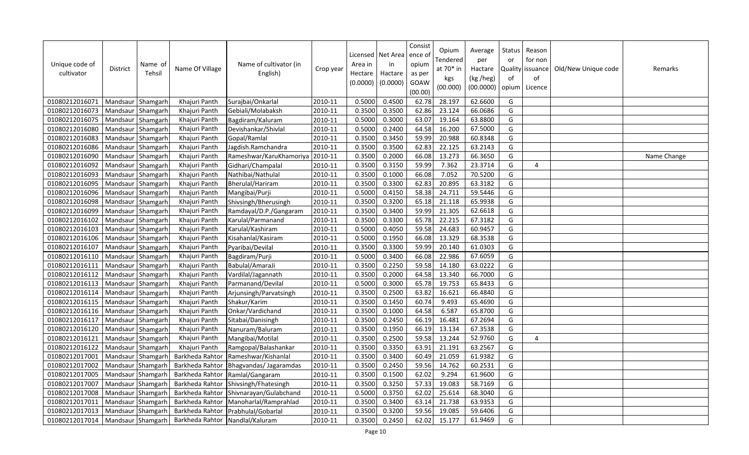| Unique code of cultivator | District | Name of Tehsil | Name Of Village | Name of cultivator (in English) | Crop year | Licensed Area in Hectare (0.0000) | Net Area in Hactare (0.0000) | Consistence of opium as per GOAW (00.00) | Opium Tendered at 70* in kgs (00.000) | Average per Hactare (kg /heg) (00.0000) | Status or Quality of opium | Reason for non issuance of Licence | Old/New Unique code | Remarks |
|---|---|---|---|---|---|---|---|---|---|---|---|---|---|---|
| 01080212016071 | Mandsaur | Shamgarh | Khajuri Panth | Surajbai/Onkarlal | 2010-11 | 0.5000 | 0.4500 | 62.78 | 28.197 | 62.6600 | G | | | |
| 01080212016073 | Mandsaur | Shamgarh | Khajuri Panth | Gebiali/Molabaksh | 2010-11 | 0.3500 | 0.3500 | 62.86 | 23.124 | 66.0686 | G | | | |
| 01080212016075 | Mandsaur | Shamgarh | Khajuri Panth | Bagdiram/Kaluram | 2010-11 | 0.5000 | 0.3000 | 63.07 | 19.164 | 63.8800 | G | | | |
| 01080212016080 | Mandsaur | Shamgarh | Khajuri Panth | Devishankar/Shivlal | 2010-11 | 0.5000 | 0.2400 | 64.58 | 16.200 | 67.5000 | G | | | |
| 01080212016083 | Mandsaur | Shamgarh | Khajuri Panth | Gopal/Ramlal | 2010-11 | 0.3500 | 0.3450 | 59.99 | 20.988 | 60.8348 | G | | | |
| 01080212016086 | Mandsaur | Shamgarh | Khajuri Panth | Jagdish.Ramchandra | 2010-11 | 0.3500 | 0.3500 | 62.83 | 22.125 | 63.2143 | G | | | |
| 01080212016090 | Mandsaur | Shamgarh | Khajuri Panth | Rameshwar/KaruKhamoriya | 2010-11 | 0.3500 | 0.2000 | 66.08 | 13.273 | 66.3650 | G | | | Name Change |
| 01080212016092 | Mandsaur | Shamgarh | Khajuri Panth | Gidhari/Champalal | 2010-11 | 0.3500 | 0.3150 | 59.99 | 7.362 | 23.3714 | G | 4 | | |
| 01080212016093 | Mandsaur | Shamgarh | Khajuri Panth | Nathibai/Nathulal | 2010-11 | 0.3500 | 0.1000 | 66.08 | 7.052 | 70.5200 | G | | | |
| 01080212016095 | Mandsaur | Shamgarh | Khajuri Panth | Bherulal/Hariram | 2010-11 | 0.3500 | 0.3300 | 62.83 | 20.895 | 63.3182 | G | | | |
| 01080212016096 | Mandsaur | Shamgarh | Khajuri Panth | Mangibai/Purji | 2010-11 | 0.5000 | 0.4150 | 58.38 | 24.711 | 59.5446 | G | | | |
| 01080212016098 | Mandsaur | Shamgarh | Khajuri Panth | Shivsingh/Bherusingh | 2010-11 | 0.3500 | 0.3200 | 65.18 | 21.118 | 65.9938 | G | | | |
| 01080212016099 | Mandsaur | Shamgarh | Khajuri Panth | Ramdayal/D.P./Gangaram | 2010-11 | 0.3500 | 0.3400 | 59.99 | 21.305 | 62.6618 | G | | | |
| 01080212016102 | Mandsaur | Shamgarh | Khajuri Panth | Karulal/Parmanand | 2010-11 | 0.3500 | 0.3300 | 65.78 | 22.215 | 67.3182 | G | | | |
| 01080212016103 | Mandsaur | Shamgarh | Khajuri Panth | Karulal/Kashiram | 2010-11 | 0.5000 | 0.4050 | 59.58 | 24.683 | 60.9457 | G | | | |
| 01080212016106 | Mandsaur | Shamgarh | Khajuri Panth | Kisahanlal/Kasiram | 2010-11 | 0.5000 | 0.1950 | 66.08 | 13.329 | 68.3538 | G | | | |
| 01080212016107 | Mandsaur | Shamgarh | Khajuri Panth | Pyaribai/Devilal | 2010-11 | 0.3500 | 0.3300 | 59.99 | 20.140 | 61.0303 | G | | | |
| 01080212016110 | Mandsaur | Shamgarh | Khajuri Panth | Bagdiram/Purji | 2010-11 | 0.5000 | 0.3400 | 66.08 | 22.986 | 67.6059 | G | | | |
| 01080212016111 | Mandsaur | Shamgarh | Khajuri Panth | Babulal/AmaraJi | 2010-11 | 0.3500 | 0.2250 | 59.58 | 14.180 | 63.0222 | G | | | |
| 01080212016112 | Mandsaur | Shamgarh | Khajuri Panth | Vardilal/Jagannath | 2010-11 | 0.3500 | 0.2000 | 64.58 | 13.340 | 66.7000 | G | | | |
| 01080212016113 | Mandsaur | Shamgarh | Khajuri Panth | Parmanand/Devilal | 2010-11 | 0.5000 | 0.3000 | 65.78 | 19.753 | 65.8433 | G | | | |
| 01080212016114 | Mandsaur | Shamgarh | Khajuri Panth | Arjunsingh/Parvatsingh | 2010-11 | 0.3500 | 0.2500 | 63.82 | 16.621 | 66.4840 | G | | | |
| 01080212016115 | Mandsaur | Shamgarh | Khajuri Panth | Shakur/Karim | 2010-11 | 0.3500 | 0.1450 | 60.74 | 9.493 | 65.4690 | G | | | |
| 01080212016116 | Mandsaur | Shamgarh | Khajuri Panth | Onkar/Vardichand | 2010-11 | 0.3500 | 0.1000 | 64.58 | 6.587 | 65.8700 | G | | | |
| 01080212016117 | Mandsaur | Shamgarh | Khajuri Panth | Sitabai/Danisingh | 2010-11 | 0.3500 | 0.2450 | 66.19 | 16.481 | 67.2694 | G | | | |
| 01080212016120 | Mandsaur | Shamgarh | Khajuri Panth | Nanuram/Baluram | 2010-11 | 0.3500 | 0.1950 | 66.19 | 13.134 | 67.3538 | G | | | |
| 01080212016121 | Mandsaur | Shamgarh | Khajuri Panth | Mangibai/Motilal | 2010-11 | 0.3500 | 0.2500 | 59.58 | 13.244 | 52.9760 | G | 4 | | |
| 01080212016122 | Mandsaur | Shamgarh | Khajuri Panth | Ramgopal/Balashankar | 2010-11 | 0.3500 | 0.3350 | 63.91 | 21.191 | 63.2567 | G | | | |
| 01080212017001 | Mandsaur | Shamgarh | Barkheda Rahtor | Rameshwar/Kishanlal | 2010-11 | 0.3500 | 0.3400 | 60.49 | 21.059 | 61.9382 | G | | | |
| 01080212017002 | Mandsaur | Shamgarh | Barkheda Rahtor | Bhagvandas/ Jagaramdas | 2010-11 | 0.3500 | 0.2450 | 59.56 | 14.762 | 60.2531 | G | | | |
| 01080212017005 | Mandsaur | Shamgarh | Barkheda Rahtor | Ramlal/Gangaram | 2010-11 | 0.3500 | 0.1500 | 62.02 | 9.294 | 61.9600 | G | | | |
| 01080212017007 | Mandsaur | Shamgarh | Barkheda Rahtor | Shivsingh/Fhatesingh | 2010-11 | 0.3500 | 0.3250 | 57.33 | 19.083 | 58.7169 | G | | | |
| 01080212017008 | Mandsaur | Shamgarh | Barkheda Rahtor | Shivnarayan/Gulabchand | 2010-11 | 0.5000 | 0.3750 | 62.02 | 25.614 | 68.3040 | G | | | |
| 01080212017011 | Mandsaur | Shamgarh | Barkheda Rahtor | Manoharlal/Ramprahlad | 2010-11 | 0.3500 | 0.3400 | 63.14 | 21.738 | 63.9353 | G | | | |
| 01080212017013 | Mandsaur | Shamgarh | Barkheda Rahtor | Prabhulal/Gobarlal | 2010-11 | 0.3500 | 0.3200 | 59.56 | 19.085 | 59.6406 | G | | | |
| 01080212017014 | Mandsaur | Shamgarh | Barkheda Rahtor | Nandlal/Kaluram | 2010-11 | 0.3500 | 0.2450 | 62.02 | 15.177 | 61.9469 | G | | | |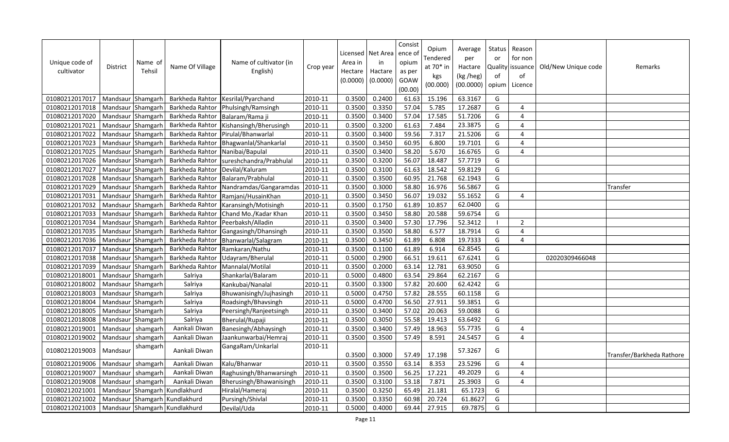| Unique code of cultivator | District | Name of Tehsil | Name Of Village | Name of cultivator (in English) | Crop year | Licensed Area in Hectare (0.0000) | Net Area in Hactare (0.0000) | Consistence of opium as per GOAW (00.00) | Opium Tendered at 70* in kgs (00.000) | Average per Hactare (kg /heg) (00.0000) | Status or Quality of opium | Reason for non issuance of Licence | Old/New Unique code | Remarks |
|---|---|---|---|---|---|---|---|---|---|---|---|---|---|---|
| 01080212017017 | Mandsaur | Shamgarh | Barkheda Rahtor | Kesrilal/Pyarchand | 2010-11 | 0.3500 | 0.2400 | 61.63 | 15.196 | 63.3167 | G | | | |
| 01080212017018 | Mandsaur | Shamgarh | Barkheda Rahtor | Phulsingh/Ramsingh | 2010-11 | 0.3500 | 0.3350 | 57.04 | 5.785 | 17.2687 | G | 4 | | |
| 01080212017020 | Mandsaur | Shamgarh | Barkheda Rahtor | Balaram/Rama ji | 2010-11 | 0.3500 | 0.3400 | 57.04 | 17.585 | 51.7206 | G | 4 | | |
| 01080212017021 | Mandsaur | Shamgarh | Barkheda Rahtor | Kishansingh/Bherusingh | 2010-11 | 0.3500 | 0.3200 | 61.63 | 7.484 | 23.3875 | G | 4 | | |
| 01080212017022 | Mandsaur | Shamgarh | Barkheda Rahtor | Pirulal/Bhanwarlal | 2010-11 | 0.3500 | 0.3400 | 59.56 | 7.317 | 21.5206 | G | 4 | | |
| 01080212017023 | Mandsaur | Shamgarh | Barkheda Rahtor | Bhagwanlal/Shankarlal | 2010-11 | 0.3500 | 0.3450 | 60.95 | 6.800 | 19.7101 | G | 4 | | |
| 01080212017025 | Mandsaur | Shamgarh | Barkheda Rahtor | Nanibai/Bapulal | 2010-11 | 0.3500 | 0.3400 | 58.20 | 5.670 | 16.6765 | G | 4 | | |
| 01080212017026 | Mandsaur | Shamgarh | Barkheda Rahtor | sureshchandra/Prabhulal | 2010-11 | 0.3500 | 0.3200 | 56.07 | 18.487 | 57.7719 | G | | | |
| 01080212017027 | Mandsaur | Shamgarh | Barkheda Rahtor | Devilal/Kaluram | 2010-11 | 0.3500 | 0.3100 | 61.63 | 18.542 | 59.8129 | G | | | |
| 01080212017028 | Mandsaur | Shamgarh | Barkheda Rahtor | Balaram/Prabhulal | 2010-11 | 0.3500 | 0.3500 | 60.95 | 21.768 | 62.1943 | G | | | |
| 01080212017029 | Mandsaur | Shamgarh | Barkheda Rahtor | Nandramdas/Gangaramdas | 2010-11 | 0.3500 | 0.3000 | 58.80 | 16.976 | 56.5867 | G | | | Transfer |
| 01080212017031 | Mandsaur | Shamgarh | Barkheda Rahtor | Ramjani/HusainKhan | 2010-11 | 0.3500 | 0.3450 | 56.07 | 19.032 | 55.1652 | G | 4 | | |
| 01080212017032 | Mandsaur | Shamgarh | Barkheda Rahtor | Karansingh/Motisingh | 2010-11 | 0.3500 | 0.1750 | 61.89 | 10.857 | 62.0400 | G | | | |
| 01080212017033 | Mandsaur | Shamgarh | Barkheda Rahtor | Chand Mo./Kadar Khan | 2010-11 | 0.3500 | 0.3450 | 58.80 | 20.588 | 59.6754 | G | | | |
| 01080212017034 | Mandsaur | Shamgarh | Barkheda Rahtor | Peerbaksh/Alladin | 2010-11 | 0.3500 | 0.3400 | 57.30 | 17.796 | 52.3412 | I | 2 | | |
| 01080212017035 | Mandsaur | Shamgarh | Barkheda Rahtor | Gangasingh/Dhansingh | 2010-11 | 0.3500 | 0.3500 | 58.80 | 6.577 | 18.7914 | G | 4 | | |
| 01080212017036 | Mandsaur | Shamgarh | Barkheda Rahtor | Bhanwarlal/Salagram | 2010-11 | 0.3500 | 0.3450 | 61.89 | 6.808 | 19.7333 | G | 4 | | |
| 01080212017037 | Mandsaur | Shamgarh | Barkheda Rahtor | Ramkaran/Nathu | 2010-11 | 0.3500 | 0.1100 | 61.89 | 6.914 | 62.8545 | G | | | |
| 01080212017038 | Mandsaur | Shamgarh | Barkheda Rahtor | Udayram/Bherulal | 2010-11 | 0.5000 | 0.2900 | 66.51 | 19.611 | 67.6241 | G | | 02020309466048 | |
| 01080212017039 | Mandsaur | Shamgarh | Barkheda Rahtor | Mannalal/Motilal | 2010-11 | 0.3500 | 0.2000 | 63.14 | 12.781 | 63.9050 | G | | | |
| 01080212018001 | Mandsaur | Shamgarh | Salriya | Shankarlal/Balaram | 2010-11 | 0.5000 | 0.4800 | 63.54 | 29.864 | 62.2167 | G | | | |
| 01080212018002 | Mandsaur | Shamgarh | Salriya | Kankubai/Nanalal | 2010-11 | 0.3500 | 0.3300 | 57.82 | 20.600 | 62.4242 | G | | | |
| 01080212018003 | Mandsaur | Shamgarh | Salriya | Bhuwanisingh/Jujhasingh | 2010-11 | 0.5000 | 0.4750 | 57.82 | 28.555 | 60.1158 | G | | | |
| 01080212018004 | Mandsaur | Shamgarh | Salriya | Roadsingh/Bhavsingh | 2010-11 | 0.5000 | 0.4700 | 56.50 | 27.911 | 59.3851 | G | | | |
| 01080212018005 | Mandsaur | Shamgarh | Salriya | Peersingh/Ranjeetsingh | 2010-11 | 0.3500 | 0.3400 | 57.02 | 20.063 | 59.0088 | G | | | |
| 01080212018008 | Mandsaur | Shamgarh | Salriya | Bherulal/Rupaji | 2010-11 | 0.3500 | 0.3050 | 55.58 | 19.413 | 63.6492 | G | | | |
| 01080212019001 | Mandsaur | shamgarh | Aankali Diwan | Banesingh/Abhaysingh | 2010-11 | 0.3500 | 0.3400 | 57.49 | 18.963 | 55.7735 | G | 4 | | |
| 01080212019002 | Mandsaur | shamgarh | Aankali Diwan | Jaankunwarbai/Hemraj | 2010-11 | 0.3500 | 0.3500 | 57.49 | 8.591 | 24.5457 | G | 4 | | |
| 01080212019003 | Mandsaur | shamgarh | Aankali Diwan | GangaRam/Unkarlal | 2010-11 | 0.3500 | 0.3000 | 57.49 | 17.198 | 57.3267 | G | | | Transfer/Barkheda Rathore |
| 01080212019006 | Mandsaur | shamgarh | Aankali Diwan | Kalu/Bhanwar | 2010-11 | 0.3500 | 0.3550 | 63.14 | 8.353 | 23.5296 | G | 4 | | |
| 01080212019007 | Mandsaur | shamgarh | Aankali Diwan | Raghusingh/Bhanwarsingh | 2010-11 | 0.3500 | 0.3500 | 56.25 | 17.221 | 49.2029 | G | 4 | | |
| 01080212019008 | Mandsaur | shamgarh | Aankali Diwan | Bherusingh/Bhawanisingh | 2010-11 | 0.3500 | 0.3100 | 53.18 | 7.871 | 25.3903 | G | 4 | | |
| 01080212021001 | Mandsaur | Shamgarh | Kundlakhurd | Hiralal/Hameraj | 2010-11 | 0.3500 | 0.3250 | 65.49 | 21.181 | 65.1723 | G | | | |
| 01080212021002 | Mandsaur | Shamgarh | Kundlakhurd | Pursingh/Shivlal | 2010-11 | 0.3500 | 0.3350 | 60.98 | 20.724 | 61.8627 | G | | | |
| 01080212021003 | Mandsaur | Shamgarh | Kundlakhurd | Devilal/Uda | 2010-11 | 0.5000 | 0.4000 | 69.44 | 27.915 | 69.7875 | G | | | |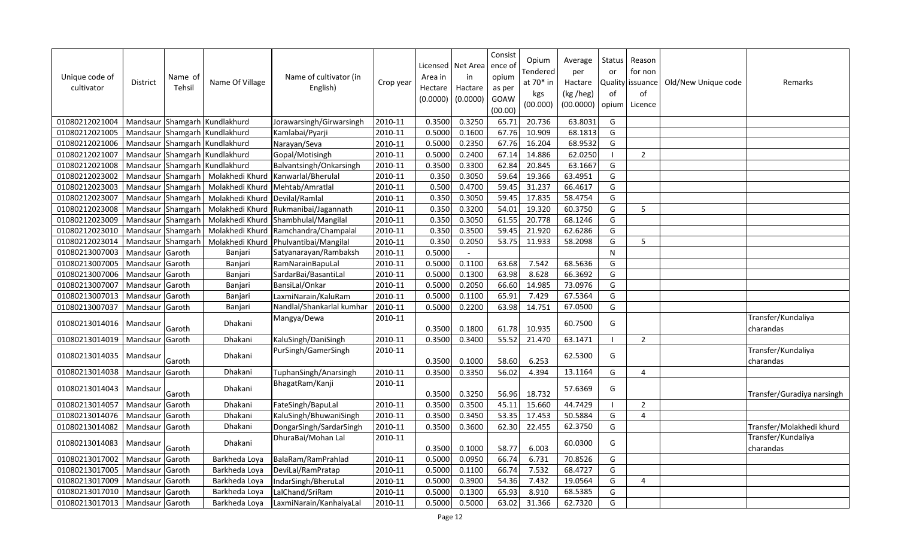| Unique code of cultivator | District | Name of Tehsil | Name Of Village | Name of cultivator (in English) | Crop year | Licensed Area in Hectare (0.0000) | Net Area in Hactare (0.0000) | Consistence of opium as per GOAW (00.00) | Opium Tendered at 70* in kgs (00.000) | Average per Hactare (kg /heg) (00.0000) | Status or Quality of opium | Reason for non issuance of Licence | Old/New Unique code | Remarks |
|---|---|---|---|---|---|---|---|---|---|---|---|---|---|---|
| 01080212021004 | Mandsaur | Shamgarh | Kundlakhurd | Jorawarsingh/Girwarsingh | 2010-11 | 0.3500 | 0.3250 | 65.71 | 20.736 | 63.8031 | G | | | |
| 01080212021005 | Mandsaur | Shamgarh | Kundlakhurd | Kamlabai/Pyarji | 2010-11 | 0.5000 | 0.1600 | 67.76 | 10.909 | 68.1813 | G | | | |
| 01080212021006 | Mandsaur | Shamgarh | Kundlakhurd | Narayan/Seva | 2010-11 | 0.5000 | 0.2350 | 67.76 | 16.204 | 68.9532 | G | | | |
| 01080212021007 | Mandsaur | Shamgarh | Kundlakhurd | Gopal/Motisingh | 2010-11 | 0.5000 | 0.2400 | 67.14 | 14.886 | 62.0250 | I | 2 | | |
| 01080212021008 | Mandsaur | Shamgarh | Kundlakhurd | Balvantsingh/Onkarsingh | 2010-11 | 0.3500 | 0.3300 | 62.84 | 20.845 | 63.1667 | G | | | |
| 01080212023002 | Mandsaur | Shamgarh | Molakhedi Khurd | Kanwarlal/Bherulal | 2010-11 | 0.350 | 0.3050 | 59.64 | 19.366 | 63.4951 | G | | | |
| 01080212023003 | Mandsaur | Shamgarh | Molakhedi Khurd | Mehtab/Amratlal | 2010-11 | 0.500 | 0.4700 | 59.45 | 31.237 | 66.4617 | G | | | |
| 01080212023007 | Mandsaur | Shamgarh | Molakhedi Khurd | Devilal/Ramlal | 2010-11 | 0.350 | 0.3050 | 59.45 | 17.835 | 58.4754 | G | | | |
| 01080212023008 | Mandsaur | Shamgarh | Molakhedi Khurd | Rukmanibai/Jagannath | 2010-11 | 0.350 | 0.3200 | 54.01 | 19.320 | 60.3750 | G | 5 | | |
| 01080212023009 | Mandsaur | Shamgarh | Molakhedi Khurd | Shambhulal/Mangilal | 2010-11 | 0.350 | 0.3050 | 61.55 | 20.778 | 68.1246 | G | | | |
| 01080212023010 | Mandsaur | Shamgarh | Molakhedi Khurd | Ramchandra/Champalal | 2010-11 | 0.350 | 0.3500 | 59.45 | 21.920 | 62.6286 | G | | | |
| 01080212023014 | Mandsaur | Shamgarh | Molakhedi Khurd | Phulvantibai/Mangilal | 2010-11 | 0.350 | 0.2050 | 53.75 | 11.933 | 58.2098 | G | 5 | | |
| 01080213007003 | Mandsaur | Garoth | Banjari | Satyanarayan/Rambaksh | 2010-11 | 0.5000 | - | | | | N | | | |
| 01080213007005 | Mandsaur | Garoth | Banjari | RamNarainBapuLal | 2010-11 | 0.5000 | 0.1100 | 63.68 | 7.542 | 68.5636 | G | | | |
| 01080213007006 | Mandsaur | Garoth | Banjari | SardarBai/BasantiLal | 2010-11 | 0.5000 | 0.1300 | 63.98 | 8.628 | 66.3692 | G | | | |
| 01080213007007 | Mandsaur | Garoth | Banjari | BansiLal/Onkar | 2010-11 | 0.5000 | 0.2050 | 66.60 | 14.985 | 73.0976 | G | | | |
| 01080213007013 | Mandsaur | Garoth | Banjari | LaxmiNarain/KaluRam | 2010-11 | 0.5000 | 0.1100 | 65.91 | 7.429 | 67.5364 | G | | | |
| 01080213007037 | Mandsaur | Garoth | Banjari | Nandlal/Shankarlal kumhar | 2010-11 | 0.5000 | 0.2200 | 63.98 | 14.751 | 67.0500 | G | | | |
| 01080213014016 | Mandsaur | Garoth | Dhakani | Mangya/Dewa | 2010-11 | 0.3500 | 0.1800 | 61.78 | 10.935 | 60.7500 | G | | | Transfer/Kundaliya charandas |
| 01080213014019 | Mandsaur | Garoth | Dhakani | KaluSingh/DaniSingh | 2010-11 | 0.3500 | 0.3400 | 55.52 | 21.470 | 63.1471 | I | 2 | | |
| 01080213014035 | Mandsaur | Garoth | Dhakani | PurSingh/GamerSingh | 2010-11 | 0.3500 | 0.1000 | 58.60 | 6.253 | 62.5300 | G | | | Transfer/Kundaliya charandas |
| 01080213014038 | Mandsaur | Garoth | Dhakani | TuphanSingh/Anarsingh | 2010-11 | 0.3500 | 0.3350 | 56.02 | 4.394 | 13.1164 | G | 4 | | |
| 01080213014043 | Mandsaur | Garoth | Dhakani | BhagatRam/Kanji | 2010-11 | 0.3500 | 0.3250 | 56.96 | 18.732 | 57.6369 | G | | | Transfer/Guradiya narsingh |
| 01080213014057 | Mandsaur | Garoth | Dhakani | FateSingh/BapuLal | 2010-11 | 0.3500 | 0.3500 | 45.11 | 15.660 | 44.7429 | I | 2 | | |
| 01080213014076 | Mandsaur | Garoth | Dhakani | KaluSingh/BhuwaniSingh | 2010-11 | 0.3500 | 0.3450 | 53.35 | 17.453 | 50.5884 | G | 4 | | |
| 01080213014082 | Mandsaur | Garoth | Dhakani | DongarSingh/SardarSingh | 2010-11 | 0.3500 | 0.3600 | 62.30 | 22.455 | 62.3750 | G | | | Transfer/Molakhedi khurd |
| 01080213014083 | Mandsaur | Garoth | Dhakani | DhuraBai/Mohan Lal | 2010-11 | 0.3500 | 0.1000 | 58.77 | 6.003 | 60.0300 | G | | | Transfer/Kundaliya charandas |
| 01080213017002 | Mandsaur | Garoth | Barkheda Loya | BalaRam/RamPrahlad | 2010-11 | 0.5000 | 0.0950 | 66.74 | 6.731 | 70.8526 | G | | | |
| 01080213017005 | Mandsaur | Garoth | Barkheda Loya | DeviLal/RamPratap | 2010-11 | 0.5000 | 0.1100 | 66.74 | 7.532 | 68.4727 | G | | | |
| 01080213017009 | Mandsaur | Garoth | Barkheda Loya | IndarSingh/BheruLal | 2010-11 | 0.5000 | 0.3900 | 54.36 | 7.432 | 19.0564 | G | 4 | | |
| 01080213017010 | Mandsaur | Garoth | Barkheda Loya | LalChand/SriRam | 2010-11 | 0.5000 | 0.1300 | 65.93 | 8.910 | 68.5385 | G | | | |
| 01080213017013 | Mandsaur | Garoth | Barkheda Loya | LaxmiNarain/KanhaiyaLal | 2010-11 | 0.5000 | 0.5000 | 63.02 | 31.366 | 62.7320 | G | | | |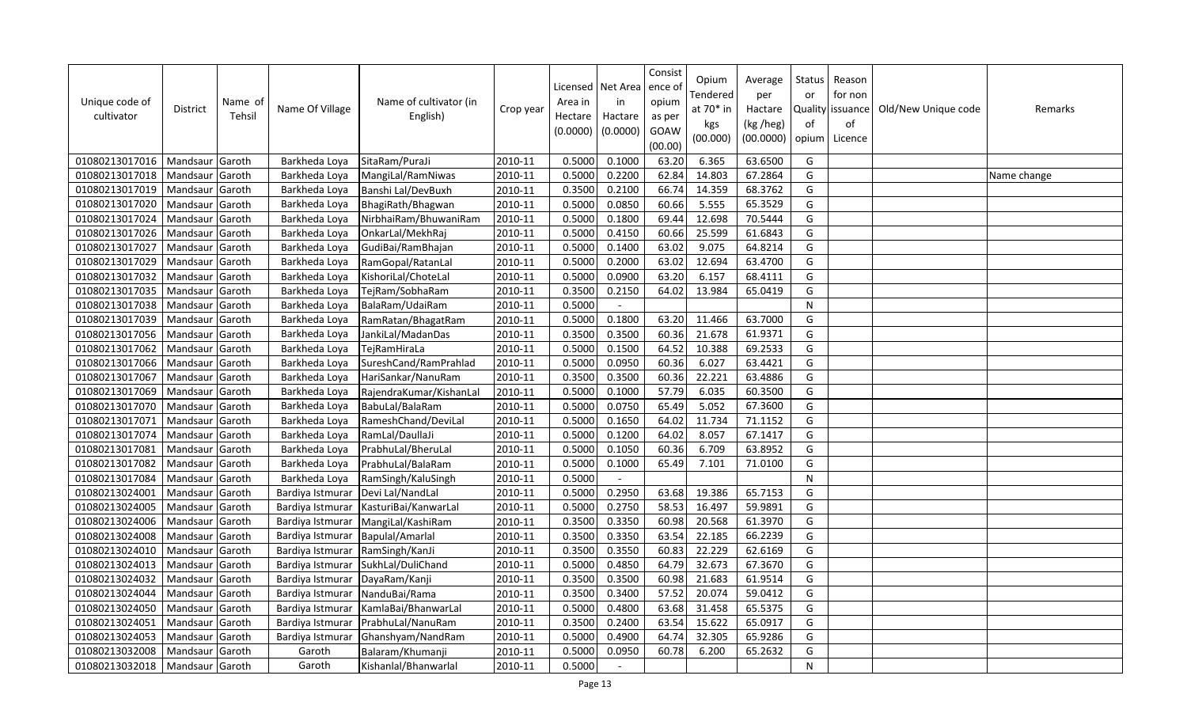| Unique code of cultivator | District | Name of Tehsil | Name Of Village | Name of cultivator (in English) | Crop year | Licensed Area in Hectare (0.0000) | Net Area in Hactare (0.0000) | Consistence of opium as per GOAW (00.00) | Opium Tendered at 70* in kgs (00.000) | Average per Hactare (kg /heg) (00.0000) | Status or Quality of opium | Reason for non issuance of Licence | Old/New Unique code | Remarks |
|---|---|---|---|---|---|---|---|---|---|---|---|---|---|---|
| 01080213017016 | Mandsaur | Garoth | Barkheda Loya | SitaRam/PuraJi | 2010-11 | 0.5000 | 0.1000 | 63.20 | 6.365 | 63.6500 | G | | | |
| 01080213017018 | Mandsaur | Garoth | Barkheda Loya | MangiLal/RamNiwas | 2010-11 | 0.5000 | 0.2200 | 62.84 | 14.803 | 67.2864 | G | | | Name change |
| 01080213017019 | Mandsaur | Garoth | Barkheda Loya | Banshi Lal/DevBuxh | 2010-11 | 0.3500 | 0.2100 | 66.74 | 14.359 | 68.3762 | G | | | |
| 01080213017020 | Mandsaur | Garoth | Barkheda Loya | BhagiRath/Bhagwan | 2010-11 | 0.5000 | 0.0850 | 60.66 | 5.555 | 65.3529 | G | | | |
| 01080213017024 | Mandsaur | Garoth | Barkheda Loya | NirbhaiRam/BhuwaniRam | 2010-11 | 0.5000 | 0.1800 | 69.44 | 12.698 | 70.5444 | G | | | |
| 01080213017026 | Mandsaur | Garoth | Barkheda Loya | OnkarLal/MekhRaj | 2010-11 | 0.5000 | 0.4150 | 60.66 | 25.599 | 61.6843 | G | | | |
| 01080213017027 | Mandsaur | Garoth | Barkheda Loya | GudiBai/RamBhajan | 2010-11 | 0.5000 | 0.1400 | 63.02 | 9.075 | 64.8214 | G | | | |
| 01080213017029 | Mandsaur | Garoth | Barkheda Loya | RamGopal/RatanLal | 2010-11 | 0.5000 | 0.2000 | 63.02 | 12.694 | 63.4700 | G | | | |
| 01080213017032 | Mandsaur | Garoth | Barkheda Loya | KishoriLal/ChoteLal | 2010-11 | 0.5000 | 0.0900 | 63.20 | 6.157 | 68.4111 | G | | | |
| 01080213017035 | Mandsaur | Garoth | Barkheda Loya | TejRam/SobhaRam | 2010-11 | 0.3500 | 0.2150 | 64.02 | 13.984 | 65.0419 | G | | | |
| 01080213017038 | Mandsaur | Garoth | Barkheda Loya | BalaRam/UdaiRam | 2010-11 | 0.5000 | - | | | | N | | | |
| 01080213017039 | Mandsaur | Garoth | Barkheda Loya | RamRatan/BhagatRam | 2010-11 | 0.5000 | 0.1800 | 63.20 | 11.466 | 63.7000 | G | | | |
| 01080213017056 | Mandsaur | Garoth | Barkheda Loya | JankiLal/MadanDas | 2010-11 | 0.3500 | 0.3500 | 60.36 | 21.678 | 61.9371 | G | | | |
| 01080213017062 | Mandsaur | Garoth | Barkheda Loya | TejRamHiraLa | 2010-11 | 0.5000 | 0.1500 | 64.52 | 10.388 | 69.2533 | G | | | |
| 01080213017066 | Mandsaur | Garoth | Barkheda Loya | SureshCand/RamPrahlad | 2010-11 | 0.5000 | 0.0950 | 60.36 | 6.027 | 63.4421 | G | | | |
| 01080213017067 | Mandsaur | Garoth | Barkheda Loya | HariSankar/NanuRam | 2010-11 | 0.3500 | 0.3500 | 60.36 | 22.221 | 63.4886 | G | | | |
| 01080213017069 | Mandsaur | Garoth | Barkheda Loya | RajendraKumar/KishanLal | 2010-11 | 0.5000 | 0.1000 | 57.79 | 6.035 | 60.3500 | G | | | |
| 01080213017070 | Mandsaur | Garoth | Barkheda Loya | BabuLal/BalaRam | 2010-11 | 0.5000 | 0.0750 | 65.49 | 5.052 | 67.3600 | G | | | |
| 01080213017071 | Mandsaur | Garoth | Barkheda Loya | RameshChand/DeviLal | 2010-11 | 0.5000 | 0.1650 | 64.02 | 11.734 | 71.1152 | G | | | |
| 01080213017074 | Mandsaur | Garoth | Barkheda Loya | RamLal/DaullaJi | 2010-11 | 0.5000 | 0.1200 | 64.02 | 8.057 | 67.1417 | G | | | |
| 01080213017081 | Mandsaur | Garoth | Barkheda Loya | PrabhuLal/BheruLal | 2010-11 | 0.5000 | 0.1050 | 60.36 | 6.709 | 63.8952 | G | | | |
| 01080213017082 | Mandsaur | Garoth | Barkheda Loya | PrabhuLal/BalaRam | 2010-11 | 0.5000 | 0.1000 | 65.49 | 7.101 | 71.0100 | G | | | |
| 01080213017084 | Mandsaur | Garoth | Barkheda Loya | RamSingh/KaluSingh | 2010-11 | 0.5000 | - | | | | N | | | |
| 01080213024001 | Mandsaur | Garoth | Bardiya Istmurar | Devi Lal/NandLal | 2010-11 | 0.5000 | 0.2950 | 63.68 | 19.386 | 65.7153 | G | | | |
| 01080213024005 | Mandsaur | Garoth | Bardiya Istmurar | KasturiBai/KanwarLal | 2010-11 | 0.5000 | 0.2750 | 58.53 | 16.497 | 59.9891 | G | | | |
| 01080213024006 | Mandsaur | Garoth | Bardiya Istmurar | MangiLal/KashiRam | 2010-11 | 0.3500 | 0.3350 | 60.98 | 20.568 | 61.3970 | G | | | |
| 01080213024008 | Mandsaur | Garoth | Bardiya Istmurar | Bapulal/Amarlal | 2010-11 | 0.3500 | 0.3350 | 63.54 | 22.185 | 66.2239 | G | | | |
| 01080213024010 | Mandsaur | Garoth | Bardiya Istmurar | RamSingh/KanJi | 2010-11 | 0.3500 | 0.3550 | 60.83 | 22.229 | 62.6169 | G | | | |
| 01080213024013 | Mandsaur | Garoth | Bardiya Istmurar | SukhLal/DuliChand | 2010-11 | 0.5000 | 0.4850 | 64.79 | 32.673 | 67.3670 | G | | | |
| 01080213024032 | Mandsaur | Garoth | Bardiya Istmurar | DayaRam/Kanji | 2010-11 | 0.3500 | 0.3500 | 60.98 | 21.683 | 61.9514 | G | | | |
| 01080213024044 | Mandsaur | Garoth | Bardiya Istmurar | NanduBai/Rama | 2010-11 | 0.3500 | 0.3400 | 57.52 | 20.074 | 59.0412 | G | | | |
| 01080213024050 | Mandsaur | Garoth | Bardiya Istmurar | KamlaBai/BhanwarLal | 2010-11 | 0.5000 | 0.4800 | 63.68 | 31.458 | 65.5375 | G | | | |
| 01080213024051 | Mandsaur | Garoth | Bardiya Istmurar | PrabhuLal/NanuRam | 2010-11 | 0.3500 | 0.2400 | 63.54 | 15.622 | 65.0917 | G | | | |
| 01080213024053 | Mandsaur | Garoth | Bardiya Istmurar | Ghanshyam/NandRam | 2010-11 | 0.5000 | 0.4900 | 64.74 | 32.305 | 65.9286 | G | | | |
| 01080213032008 | Mandsaur | Garoth | Garoth | Balaram/Khumanji | 2010-11 | 0.5000 | 0.0950 | 60.78 | 6.200 | 65.2632 | G | | | |
| 01080213032018 | Mandsaur | Garoth | Garoth | Kishanlal/Bhanwarlal | 2010-11 | 0.5000 | - | | | | N | | | |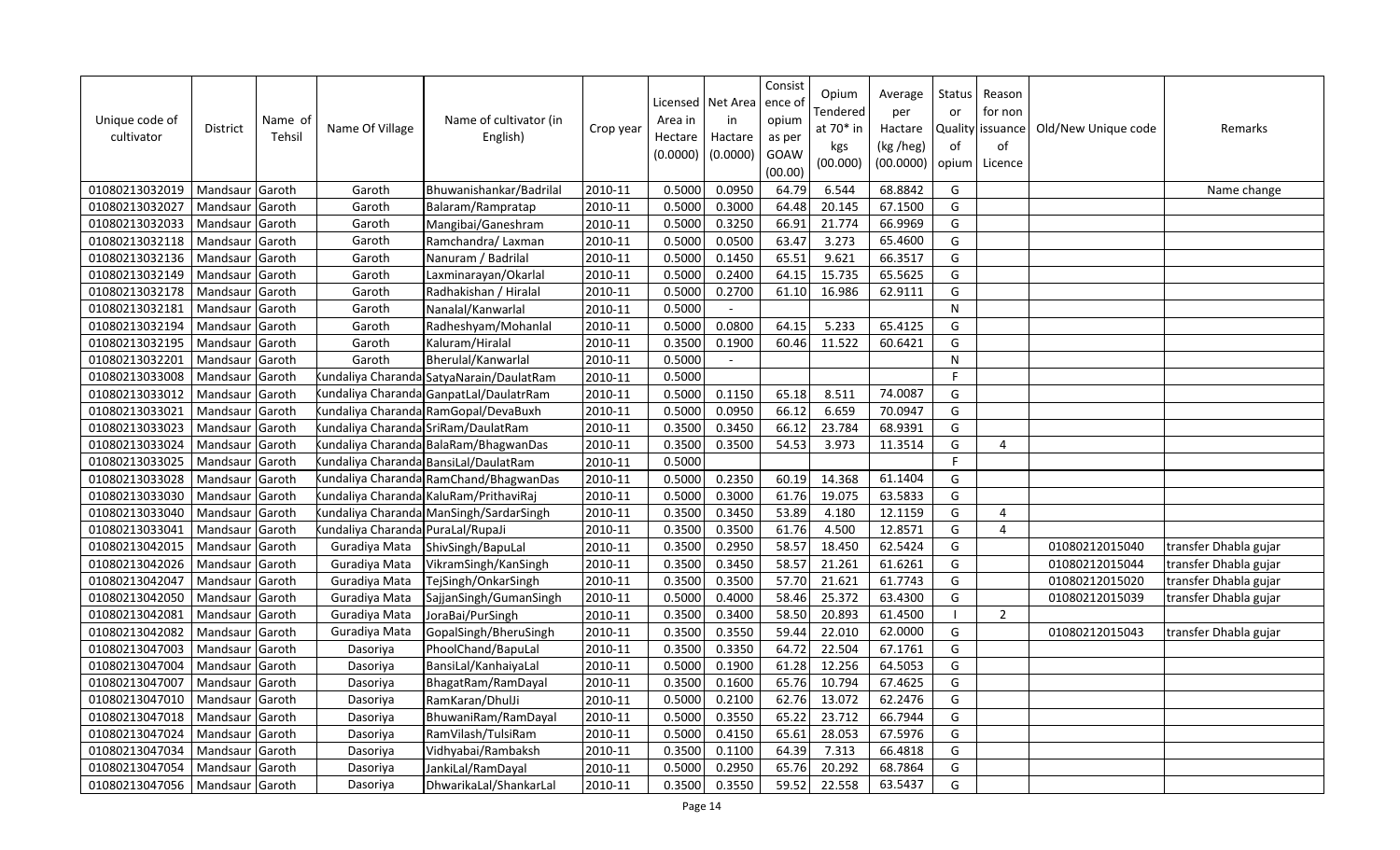| Unique code of cultivator | District | Name of Tehsil | Name Of Village | Name of cultivator (in English) | Crop year | Licensed Area in Hectare (0.0000) | Net Area in Hactare (0.0000) | Consistence of opium as per GOAW (00.00) | Opium Tendered at 70* in kgs (00.000) | Average per Hactare (kg /heg) (00.0000) | Status or Quality of opium | Reason for non issuance of Licence | Old/New Unique code | Remarks |
|---|---|---|---|---|---|---|---|---|---|---|---|---|---|---|
| 01080213032019 | Mandsaur | Garoth | Garoth | Bhuwanishankar/Badrilal | 2010-11 | 0.5000 | 0.0950 | 64.79 | 6.544 | 68.8842 | G | | | Name change |
| 01080213032027 | Mandsaur | Garoth | Garoth | Balaram/Rampratap | 2010-11 | 0.5000 | 0.3000 | 64.48 | 20.145 | 67.1500 | G | | | |
| 01080213032033 | Mandsaur | Garoth | Garoth | Mangibai/Ganeshram | 2010-11 | 0.5000 | 0.3250 | 66.91 | 21.774 | 66.9969 | G | | | |
| 01080213032118 | Mandsaur | Garoth | Garoth | Ramchandra/ Laxman | 2010-11 | 0.5000 | 0.0500 | 63.47 | 3.273 | 65.4600 | G | | | |
| 01080213032136 | Mandsaur | Garoth | Garoth | Nanuram / Badrilal | 2010-11 | 0.5000 | 0.1450 | 65.51 | 9.621 | 66.3517 | G | | | |
| 01080213032149 | Mandsaur | Garoth | Garoth | Laxminarayan/Okarlal | 2010-11 | 0.5000 | 0.2400 | 64.15 | 15.735 | 65.5625 | G | | | |
| 01080213032178 | Mandsaur | Garoth | Garoth | Radhakishan / Hiralal | 2010-11 | 0.5000 | 0.2700 | 61.10 | 16.986 | 62.9111 | G | | | |
| 01080213032181 | Mandsaur | Garoth | Garoth | Nanalal/Kanwarlal | 2010-11 | 0.5000 | - | | | | N | | | |
| 01080213032194 | Mandsaur | Garoth | Garoth | Radheshyam/Mohanlal | 2010-11 | 0.5000 | 0.0800 | 64.15 | 5.233 | 65.4125 | G | | | |
| 01080213032195 | Mandsaur | Garoth | Garoth | Kaluram/Hiralal | 2010-11 | 0.3500 | 0.1900 | 60.46 | 11.522 | 60.6421 | G | | | |
| 01080213032201 | Mandsaur | Garoth | Garoth | Bherulal/Kanwarlal | 2010-11 | 0.5000 | - | | | | N | | | |
| 01080213033008 | Mandsaur | Garoth | Kundaliya Charanda | SatyaNarain/DaulatRam | 2010-11 | 0.5000 | | | | | F | | | |
| 01080213033012 | Mandsaur | Garoth | Kundaliya Charanda | GanpatLal/DaulatrRam | 2010-11 | 0.5000 | 0.1150 | 65.18 | 8.511 | 74.0087 | G | | | |
| 01080213033021 | Mandsaur | Garoth | Kundaliya Charanda | RamGopal/DevaBuxh | 2010-11 | 0.5000 | 0.0950 | 66.12 | 6.659 | 70.0947 | G | | | |
| 01080213033023 | Mandsaur | Garoth | Kundaliya Charanda | SriRam/DaulatRam | 2010-11 | 0.3500 | 0.3450 | 66.12 | 23.784 | 68.9391 | G | | | |
| 01080213033024 | Mandsaur | Garoth | Kundaliya Charanda | BalaRam/BhagwanDas | 2010-11 | 0.3500 | 0.3500 | 54.53 | 3.973 | 11.3514 | G | 4 | | |
| 01080213033025 | Mandsaur | Garoth | Kundaliya Charanda | BansiLal/DaulatRam | 2010-11 | 0.5000 | | | | | F | | | |
| 01080213033028 | Mandsaur | Garoth | Kundaliya Charanda | RamChand/BhagwanDas | 2010-11 | 0.5000 | 0.2350 | 60.19 | 14.368 | 61.1404 | G | | | |
| 01080213033030 | Mandsaur | Garoth | Kundaliya Charanda | KaluRam/PrithaviRaj | 2010-11 | 0.5000 | 0.3000 | 61.76 | 19.075 | 63.5833 | G | | | |
| 01080213033040 | Mandsaur | Garoth | Kundaliya Charanda | ManSingh/SardarSingh | 2010-11 | 0.3500 | 0.3450 | 53.89 | 4.180 | 12.1159 | G | 4 | | |
| 01080213033041 | Mandsaur | Garoth | Kundaliya Charanda | PuraLal/RupaJi | 2010-11 | 0.3500 | 0.3500 | 61.76 | 4.500 | 12.8571 | G | 4 | | |
| 01080213042015 | Mandsaur | Garoth | Guradiya Mata | ShivSingh/BapuLal | 2010-11 | 0.3500 | 0.2950 | 58.57 | 18.450 | 62.5424 | G | | 01080212015040 | transfer Dhabla gujar |
| 01080213042026 | Mandsaur | Garoth | Guradiya Mata | VikramSingh/KanSingh | 2010-11 | 0.3500 | 0.3450 | 58.57 | 21.261 | 61.6261 | G | | 01080212015044 | transfer Dhabla gujar |
| 01080213042047 | Mandsaur | Garoth | Guradiya Mata | TejSingh/OnkarSingh | 2010-11 | 0.3500 | 0.3500 | 57.70 | 21.621 | 61.7743 | G | | 01080212015020 | transfer Dhabla gujar |
| 01080213042050 | Mandsaur | Garoth | Guradiya Mata | SajjanSingh/GumanSingh | 2010-11 | 0.5000 | 0.4000 | 58.46 | 25.372 | 63.4300 | G | | 01080212015039 | transfer Dhabla gujar |
| 01080213042081 | Mandsaur | Garoth | Guradiya Mata | JoraBai/PurSingh | 2010-11 | 0.3500 | 0.3400 | 58.50 | 20.893 | 61.4500 | I | 2 | | |
| 01080213042082 | Mandsaur | Garoth | Guradiya Mata | GopalSingh/BheruSingh | 2010-11 | 0.3500 | 0.3550 | 59.44 | 22.010 | 62.0000 | G | | 01080212015043 | transfer Dhabla gujar |
| 01080213047003 | Mandsaur | Garoth | Dasoriya | PhoolChand/BapuLal | 2010-11 | 0.3500 | 0.3350 | 64.72 | 22.504 | 67.1761 | G | | | |
| 01080213047004 | Mandsaur | Garoth | Dasoriya | BansiLal/KanhaiyaLal | 2010-11 | 0.5000 | 0.1900 | 61.28 | 12.256 | 64.5053 | G | | | |
| 01080213047007 | Mandsaur | Garoth | Dasoriya | BhagatRam/RamDayal | 2010-11 | 0.3500 | 0.1600 | 65.76 | 10.794 | 67.4625 | G | | | |
| 01080213047010 | Mandsaur | Garoth | Dasoriya | RamKaran/DhulJi | 2010-11 | 0.5000 | 0.2100 | 62.76 | 13.072 | 62.2476 | G | | | |
| 01080213047018 | Mandsaur | Garoth | Dasoriya | BhuwaniRam/RamDayal | 2010-11 | 0.5000 | 0.3550 | 65.22 | 23.712 | 66.7944 | G | | | |
| 01080213047024 | Mandsaur | Garoth | Dasoriya | RamVilash/TulsiRam | 2010-11 | 0.5000 | 0.4150 | 65.61 | 28.053 | 67.5976 | G | | | |
| 01080213047034 | Mandsaur | Garoth | Dasoriya | Vidhyabai/Rambaksh | 2010-11 | 0.3500 | 0.1100 | 64.39 | 7.313 | 66.4818 | G | | | |
| 01080213047054 | Mandsaur | Garoth | Dasoriya | JankiLal/RamDayal | 2010-11 | 0.5000 | 0.2950 | 65.76 | 20.292 | 68.7864 | G | | | |
| 01080213047056 | Mandsaur | Garoth | Dasoriya | DhwarikaLal/ShankarLal | 2010-11 | 0.3500 | 0.3550 | 59.52 | 22.558 | 63.5437 | G | | | |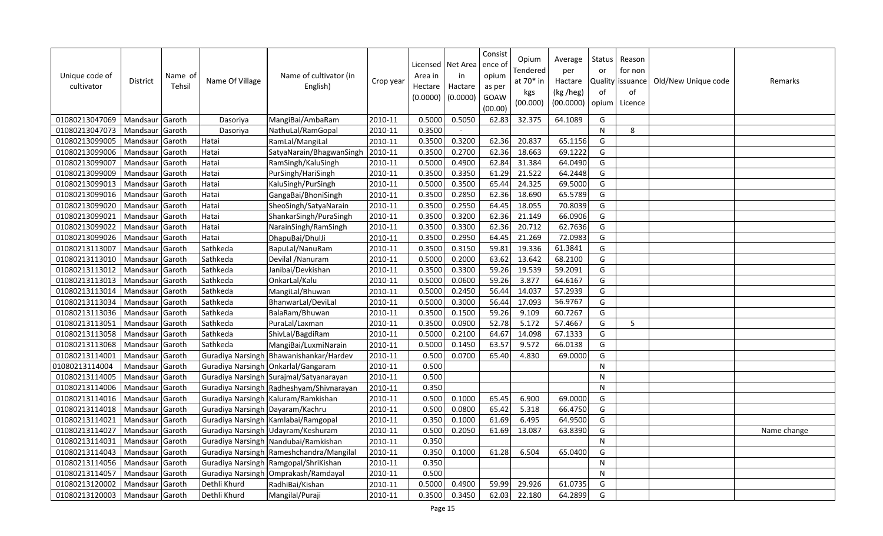| Unique code of cultivator | District | Name of Tehsil | Name Of Village | Name of cultivator (in English) | Crop year | Licensed Area in Hectare (0.0000) | Net Area in Hactare (0.0000) | Consistence of opium as per GOAW (00.00) | Opium Tendered at 70* in kgs (00.000) | Average per Hactare (kg /heg) (00.0000) | Status or Quality of opium | Reason for non issuance of Licence | Old/New Unique code | Remarks |
|---|---|---|---|---|---|---|---|---|---|---|---|---|---|---|
| 01080213047069 | Mandsaur | Garoth | Dasoriya | MangiBai/AmbaRam | 2010-11 | 0.5000 | 0.5050 | 62.83 | 32.375 | 64.1089 | G | | | |
| 01080213047073 | Mandsaur | Garoth | Dasoriya | NathuLal/RamGopal | 2010-11 | 0.3500 | - | | | | N | 8 | | |
| 01080213099005 | Mandsaur | Garoth | Hatai | RamLal/MangiLal | 2010-11 | 0.3500 | 0.3200 | 62.36 | 20.837 | 65.1156 | G | | | |
| 01080213099006 | Mandsaur | Garoth | Hatai | SatyaNarain/BhagwanSingh | 2010-11 | 0.3500 | 0.2700 | 62.36 | 18.663 | 69.1222 | G | | | |
| 01080213099007 | Mandsaur | Garoth | Hatai | RamSingh/KaluSingh | 2010-11 | 0.5000 | 0.4900 | 62.84 | 31.384 | 64.0490 | G | | | |
| 01080213099009 | Mandsaur | Garoth | Hatai | PurSingh/HariSingh | 2010-11 | 0.3500 | 0.3350 | 61.29 | 21.522 | 64.2448 | G | | | |
| 01080213099013 | Mandsaur | Garoth | Hatai | KaluSingh/PurSingh | 2010-11 | 0.5000 | 0.3500 | 65.44 | 24.325 | 69.5000 | G | | | |
| 01080213099016 | Mandsaur | Garoth | Hatai | GangaBai/BhoniSingh | 2010-11 | 0.3500 | 0.2850 | 62.36 | 18.690 | 65.5789 | G | | | |
| 01080213099020 | Mandsaur | Garoth | Hatai | SheoSingh/SatyaNarain | 2010-11 | 0.3500 | 0.2550 | 64.45 | 18.055 | 70.8039 | G | | | |
| 01080213099021 | Mandsaur | Garoth | Hatai | ShankarSingh/PuraSingh | 2010-11 | 0.3500 | 0.3200 | 62.36 | 21.149 | 66.0906 | G | | | |
| 01080213099022 | Mandsaur | Garoth | Hatai | NarainSingh/RamSingh | 2010-11 | 0.3500 | 0.3300 | 62.36 | 20.712 | 62.7636 | G | | | |
| 01080213099026 | Mandsaur | Garoth | Hatai | DhapuBai/DhulJi | 2010-11 | 0.3500 | 0.2950 | 64.45 | 21.269 | 72.0983 | G | | | |
| 01080213113007 | Mandsaur | Garoth | Sathkeda | BapuLal/NanuRam | 2010-11 | 0.3500 | 0.3150 | 59.81 | 19.336 | 61.3841 | G | | | |
| 01080213113010 | Mandsaur | Garoth | Sathkeda | Devilal /Nanuram | 2010-11 | 0.5000 | 0.2000 | 63.62 | 13.642 | 68.2100 | G | | | |
| 01080213113012 | Mandsaur | Garoth | Sathkeda | Janibai/Devkishan | 2010-11 | 0.3500 | 0.3300 | 59.26 | 19.539 | 59.2091 | G | | | |
| 01080213113013 | Mandsaur | Garoth | Sathkeda | OnkarLal/Kalu | 2010-11 | 0.5000 | 0.0600 | 59.26 | 3.877 | 64.6167 | G | | | |
| 01080213113014 | Mandsaur | Garoth | Sathkeda | MangiLal/Bhuwan | 2010-11 | 0.5000 | 0.2450 | 56.44 | 14.037 | 57.2939 | G | | | |
| 01080213113034 | Mandsaur | Garoth | Sathkeda | BhanwarLal/DeviLal | 2010-11 | 0.5000 | 0.3000 | 56.44 | 17.093 | 56.9767 | G | | | |
| 01080213113036 | Mandsaur | Garoth | Sathkeda | BalaRam/Bhuwan | 2010-11 | 0.3500 | 0.1500 | 59.26 | 9.109 | 60.7267 | G | | | |
| 01080213113051 | Mandsaur | Garoth | Sathkeda | PuraLal/Laxman | 2010-11 | 0.3500 | 0.0900 | 52.78 | 5.172 | 57.4667 | G | 5 | | |
| 01080213113058 | Mandsaur | Garoth | Sathkeda | ShivLal/BagdiRam | 2010-11 | 0.5000 | 0.2100 | 64.67 | 14.098 | 67.1333 | G | | | |
| 01080213113068 | Mandsaur | Garoth | Sathkeda | MangiBai/LuxmiNarain | 2010-11 | 0.5000 | 0.1450 | 63.57 | 9.572 | 66.0138 | G | | | |
| 01080213114001 | Mandsaur | Garoth | Guradiya Narsingh | Bhawanishankar/Hardev | 2010-11 | 0.500 | 0.0700 | 65.40 | 4.830 | 69.0000 | G | | | |
| 01080213114004 | Mandsaur | Garoth | Guradiya Narsingh | Onkarlal/Gangaram | 2010-11 | 0.500 | | | | | N | | | |
| 01080213114005 | Mandsaur | Garoth | Guradiya Narsingh | Surajmal/Satyanarayan | 2010-11 | 0.500 | | | | | N | | | |
| 01080213114006 | Mandsaur | Garoth | Guradiya Narsingh | Radheshyam/Shivnarayan | 2010-11 | 0.350 | | | | | N | | | |
| 01080213114016 | Mandsaur | Garoth | Guradiya Narsingh | Kaluram/Ramkishan | 2010-11 | 0.500 | 0.1000 | 65.45 | 6.900 | 69.0000 | G | | | |
| 01080213114018 | Mandsaur | Garoth | Guradiya Narsingh | Dayaram/Kachru | 2010-11 | 0.500 | 0.0800 | 65.42 | 5.318 | 66.4750 | G | | | |
| 01080213114021 | Mandsaur | Garoth | Guradiya Narsingh | Kamlabai/Ramgopal | 2010-11 | 0.350 | 0.1000 | 61.69 | 6.495 | 64.9500 | G | | | |
| 01080213114027 | Mandsaur | Garoth | Guradiya Narsingh | Udayram/Keshuram | 2010-11 | 0.500 | 0.2050 | 61.69 | 13.087 | 63.8390 | G | | | Name change |
| 01080213114031 | Mandsaur | Garoth | Guradiya Narsingh | Nandubai/Ramkishan | 2010-11 | 0.350 | | | | | N | | | |
| 01080213114043 | Mandsaur | Garoth | Guradiya Narsingh | Rameshchandra/Mangilal | 2010-11 | 0.350 | 0.1000 | 61.28 | 6.504 | 65.0400 | G | | | |
| 01080213114056 | Mandsaur | Garoth | Guradiya Narsingh | Ramgopal/ShriKishan | 2010-11 | 0.350 | | | | | N | | | |
| 01080213114057 | Mandsaur | Garoth | Guradiya Narsingh | Omprakash/Ramdayal | 2010-11 | 0.500 | | | | | N | | | |
| 01080213120002 | Mandsaur | Garoth | Dethli Khurd | RadhiBai/Kishan | 2010-11 | 0.5000 | 0.4900 | 59.99 | 29.926 | 61.0735 | G | | | |
| 01080213120003 | Mandsaur | Garoth | Dethli Khurd | Mangilal/Puraji | 2010-11 | 0.3500 | 0.3450 | 62.03 | 22.180 | 64.2899 | G | | | |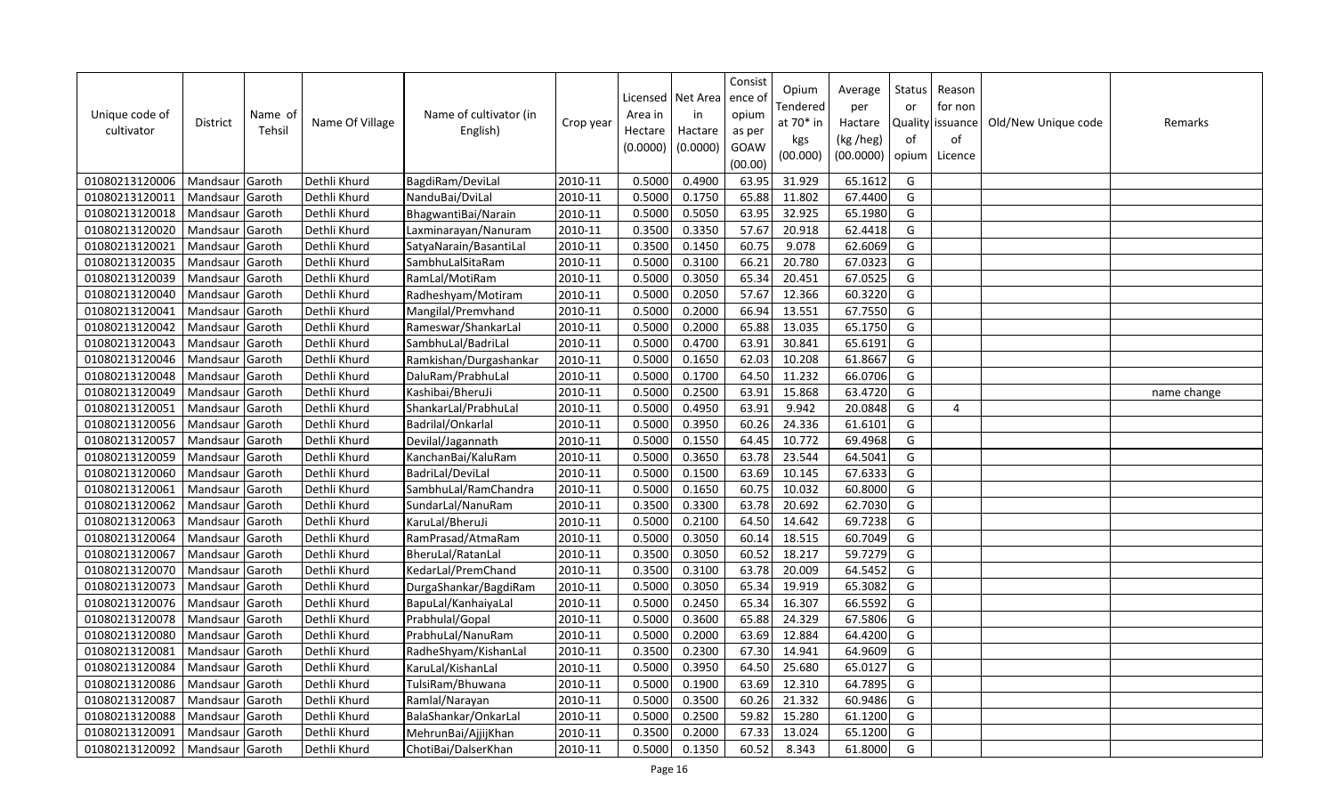| Unique code of cultivator | District | Name of Tehsil | Name Of Village | Name of cultivator (in English) | Crop year | Licensed Area in Hectare (0.0000) | Net Area in Hactare (0.0000) | Consistence of opium as per GOAW (00.00) | Opium Tendered at 70* in kgs (00.000) | Average per Hactare (kg /heg) (00.0000) | Status or Quality of opium | Reason for non issuance of Licence | Old/New Unique code | Remarks |
|---|---|---|---|---|---|---|---|---|---|---|---|---|---|---|
| 01080213120006 | Mandsaur | Garoth | Dethli Khurd | BagdiRam/DeviLal | 2010-11 | 0.5000 | 0.4900 | 63.95 | 31.929 | 65.1612 | G | | | |
| 01080213120011 | Mandsaur | Garoth | Dethli Khurd | NanduBai/DviLal | 2010-11 | 0.5000 | 0.1750 | 65.88 | 11.802 | 67.4400 | G | | | |
| 01080213120018 | Mandsaur | Garoth | Dethli Khurd | BhagwantiBai/Narain | 2010-11 | 0.5000 | 0.5050 | 63.95 | 32.925 | 65.1980 | G | | | |
| 01080213120020 | Mandsaur | Garoth | Dethli Khurd | Laxminarayan/Nanuram | 2010-11 | 0.3500 | 0.3350 | 57.67 | 20.918 | 62.4418 | G | | | |
| 01080213120021 | Mandsaur | Garoth | Dethli Khurd | SatyaNarain/BasantiLal | 2010-11 | 0.3500 | 0.1450 | 60.75 | 9.078 | 62.6069 | G | | | |
| 01080213120035 | Mandsaur | Garoth | Dethli Khurd | SambhuLalSitaRam | 2010-11 | 0.5000 | 0.3100 | 66.21 | 20.780 | 67.0323 | G | | | |
| 01080213120039 | Mandsaur | Garoth | Dethli Khurd | RamLal/MotiRam | 2010-11 | 0.5000 | 0.3050 | 65.34 | 20.451 | 67.0525 | G | | | |
| 01080213120040 | Mandsaur | Garoth | Dethli Khurd | Radheshyam/Motiram | 2010-11 | 0.5000 | 0.2050 | 57.67 | 12.366 | 60.3220 | G | | | |
| 01080213120041 | Mandsaur | Garoth | Dethli Khurd | Mangilal/Premvhand | 2010-11 | 0.5000 | 0.2000 | 66.94 | 13.551 | 67.7550 | G | | | |
| 01080213120042 | Mandsaur | Garoth | Dethli Khurd | Rameswar/ShankarLal | 2010-11 | 0.5000 | 0.2000 | 65.88 | 13.035 | 65.1750 | G | | | |
| 01080213120043 | Mandsaur | Garoth | Dethli Khurd | SambhuLal/BadriLal | 2010-11 | 0.5000 | 0.4700 | 63.91 | 30.841 | 65.6191 | G | | | |
| 01080213120046 | Mandsaur | Garoth | Dethli Khurd | Ramkishan/Durgashankar | 2010-11 | 0.5000 | 0.1650 | 62.03 | 10.208 | 61.8667 | G | | | |
| 01080213120048 | Mandsaur | Garoth | Dethli Khurd | DaluRam/PrabhuLal | 2010-11 | 0.5000 | 0.1700 | 64.50 | 11.232 | 66.0706 | G | | | |
| 01080213120049 | Mandsaur | Garoth | Dethli Khurd | Kashibai/BheruJi | 2010-11 | 0.5000 | 0.2500 | 63.91 | 15.868 | 63.4720 | G | | | name change |
| 01080213120051 | Mandsaur | Garoth | Dethli Khurd | ShankarLal/PrabhuLal | 2010-11 | 0.5000 | 0.4950 | 63.91 | 9.942 | 20.0848 | G | 4 | | |
| 01080213120056 | Mandsaur | Garoth | Dethli Khurd | Badrilal/Onkarlal | 2010-11 | 0.5000 | 0.3950 | 60.26 | 24.336 | 61.6101 | G | | | |
| 01080213120057 | Mandsaur | Garoth | Dethli Khurd | Devilal/Jagannath | 2010-11 | 0.5000 | 0.1550 | 64.45 | 10.772 | 69.4968 | G | | | |
| 01080213120059 | Mandsaur | Garoth | Dethli Khurd | KanchanBai/KaluRam | 2010-11 | 0.5000 | 0.3650 | 63.78 | 23.544 | 64.5041 | G | | | |
| 01080213120060 | Mandsaur | Garoth | Dethli Khurd | BadriLal/DeviLal | 2010-11 | 0.5000 | 0.1500 | 63.69 | 10.145 | 67.6333 | G | | | |
| 01080213120061 | Mandsaur | Garoth | Dethli Khurd | SambhuLal/RamChandra | 2010-11 | 0.5000 | 0.1650 | 60.75 | 10.032 | 60.8000 | G | | | |
| 01080213120062 | Mandsaur | Garoth | Dethli Khurd | SundarLal/NanuRam | 2010-11 | 0.3500 | 0.3300 | 63.78 | 20.692 | 62.7030 | G | | | |
| 01080213120063 | Mandsaur | Garoth | Dethli Khurd | KaruLal/BheruJi | 2010-11 | 0.5000 | 0.2100 | 64.50 | 14.642 | 69.7238 | G | | | |
| 01080213120064 | Mandsaur | Garoth | Dethli Khurd | RamPrasad/AtmaRam | 2010-11 | 0.5000 | 0.3050 | 60.14 | 18.515 | 60.7049 | G | | | |
| 01080213120067 | Mandsaur | Garoth | Dethli Khurd | BheruLal/RatanLal | 2010-11 | 0.3500 | 0.3050 | 60.52 | 18.217 | 59.7279 | G | | | |
| 01080213120070 | Mandsaur | Garoth | Dethli Khurd | KedarLal/PremChand | 2010-11 | 0.3500 | 0.3100 | 63.78 | 20.009 | 64.5452 | G | | | |
| 01080213120073 | Mandsaur | Garoth | Dethli Khurd | DurgaShankar/BagdiRam | 2010-11 | 0.5000 | 0.3050 | 65.34 | 19.919 | 65.3082 | G | | | |
| 01080213120076 | Mandsaur | Garoth | Dethli Khurd | BapuLal/KanhaiyaLal | 2010-11 | 0.5000 | 0.2450 | 65.34 | 16.307 | 66.5592 | G | | | |
| 01080213120078 | Mandsaur | Garoth | Dethli Khurd | Prabhulal/Gopal | 2010-11 | 0.5000 | 0.3600 | 65.88 | 24.329 | 67.5806 | G | | | |
| 01080213120080 | Mandsaur | Garoth | Dethli Khurd | PrabhuLal/NanuRam | 2010-11 | 0.5000 | 0.2000 | 63.69 | 12.884 | 64.4200 | G | | | |
| 01080213120081 | Mandsaur | Garoth | Dethli Khurd | RadheShyam/KishanLal | 2010-11 | 0.3500 | 0.2300 | 67.30 | 14.941 | 64.9609 | G | | | |
| 01080213120084 | Mandsaur | Garoth | Dethli Khurd | KaruLal/KishanLal | 2010-11 | 0.5000 | 0.3950 | 64.50 | 25.680 | 65.0127 | G | | | |
| 01080213120086 | Mandsaur | Garoth | Dethli Khurd | TulsiRam/Bhuwana | 2010-11 | 0.5000 | 0.1900 | 63.69 | 12.310 | 64.7895 | G | | | |
| 01080213120087 | Mandsaur | Garoth | Dethli Khurd | Ramlal/Narayan | 2010-11 | 0.5000 | 0.3500 | 60.26 | 21.332 | 60.9486 | G | | | |
| 01080213120088 | Mandsaur | Garoth | Dethli Khurd | BalaShankar/OnkarLal | 2010-11 | 0.5000 | 0.2500 | 59.82 | 15.280 | 61.1200 | G | | | |
| 01080213120091 | Mandsaur | Garoth | Dethli Khurd | MehrunBai/AjjijKhan | 2010-11 | 0.3500 | 0.2000 | 67.33 | 13.024 | 65.1200 | G | | | |
| 01080213120092 | Mandsaur | Garoth | Dethli Khurd | ChotiBai/DalserKhan | 2010-11 | 0.5000 | 0.1350 | 60.52 | 8.343 | 61.8000 | G | | | |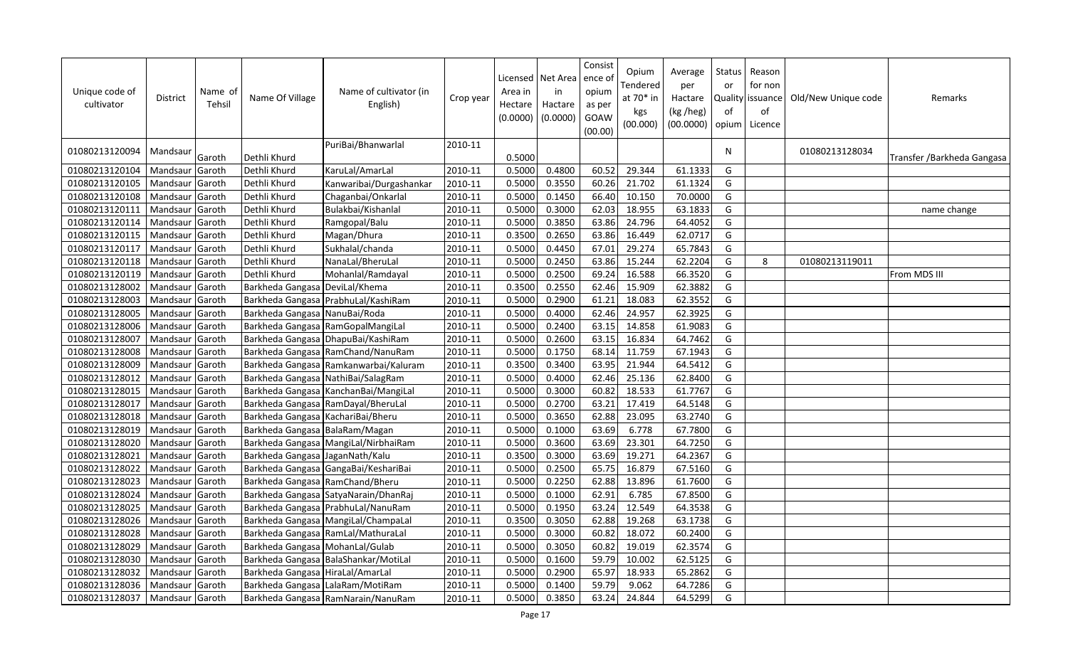| Unique code of cultivator | District | Name of Tehsil | Name Of Village | Name of cultivator (in English) | Crop year | Licensed Area in Hectare (0.0000) | Net Area in Hectare (0.0000) | Consistence of opium as per GOAW (00.00) | Opium Tendered at 70* in kgs (00.000) | Average per Hactare (kg /heg) (00.0000) | Status or Quality of opium | Reason for non issuance of Licence | Old/New Unique code | Remarks |
|---|---|---|---|---|---|---|---|---|---|---|---|---|---|---|
| 01080213120094 | Mandsaur | Garoth | Dethli Khurd | PuriBai/Bhanwarlal | 2010-11 | 0.5000 | | | | | N | | 01080213128034 | Transfer /Barkheda Gangasa |
| 01080213120104 | Mandsaur | Garoth | Dethli Khurd | KaruLal/AmarLal | 2010-11 | 0.5000 | 0.4800 | 60.52 | 29.344 | 61.1333 | G | | | |
| 01080213120105 | Mandsaur | Garoth | Dethli Khurd | Kanwaribai/Durgashankar | 2010-11 | 0.5000 | 0.3550 | 60.26 | 21.702 | 61.1324 | G | | | |
| 01080213120108 | Mandsaur | Garoth | Dethli Khurd | Chaganbai/Onkarlal | 2010-11 | 0.5000 | 0.1450 | 66.40 | 10.150 | 70.0000 | G | | | |
| 01080213120111 | Mandsaur | Garoth | Dethli Khurd | Bulakbai/Kishanlal | 2010-11 | 0.5000 | 0.3000 | 62.03 | 18.955 | 63.1833 | G | | | name change |
| 01080213120114 | Mandsaur | Garoth | Dethli Khurd | Ramgopal/Balu | 2010-11 | 0.5000 | 0.3850 | 63.86 | 24.796 | 64.4052 | G | | | |
| 01080213120115 | Mandsaur | Garoth | Dethli Khurd | Magan/Dhura | 2010-11 | 0.3500 | 0.2650 | 63.86 | 16.449 | 62.0717 | G | | | |
| 01080213120117 | Mandsaur | Garoth | Dethli Khurd | Sukhalal/chanda | 2010-11 | 0.5000 | 0.4450 | 67.01 | 29.274 | 65.7843 | G | | | |
| 01080213120118 | Mandsaur | Garoth | Dethli Khurd | NanaLal/BheruLal | 2010-11 | 0.5000 | 0.2450 | 63.86 | 15.244 | 62.2204 | G | 8 | 01080213119011 | |
| 01080213120119 | Mandsaur | Garoth | Dethli Khurd | Mohanlal/Ramdayal | 2010-11 | 0.5000 | 0.2500 | 69.24 | 16.588 | 66.3520 | G | | | From MDS III |
| 01080213128002 | Mandsaur | Garoth | Barkheda Gangasa | DeviLal/Khema | 2010-11 | 0.3500 | 0.2550 | 62.46 | 15.909 | 62.3882 | G | | | |
| 01080213128003 | Mandsaur | Garoth | Barkheda Gangasa | PrabhuLal/KashiRam | 2010-11 | 0.5000 | 0.2900 | 61.21 | 18.083 | 62.3552 | G | | | |
| 01080213128005 | Mandsaur | Garoth | Barkheda Gangasa | NanuBai/Roda | 2010-11 | 0.5000 | 0.4000 | 62.46 | 24.957 | 62.3925 | G | | | |
| 01080213128006 | Mandsaur | Garoth | Barkheda Gangasa | RamGopalMangiLal | 2010-11 | 0.5000 | 0.2400 | 63.15 | 14.858 | 61.9083 | G | | | |
| 01080213128007 | Mandsaur | Garoth | Barkheda Gangasa | DhapuBai/KashiRam | 2010-11 | 0.5000 | 0.2600 | 63.15 | 16.834 | 64.7462 | G | | | |
| 01080213128008 | Mandsaur | Garoth | Barkheda Gangasa | RamChand/NanuRam | 2010-11 | 0.5000 | 0.1750 | 68.14 | 11.759 | 67.1943 | G | | | |
| 01080213128009 | Mandsaur | Garoth | Barkheda Gangasa | Ramkanwarbai/Kaluram | 2010-11 | 0.3500 | 0.3400 | 63.95 | 21.944 | 64.5412 | G | | | |
| 01080213128012 | Mandsaur | Garoth | Barkheda Gangasa | NathiBai/SalagRam | 2010-11 | 0.5000 | 0.4000 | 62.46 | 25.136 | 62.8400 | G | | | |
| 01080213128015 | Mandsaur | Garoth | Barkheda Gangasa | KanchanBai/MangiLal | 2010-11 | 0.5000 | 0.3000 | 60.82 | 18.533 | 61.7767 | G | | | |
| 01080213128017 | Mandsaur | Garoth | Barkheda Gangasa | RamDayal/BheruLal | 2010-11 | 0.5000 | 0.2700 | 63.21 | 17.419 | 64.5148 | G | | | |
| 01080213128018 | Mandsaur | Garoth | Barkheda Gangasa | KachariBai/Bheru | 2010-11 | 0.5000 | 0.3650 | 62.88 | 23.095 | 63.2740 | G | | | |
| 01080213128019 | Mandsaur | Garoth | Barkheda Gangasa | BalaRam/Magan | 2010-11 | 0.5000 | 0.1000 | 63.69 | 6.778 | 67.7800 | G | | | |
| 01080213128020 | Mandsaur | Garoth | Barkheda Gangasa | MangiLal/NirbhaiRam | 2010-11 | 0.5000 | 0.3600 | 63.69 | 23.301 | 64.7250 | G | | | |
| 01080213128021 | Mandsaur | Garoth | Barkheda Gangasa | JaganNath/Kalu | 2010-11 | 0.3500 | 0.3000 | 63.69 | 19.271 | 64.2367 | G | | | |
| 01080213128022 | Mandsaur | Garoth | Barkheda Gangasa | GangaBai/KeshariBai | 2010-11 | 0.5000 | 0.2500 | 65.75 | 16.879 | 67.5160 | G | | | |
| 01080213128023 | Mandsaur | Garoth | Barkheda Gangasa | RamChand/Bheru | 2010-11 | 0.5000 | 0.2250 | 62.88 | 13.896 | 61.7600 | G | | | |
| 01080213128024 | Mandsaur | Garoth | Barkheda Gangasa | SatyaNarain/DhanRaj | 2010-11 | 0.5000 | 0.1000 | 62.91 | 6.785 | 67.8500 | G | | | |
| 01080213128025 | Mandsaur | Garoth | Barkheda Gangasa | PrabhuLal/NanuRam | 2010-11 | 0.5000 | 0.1950 | 63.24 | 12.549 | 64.3538 | G | | | |
| 01080213128026 | Mandsaur | Garoth | Barkheda Gangasa | MangiLal/ChampaLal | 2010-11 | 0.3500 | 0.3050 | 62.88 | 19.268 | 63.1738 | G | | | |
| 01080213128028 | Mandsaur | Garoth | Barkheda Gangasa | RamLal/MathuraLal | 2010-11 | 0.5000 | 0.3000 | 60.82 | 18.072 | 60.2400 | G | | | |
| 01080213128029 | Mandsaur | Garoth | Barkheda Gangasa | MohanLal/Gulab | 2010-11 | 0.5000 | 0.3050 | 60.82 | 19.019 | 62.3574 | G | | | |
| 01080213128030 | Mandsaur | Garoth | Barkheda Gangasa | BalaShankar/MotiLal | 2010-11 | 0.5000 | 0.1600 | 59.79 | 10.002 | 62.5125 | G | | | |
| 01080213128032 | Mandsaur | Garoth | Barkheda Gangasa | HiraLal/AmarLal | 2010-11 | 0.5000 | 0.2900 | 65.97 | 18.933 | 65.2862 | G | | | |
| 01080213128036 | Mandsaur | Garoth | Barkheda Gangasa | LalaRam/MotiRam | 2010-11 | 0.5000 | 0.1400 | 59.79 | 9.062 | 64.7286 | G | | | |
| 01080213128037 | Mandsaur | Garoth | Barkheda Gangasa | RamNarain/NanuRam | 2010-11 | 0.5000 | 0.3850 | 63.24 | 24.844 | 64.5299 | G | | | |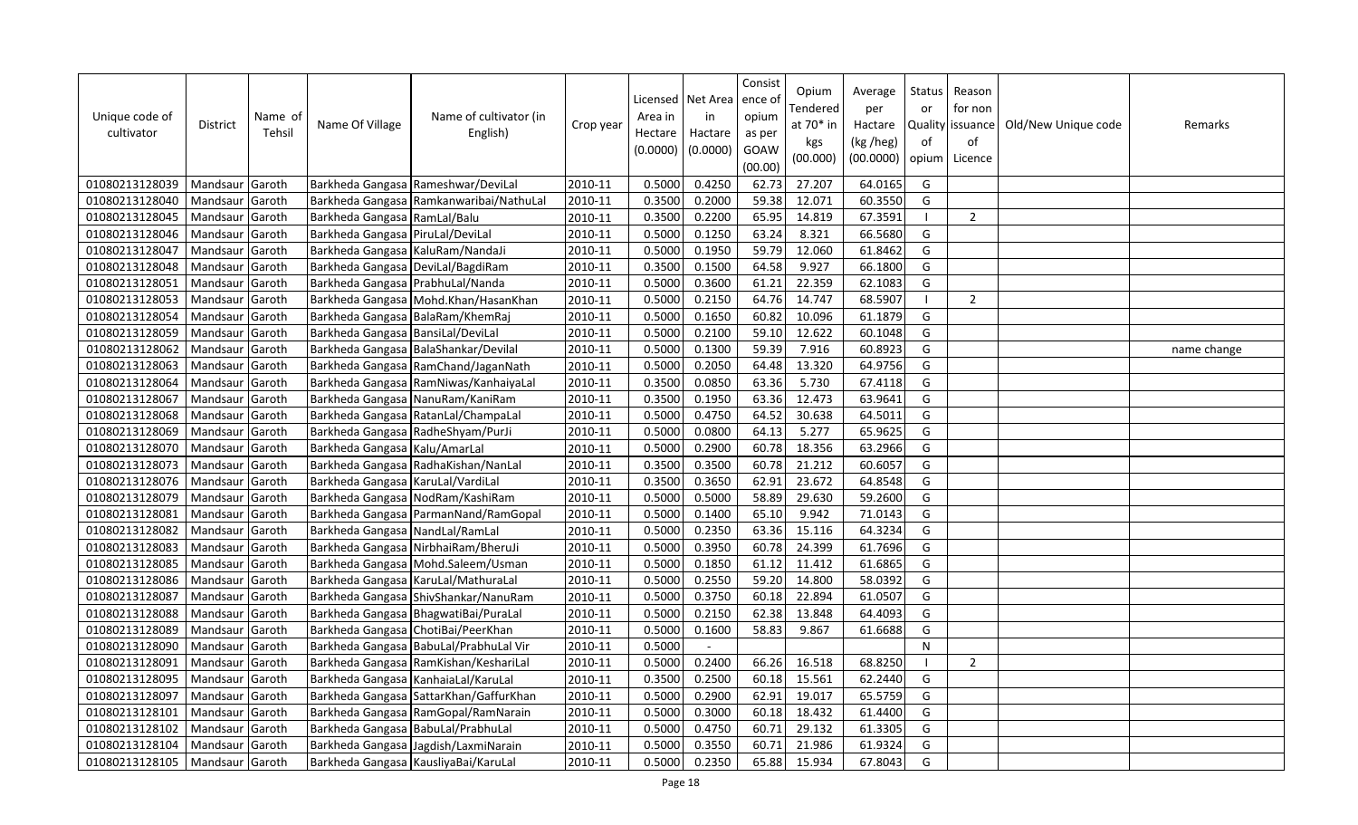| Unique code of cultivator | District | Name of Tehsil | Name Of Village | Name of cultivator (in English) | Crop year | Licensed Area in Hectare (0.0000) | Net Area in Hactare (0.0000) | Consistence of opium as per GOAW (00.00) | Opium Tendered at 70* in kgs (00.000) | Average per Hactare (kg /heg) (00.0000) | Status or Quality of opium | Reason for non issuance of Licence | Old/New Unique code | Remarks |
|---|---|---|---|---|---|---|---|---|---|---|---|---|---|---|
| 01080213128039 | Mandsaur | Garoth | Barkheda Gangasa | Rameshwar/DeviLal | 2010-11 | 0.5000 | 0.4250 | 62.73 | 27.207 | 64.0165 | G | | | |
| 01080213128040 | Mandsaur | Garoth | Barkheda Gangasa | Ramkanwaribai/NathuLal | 2010-11 | 0.3500 | 0.2000 | 59.38 | 12.071 | 60.3550 | G | | | |
| 01080213128045 | Mandsaur | Garoth | Barkheda Gangasa | RamLal/Balu | 2010-11 | 0.3500 | 0.2200 | 65.95 | 14.819 | 67.3591 | I | 2 | | |
| 01080213128046 | Mandsaur | Garoth | Barkheda Gangasa | PiruLal/DeviLal | 2010-11 | 0.5000 | 0.1250 | 63.24 | 8.321 | 66.5680 | G | | | |
| 01080213128047 | Mandsaur | Garoth | Barkheda Gangasa | KaluRam/NandaJi | 2010-11 | 0.5000 | 0.1950 | 59.79 | 12.060 | 61.8462 | G | | | |
| 01080213128048 | Mandsaur | Garoth | Barkheda Gangasa | DeviLal/BagdiRam | 2010-11 | 0.3500 | 0.1500 | 64.58 | 9.927 | 66.1800 | G | | | |
| 01080213128051 | Mandsaur | Garoth | Barkheda Gangasa | PrabhuLal/Nanda | 2010-11 | 0.5000 | 0.3600 | 61.21 | 22.359 | 62.1083 | G | | | |
| 01080213128053 | Mandsaur | Garoth | Barkheda Gangasa | Mohd.Khan/HasanKhan | 2010-11 | 0.5000 | 0.2150 | 64.76 | 14.747 | 68.5907 | I | 2 | | |
| 01080213128054 | Mandsaur | Garoth | Barkheda Gangasa | BalaRam/KhemRaj | 2010-11 | 0.5000 | 0.1650 | 60.82 | 10.096 | 61.1879 | G | | | |
| 01080213128059 | Mandsaur | Garoth | Barkheda Gangasa | BansiLal/DeviLal | 2010-11 | 0.5000 | 0.2100 | 59.10 | 12.622 | 60.1048 | G | | | |
| 01080213128062 | Mandsaur | Garoth | Barkheda Gangasa | BalaShankar/Devilal | 2010-11 | 0.5000 | 0.1300 | 59.39 | 7.916 | 60.8923 | G | | | name change |
| 01080213128063 | Mandsaur | Garoth | Barkheda Gangasa | RamChand/JaganNath | 2010-11 | 0.5000 | 0.2050 | 64.48 | 13.320 | 64.9756 | G | | | |
| 01080213128064 | Mandsaur | Garoth | Barkheda Gangasa | RamNiwas/KanhaiyaLal | 2010-11 | 0.3500 | 0.0850 | 63.36 | 5.730 | 67.4118 | G | | | |
| 01080213128067 | Mandsaur | Garoth | Barkheda Gangasa | NanuRam/KaniRam | 2010-11 | 0.3500 | 0.1950 | 63.36 | 12.473 | 63.9641 | G | | | |
| 01080213128068 | Mandsaur | Garoth | Barkheda Gangasa | RatanLal/ChampaLal | 2010-11 | 0.5000 | 0.4750 | 64.52 | 30.638 | 64.5011 | G | | | |
| 01080213128069 | Mandsaur | Garoth | Barkheda Gangasa | RadheShyam/PurJi | 2010-11 | 0.5000 | 0.0800 | 64.13 | 5.277 | 65.9625 | G | | | |
| 01080213128070 | Mandsaur | Garoth | Barkheda Gangasa | Kalu/AmarLal | 2010-11 | 0.5000 | 0.2900 | 60.78 | 18.356 | 63.2966 | G | | | |
| 01080213128073 | Mandsaur | Garoth | Barkheda Gangasa | RadhaKishan/NanLal | 2010-11 | 0.3500 | 0.3500 | 60.78 | 21.212 | 60.6057 | G | | | |
| 01080213128076 | Mandsaur | Garoth | Barkheda Gangasa | KaruLal/VardiLal | 2010-11 | 0.3500 | 0.3650 | 62.91 | 23.672 | 64.8548 | G | | | |
| 01080213128079 | Mandsaur | Garoth | Barkheda Gangasa | NodRam/KashiRam | 2010-11 | 0.5000 | 0.5000 | 58.89 | 29.630 | 59.2600 | G | | | |
| 01080213128081 | Mandsaur | Garoth | Barkheda Gangasa | ParmanNand/RamGopal | 2010-11 | 0.5000 | 0.1400 | 65.10 | 9.942 | 71.0143 | G | | | |
| 01080213128082 | Mandsaur | Garoth | Barkheda Gangasa | NandLal/RamLal | 2010-11 | 0.5000 | 0.2350 | 63.36 | 15.116 | 64.3234 | G | | | |
| 01080213128083 | Mandsaur | Garoth | Barkheda Gangasa | NirbhaiRam/BheruJi | 2010-11 | 0.5000 | 0.3950 | 60.78 | 24.399 | 61.7696 | G | | | |
| 01080213128085 | Mandsaur | Garoth | Barkheda Gangasa | Mohd.Saleem/Usman | 2010-11 | 0.5000 | 0.1850 | 61.12 | 11.412 | 61.6865 | G | | | |
| 01080213128086 | Mandsaur | Garoth | Barkheda Gangasa | KaruLal/MathuraLal | 2010-11 | 0.5000 | 0.2550 | 59.20 | 14.800 | 58.0392 | G | | | |
| 01080213128087 | Mandsaur | Garoth | Barkheda Gangasa | ShivShankar/NanuRam | 2010-11 | 0.5000 | 0.3750 | 60.18 | 22.894 | 61.0507 | G | | | |
| 01080213128088 | Mandsaur | Garoth | Barkheda Gangasa | BhagwatiBai/PuraLal | 2010-11 | 0.5000 | 0.2150 | 62.38 | 13.848 | 64.4093 | G | | | |
| 01080213128089 | Mandsaur | Garoth | Barkheda Gangasa | ChotiBai/PeerKhan | 2010-11 | 0.5000 | 0.1600 | 58.83 | 9.867 | 61.6688 | G | | | |
| 01080213128090 | Mandsaur | Garoth | Barkheda Gangasa | BabuLal/PrabhuLal Vir | 2010-11 | 0.5000 | - | | | | N | | | |
| 01080213128091 | Mandsaur | Garoth | Barkheda Gangasa | RamKishan/KeshariLal | 2010-11 | 0.5000 | 0.2400 | 66.26 | 16.518 | 68.8250 | I | 2 | | |
| 01080213128095 | Mandsaur | Garoth | Barkheda Gangasa | KanhaiaLal/KaruLal | 2010-11 | 0.3500 | 0.2500 | 60.18 | 15.561 | 62.2440 | G | | | |
| 01080213128097 | Mandsaur | Garoth | Barkheda Gangasa | SattarKhan/GaffurKhan | 2010-11 | 0.5000 | 0.2900 | 62.91 | 19.017 | 65.5759 | G | | | |
| 01080213128101 | Mandsaur | Garoth | Barkheda Gangasa | RamGopal/RamNarain | 2010-11 | 0.5000 | 0.3000 | 60.18 | 18.432 | 61.4400 | G | | | |
| 01080213128102 | Mandsaur | Garoth | Barkheda Gangasa | BabuLal/PrabhuLal | 2010-11 | 0.5000 | 0.4750 | 60.71 | 29.132 | 61.3305 | G | | | |
| 01080213128104 | Mandsaur | Garoth | Barkheda Gangasa | Jagdish/LaxmiNarain | 2010-11 | 0.5000 | 0.3550 | 60.71 | 21.986 | 61.9324 | G | | | |
| 01080213128105 | Mandsaur | Garoth | Barkheda Gangasa | KausliyaBai/KaruLal | 2010-11 | 0.5000 | 0.2350 | 65.88 | 15.934 | 67.8043 | G | | | |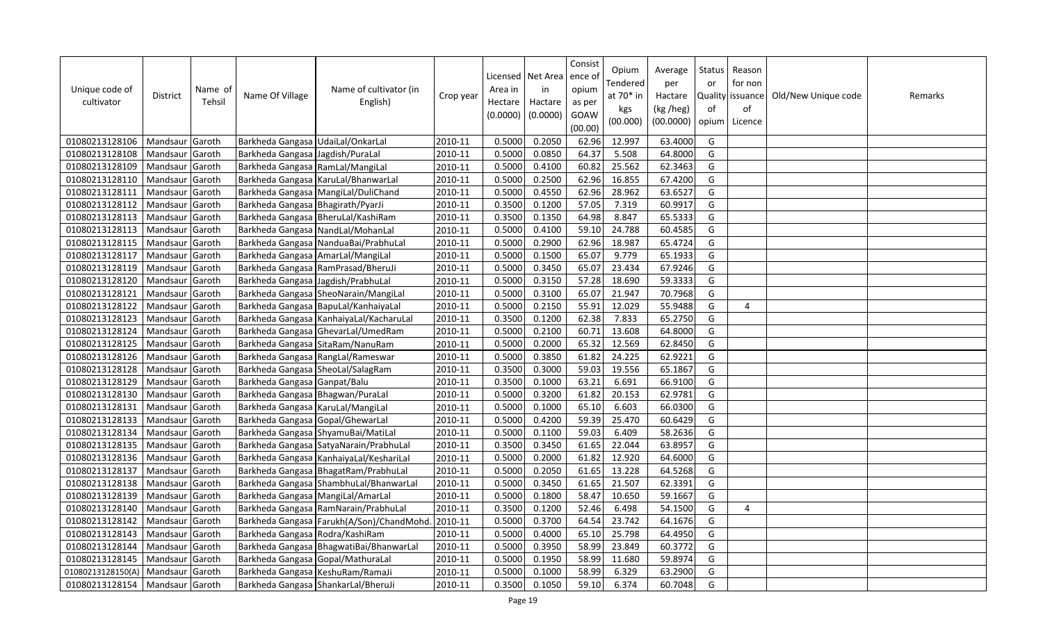| Unique code of cultivator | District | Name of Tehsil | Name Of Village | Name of cultivator (in English) | Crop year | Licensed Area in Hectare (0.0000) | Net Area in Hectare (0.0000) | Consistence of opium as per GOAW (00.00) | Opium Tendered at 70* in kgs (00.000) | Average per Hectare (kg /heg) (00.0000) | Status or Quality of opium | Reason for non issuance of Licence | Old/New Unique code | Remarks |
|---|---|---|---|---|---|---|---|---|---|---|---|---|---|---|
| 01080213128106 | Mandsaur | Garoth | Barkheda Gangasa | UdaiLal/OnkarLal | 2010-11 | 0.5000 | 0.2050 | 62.96 | 12.997 | 63.4000 | G | | | |
| 01080213128108 | Mandsaur | Garoth | Barkheda Gangasa | Jagdish/PuraLal | 2010-11 | 0.5000 | 0.0850 | 64.37 | 5.508 | 64.8000 | G | | | |
| 01080213128109 | Mandsaur | Garoth | Barkheda Gangasa | RamLal/MangiLal | 2010-11 | 0.5000 | 0.4100 | 60.82 | 25.562 | 62.3463 | G | | | |
| 01080213128110 | Mandsaur | Garoth | Barkheda Gangasa | KaruLal/BhanwarLal | 2010-11 | 0.5000 | 0.2500 | 62.96 | 16.855 | 67.4200 | G | | | |
| 01080213128111 | Mandsaur | Garoth | Barkheda Gangasa | MangiLal/DuliChand | 2010-11 | 0.5000 | 0.4550 | 62.96 | 28.962 | 63.6527 | G | | | |
| 01080213128112 | Mandsaur | Garoth | Barkheda Gangasa | Bhagirath/PyarJi | 2010-11 | 0.3500 | 0.1200 | 57.05 | 7.319 | 60.9917 | G | | | |
| 01080213128113 | Mandsaur | Garoth | Barkheda Gangasa | BheruLal/KashiRam | 2010-11 | 0.3500 | 0.1350 | 64.98 | 8.847 | 65.5333 | G | | | |
| 01080213128113 | Mandsaur | Garoth | Barkheda Gangasa | NandLal/MohanLal | 2010-11 | 0.5000 | 0.4100 | 59.10 | 24.788 | 60.4585 | G | | | |
| 01080213128115 | Mandsaur | Garoth | Barkheda Gangasa | NanduaBai/PrabhuLal | 2010-11 | 0.5000 | 0.2900 | 62.96 | 18.987 | 65.4724 | G | | | |
| 01080213128117 | Mandsaur | Garoth | Barkheda Gangasa | AmarLal/MangiLal | 2010-11 | 0.5000 | 0.1500 | 65.07 | 9.779 | 65.1933 | G | | | |
| 01080213128119 | Mandsaur | Garoth | Barkheda Gangasa | RamPrasad/BheruJi | 2010-11 | 0.5000 | 0.3450 | 65.07 | 23.434 | 67.9246 | G | | | |
| 01080213128120 | Mandsaur | Garoth | Barkheda Gangasa | Jagdish/PrabhuLal | 2010-11 | 0.5000 | 0.3150 | 57.28 | 18.690 | 59.3333 | G | | | |
| 01080213128121 | Mandsaur | Garoth | Barkheda Gangasa | SheoNarain/MangiLal | 2010-11 | 0.5000 | 0.3100 | 65.07 | 21.947 | 70.7968 | G | | | |
| 01080213128122 | Mandsaur | Garoth | Barkheda Gangasa | BapuLal/KanhaiyaLal | 2010-11 | 0.5000 | 0.2150 | 55.91 | 12.029 | 55.9488 | G | 4 | | |
| 01080213128123 | Mandsaur | Garoth | Barkheda Gangasa | KanhaiyaLal/KacharuLal | 2010-11 | 0.3500 | 0.1200 | 62.38 | 7.833 | 65.2750 | G | | | |
| 01080213128124 | Mandsaur | Garoth | Barkheda Gangasa | GhevarLal/UmedRam | 2010-11 | 0.5000 | 0.2100 | 60.71 | 13.608 | 64.8000 | G | | | |
| 01080213128125 | Mandsaur | Garoth | Barkheda Gangasa | SitaRam/NanuRam | 2010-11 | 0.5000 | 0.2000 | 65.32 | 12.569 | 62.8450 | G | | | |
| 01080213128126 | Mandsaur | Garoth | Barkheda Gangasa | RangLal/Rameswar | 2010-11 | 0.5000 | 0.3850 | 61.82 | 24.225 | 62.9221 | G | | | |
| 01080213128128 | Mandsaur | Garoth | Barkheda Gangasa | SheoLal/SalagRam | 2010-11 | 0.3500 | 0.3000 | 59.03 | 19.556 | 65.1867 | G | | | |
| 01080213128129 | Mandsaur | Garoth | Barkheda Gangasa | Ganpat/Balu | 2010-11 | 0.3500 | 0.1000 | 63.21 | 6.691 | 66.9100 | G | | | |
| 01080213128130 | Mandsaur | Garoth | Barkheda Gangasa | Bhagwan/PuraLal | 2010-11 | 0.5000 | 0.3200 | 61.82 | 20.153 | 62.9781 | G | | | |
| 01080213128131 | Mandsaur | Garoth | Barkheda Gangasa | KaruLal/MangiLal | 2010-11 | 0.5000 | 0.1000 | 65.10 | 6.603 | 66.0300 | G | | | |
| 01080213128133 | Mandsaur | Garoth | Barkheda Gangasa | Gopal/GhewarLal | 2010-11 | 0.5000 | 0.4200 | 59.39 | 25.470 | 60.6429 | G | | | |
| 01080213128134 | Mandsaur | Garoth | Barkheda Gangasa | ShyamuBai/MatiLal | 2010-11 | 0.5000 | 0.1100 | 59.03 | 6.409 | 58.2636 | G | | | |
| 01080213128135 | Mandsaur | Garoth | Barkheda Gangasa | SatyaNarain/PrabhuLal | 2010-11 | 0.3500 | 0.3450 | 61.65 | 22.044 | 63.8957 | G | | | |
| 01080213128136 | Mandsaur | Garoth | Barkheda Gangasa | KanhaiyaLal/KeshariLal | 2010-11 | 0.5000 | 0.2000 | 61.82 | 12.920 | 64.6000 | G | | | |
| 01080213128137 | Mandsaur | Garoth | Barkheda Gangasa | BhagatRam/PrabhuLal | 2010-11 | 0.5000 | 0.2050 | 61.65 | 13.228 | 64.5268 | G | | | |
| 01080213128138 | Mandsaur | Garoth | Barkheda Gangasa | ShambhuLal/BhanwarLal | 2010-11 | 0.5000 | 0.3450 | 61.65 | 21.507 | 62.3391 | G | | | |
| 01080213128139 | Mandsaur | Garoth | Barkheda Gangasa | MangiLal/AmarLal | 2010-11 | 0.5000 | 0.1800 | 58.47 | 10.650 | 59.1667 | G | | | |
| 01080213128140 | Mandsaur | Garoth | Barkheda Gangasa | RamNarain/PrabhuLal | 2010-11 | 0.3500 | 0.1200 | 52.46 | 6.498 | 54.1500 | G | 4 | | |
| 01080213128142 | Mandsaur | Garoth | Barkheda Gangasa | Farukh(A/Son)/ChandMohd. | 2010-11 | 0.5000 | 0.3700 | 64.54 | 23.742 | 64.1676 | G | | | |
| 01080213128143 | Mandsaur | Garoth | Barkheda Gangasa | Rodra/KashiRam | 2010-11 | 0.5000 | 0.4000 | 65.10 | 25.798 | 64.4950 | G | | | |
| 01080213128144 | Mandsaur | Garoth | Barkheda Gangasa | BhagwatiBai/BhanwarLal | 2010-11 | 0.5000 | 0.3950 | 58.99 | 23.849 | 60.3772 | G | | | |
| 01080213128145 | Mandsaur | Garoth | Barkheda Gangasa | Gopal/MathuraLal | 2010-11 | 0.5000 | 0.1950 | 58.99 | 11.680 | 59.8974 | G | | | |
| 01080213128150(A) | Mandsaur | Garoth | Barkheda Gangasa | KeshuRam/RamaJi | 2010-11 | 0.5000 | 0.1000 | 58.99 | 6.329 | 63.2900 | G | | | |
| 01080213128154 | Mandsaur | Garoth | Barkheda Gangasa | ShankarLal/BheruJi | 2010-11 | 0.3500 | 0.1050 | 59.10 | 6.374 | 60.7048 | G | | | |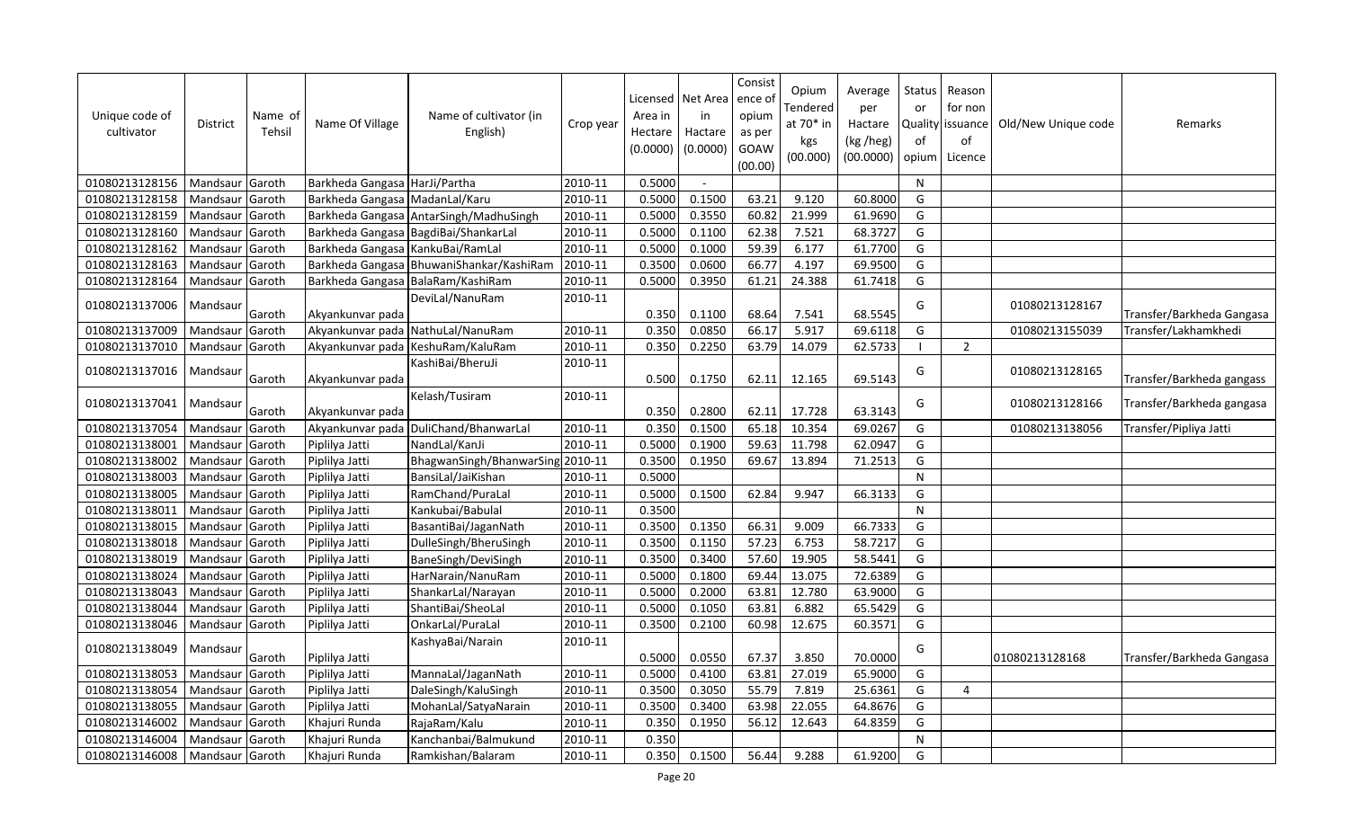| Unique code of cultivator | District | Name of Tehsil | Name Of Village | Name of cultivator (in English) | Crop year | Licensed Area in Hectare (0.0000) | Net Area in Hactare (0.0000) | Consistence of opium as per GOAW (00.00) | Opium Tendered at 70* in kgs (00.000) | Average per Hactare (kg /heg) (00.0000) | Status or Quality of opium | Reason for non issuance of Licence | Old/New Unique code | Remarks |
|---|---|---|---|---|---|---|---|---|---|---|---|---|---|---|
| 01080213128156 | Mandsaur | Garoth | Barkheda Gangasa | HarJi/Partha | 2010-11 | 0.5000 | - | | | | N | | | |
| 01080213128158 | Mandsaur | Garoth | Barkheda Gangasa | MadanLal/Karu | 2010-11 | 0.5000 | 0.1500 | 63.21 | 9.120 | 60.8000 | G | | | |
| 01080213128159 | Mandsaur | Garoth | Barkheda Gangasa | AntarSingh/MadhuSingh | 2010-11 | 0.5000 | 0.3550 | 60.82 | 21.999 | 61.9690 | G | | | |
| 01080213128160 | Mandsaur | Garoth | Barkheda Gangasa | BagdiBai/ShankarLal | 2010-11 | 0.5000 | 0.1100 | 62.38 | 7.521 | 68.3727 | G | | | |
| 01080213128162 | Mandsaur | Garoth | Barkheda Gangasa | KankuBai/RamLal | 2010-11 | 0.5000 | 0.1000 | 59.39 | 6.177 | 61.7700 | G | | | |
| 01080213128163 | Mandsaur | Garoth | Barkheda Gangasa | BhuwaniShankar/KashiRam | 2010-11 | 0.3500 | 0.0600 | 66.77 | 4.197 | 69.9500 | G | | | |
| 01080213128164 | Mandsaur | Garoth | Barkheda Gangasa | BalaRam/KashiRam | 2010-11 | 0.5000 | 0.3950 | 61.21 | 24.388 | 61.7418 | G | | | |
| 01080213137006 | Mandsaur | Garoth | Akyankunvar pada | DeviLal/NanuRam | 2010-11 | 0.350 | 0.1100 | 68.64 | 7.541 | 68.5545 | G | | 01080213128167 | Transfer/Barkheda Gangasa |
| 01080213137009 | Mandsaur | Garoth | Akyankunvar pada | NathuLal/NanuRam | 2010-11 | 0.350 | 0.0850 | 66.17 | 5.917 | 69.6118 | G | | 01080213155039 | Transfer/Lakhamkhedi |
| 01080213137010 | Mandsaur | Garoth | Akyankunvar pada | KeshuRam/KaluRam | 2010-11 | 0.350 | 0.2250 | 63.79 | 14.079 | 62.5733 | I | 2 | | |
| 01080213137016 | Mandsaur | Garoth | Akyankunvar pada | KashiBai/BheruJi | 2010-11 | 0.500 | 0.1750 | 62.11 | 12.165 | 69.5143 | G | | 01080213128165 | Transfer/Barkheda gangass |
| 01080213137041 | Mandsaur | Garoth | Akyankunvar pada | Kelash/Tusiram | 2010-11 | 0.350 | 0.2800 | 62.11 | 17.728 | 63.3143 | G | | 01080213128166 | Transfer/Barkheda gangasa |
| 01080213137054 | Mandsaur | Garoth | Akyankunvar pada | DuliChand/BhanwarLal | 2010-11 | 0.350 | 0.1500 | 65.18 | 10.354 | 69.0267 | G | | 01080213138056 | Transfer/Pipliya Jatti |
| 01080213138001 | Mandsaur | Garoth | Piplilya Jatti | NandLal/KanJi | 2010-11 | 0.5000 | 0.1900 | 59.63 | 11.798 | 62.0947 | G | | | |
| 01080213138002 | Mandsaur | Garoth | Piplilya Jatti | BhagwanSingh/BhanwarSing | 2010-11 | 0.3500 | 0.1950 | 69.67 | 13.894 | 71.2513 | G | | | |
| 01080213138003 | Mandsaur | Garoth | Piplilya Jatti | BansiLal/JaiKishan | 2010-11 | 0.5000 | | | | | N | | | |
| 01080213138005 | Mandsaur | Garoth | Piplilya Jatti | RamChand/PuraLal | 2010-11 | 0.5000 | 0.1500 | 62.84 | 9.947 | 66.3133 | G | | | |
| 01080213138011 | Mandsaur | Garoth | Piplilya Jatti | Kankubai/Babulal | 2010-11 | 0.3500 | | | | | N | | | |
| 01080213138015 | Mandsaur | Garoth | Piplilya Jatti | BasantiBai/JaganNath | 2010-11 | 0.3500 | 0.1350 | 66.31 | 9.009 | 66.7333 | G | | | |
| 01080213138018 | Mandsaur | Garoth | Piplilya Jatti | DulleSingh/BheruSingh | 2010-11 | 0.3500 | 0.1150 | 57.23 | 6.753 | 58.7217 | G | | | |
| 01080213138019 | Mandsaur | Garoth | Piplilya Jatti | BaneSingh/DeviSingh | 2010-11 | 0.3500 | 0.3400 | 57.60 | 19.905 | 58.5441 | G | | | |
| 01080213138024 | Mandsaur | Garoth | Piplilya Jatti | HarNarain/NanuRam | 2010-11 | 0.5000 | 0.1800 | 69.44 | 13.075 | 72.6389 | G | | | |
| 01080213138043 | Mandsaur | Garoth | Piplilya Jatti | ShankarLal/Narayan | 2010-11 | 0.5000 | 0.2000 | 63.81 | 12.780 | 63.9000 | G | | | |
| 01080213138044 | Mandsaur | Garoth | Piplilya Jatti | ShantiBai/SheoLal | 2010-11 | 0.5000 | 0.1050 | 63.81 | 6.882 | 65.5429 | G | | | |
| 01080213138046 | Mandsaur | Garoth | Piplilya Jatti | OnkarLal/PuraLal | 2010-11 | 0.3500 | 0.2100 | 60.98 | 12.675 | 60.3571 | G | | | |
| 01080213138049 | Mandsaur | Garoth | Piplilya Jatti | KashyaBai/Narain | 2010-11 | 0.5000 | 0.0550 | 67.37 | 3.850 | 70.0000 | G | | 01080213128168 | Transfer/Barkheda Gangasa |
| 01080213138053 | Mandsaur | Garoth | Piplilya Jatti | MannaLal/JaganNath | 2010-11 | 0.5000 | 0.4100 | 63.81 | 27.019 | 65.9000 | G | | | |
| 01080213138054 | Mandsaur | Garoth | Piplilya Jatti | DaleSingh/KaluSingh | 2010-11 | 0.3500 | 0.3050 | 55.79 | 7.819 | 25.6361 | G | 4 | | |
| 01080213138055 | Mandsaur | Garoth | Piplilya Jatti | MohanLal/SatyaNarain | 2010-11 | 0.3500 | 0.3400 | 63.98 | 22.055 | 64.8676 | G | | | |
| 01080213146002 | Mandsaur | Garoth | Khajuri Runda | RajaRam/Kalu | 2010-11 | 0.350 | 0.1950 | 56.12 | 12.643 | 64.8359 | G | | | |
| 01080213146004 | Mandsaur | Garoth | Khajuri Runda | Kanchanbai/Balmukund | 2010-11 | 0.350 | | | | | N | | | |
| 01080213146008 | Mandsaur | Garoth | Khajuri Runda | Ramkishan/Balaram | 2010-11 | 0.350 | 0.1500 | 56.44 | 9.288 | 61.9200 | G | | | |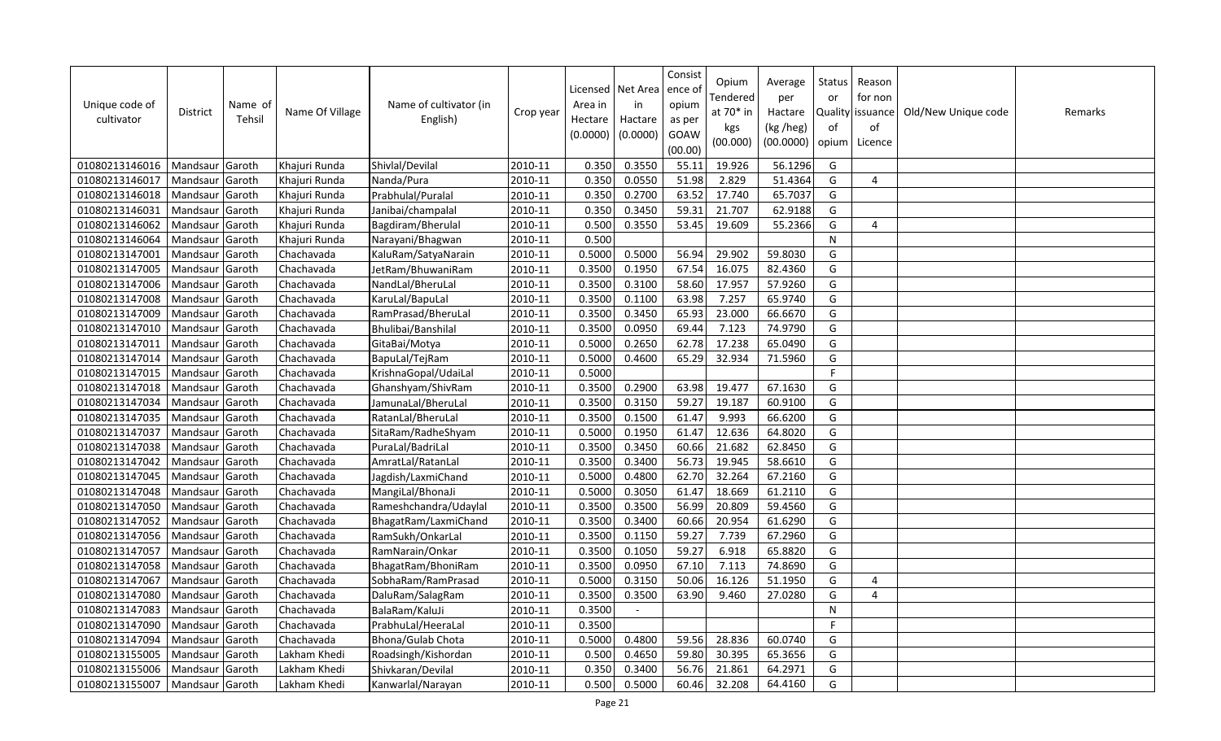| Unique code of cultivator | District | Name of Tehsil | Name Of Village | Name of cultivator (in English) | Crop year | Licensed Area in Hectare (0.0000) | Net Area in Hactare (0.0000) | Consistence of opium as per GOAW (00.00) | Opium Tendered at 70* in kgs (00.000) | Average per Hactare (kg /heg) (00.0000) | Status or Quality of opium | Reason for non issuance of Licence | Old/New Unique code | Remarks |
|---|---|---|---|---|---|---|---|---|---|---|---|---|---|---|
| 01080213146016 | Mandsaur | Garoth | Khajuri Runda | Shivlal/Devilal | 2010-11 | 0.350 | 0.3550 | 55.11 | 19.926 | 56.1296 | G | | | |
| 01080213146017 | Mandsaur | Garoth | Khajuri Runda | Nanda/Pura | 2010-11 | 0.350 | 0.0550 | 51.98 | 2.829 | 51.4364 | G | 4 | | |
| 01080213146018 | Mandsaur | Garoth | Khajuri Runda | Prabhulal/Puralal | 2010-11 | 0.350 | 0.2700 | 63.52 | 17.740 | 65.7037 | G | | | |
| 01080213146031 | Mandsaur | Garoth | Khajuri Runda | Janibai/champalal | 2010-11 | 0.350 | 0.3450 | 59.31 | 21.707 | 62.9188 | G | | | |
| 01080213146062 | Mandsaur | Garoth | Khajuri Runda | Bagdiram/Bherulal | 2010-11 | 0.500 | 0.3550 | 53.45 | 19.609 | 55.2366 | G | 4 | | |
| 01080213146064 | Mandsaur | Garoth | Khajuri Runda | Narayani/Bhagwan | 2010-11 | 0.500 | | | | | N | | | |
| 01080213147001 | Mandsaur | Garoth | Chachavada | KaluRam/SatyaNarain | 2010-11 | 0.5000 | 0.5000 | 56.94 | 29.902 | 59.8030 | G | | | |
| 01080213147005 | Mandsaur | Garoth | Chachavada | JetRam/BhuwaniRam | 2010-11 | 0.3500 | 0.1950 | 67.54 | 16.075 | 82.4360 | G | | | |
| 01080213147006 | Mandsaur | Garoth | Chachavada | NandLal/BheruLal | 2010-11 | 0.3500 | 0.3100 | 58.60 | 17.957 | 57.9260 | G | | | |
| 01080213147008 | Mandsaur | Garoth | Chachavada | KaruLal/BapuLal | 2010-11 | 0.3500 | 0.1100 | 63.98 | 7.257 | 65.9740 | G | | | |
| 01080213147009 | Mandsaur | Garoth | Chachavada | RamPrasad/BheruLal | 2010-11 | 0.3500 | 0.3450 | 65.93 | 23.000 | 66.6670 | G | | | |
| 01080213147010 | Mandsaur | Garoth | Chachavada | Bhulibai/Banshilal | 2010-11 | 0.3500 | 0.0950 | 69.44 | 7.123 | 74.9790 | G | | | |
| 01080213147011 | Mandsaur | Garoth | Chachavada | GitaBai/Motya | 2010-11 | 0.5000 | 0.2650 | 62.78 | 17.238 | 65.0490 | G | | | |
| 01080213147014 | Mandsaur | Garoth | Chachavada | BapuLal/TejRam | 2010-11 | 0.5000 | 0.4600 | 65.29 | 32.934 | 71.5960 | G | | | |
| 01080213147015 | Mandsaur | Garoth | Chachavada | KrishnaGopal/UdaiLal | 2010-11 | 0.5000 | | | | | F | | | |
| 01080213147018 | Mandsaur | Garoth | Chachavada | Ghanshyam/ShivRam | 2010-11 | 0.3500 | 0.2900 | 63.98 | 19.477 | 67.1630 | G | | | |
| 01080213147034 | Mandsaur | Garoth | Chachavada | JamunaLal/BheruLal | 2010-11 | 0.3500 | 0.3150 | 59.27 | 19.187 | 60.9100 | G | | | |
| 01080213147035 | Mandsaur | Garoth | Chachavada | RatanLal/BheruLal | 2010-11 | 0.3500 | 0.1500 | 61.47 | 9.993 | 66.6200 | G | | | |
| 01080213147037 | Mandsaur | Garoth | Chachavada | SitaRam/RadheShyam | 2010-11 | 0.5000 | 0.1950 | 61.47 | 12.636 | 64.8020 | G | | | |
| 01080213147038 | Mandsaur | Garoth | Chachavada | PuraLal/BadriLal | 2010-11 | 0.3500 | 0.3450 | 60.66 | 21.682 | 62.8450 | G | | | |
| 01080213147042 | Mandsaur | Garoth | Chachavada | AmratLal/RatanLal | 2010-11 | 0.3500 | 0.3400 | 56.73 | 19.945 | 58.6610 | G | | | |
| 01080213147045 | Mandsaur | Garoth | Chachavada | Jagdish/LaxmiChand | 2010-11 | 0.5000 | 0.4800 | 62.70 | 32.264 | 67.2160 | G | | | |
| 01080213147048 | Mandsaur | Garoth | Chachavada | MangiLal/BhonaJi | 2010-11 | 0.5000 | 0.3050 | 61.47 | 18.669 | 61.2110 | G | | | |
| 01080213147050 | Mandsaur | Garoth | Chachavada | Rameshchandra/Udaylal | 2010-11 | 0.3500 | 0.3500 | 56.99 | 20.809 | 59.4560 | G | | | |
| 01080213147052 | Mandsaur | Garoth | Chachavada | BhagatRam/LaxmiChand | 2010-11 | 0.3500 | 0.3400 | 60.66 | 20.954 | 61.6290 | G | | | |
| 01080213147056 | Mandsaur | Garoth | Chachavada | RamSukh/OnkarLal | 2010-11 | 0.3500 | 0.1150 | 59.27 | 7.739 | 67.2960 | G | | | |
| 01080213147057 | Mandsaur | Garoth | Chachavada | RamNarain/Onkar | 2010-11 | 0.3500 | 0.1050 | 59.27 | 6.918 | 65.8820 | G | | | |
| 01080213147058 | Mandsaur | Garoth | Chachavada | BhagatRam/BhoniRam | 2010-11 | 0.3500 | 0.0950 | 67.10 | 7.113 | 74.8690 | G | | | |
| 01080213147067 | Mandsaur | Garoth | Chachavada | SobhaRam/RamPrasad | 2010-11 | 0.5000 | 0.3150 | 50.06 | 16.126 | 51.1950 | G | 4 | | |
| 01080213147080 | Mandsaur | Garoth | Chachavada | DaluRam/SalagRam | 2010-11 | 0.3500 | 0.3500 | 63.90 | 9.460 | 27.0280 | G | 4 | | |
| 01080213147083 | Mandsaur | Garoth | Chachavada | BalaRam/KaluJi | 2010-11 | 0.3500 | - | | | | N | | | |
| 01080213147090 | Mandsaur | Garoth | Chachavada | PrabhuLal/HeeraLal | 2010-11 | 0.3500 | | | | | F | | | |
| 01080213147094 | Mandsaur | Garoth | Chachavada | Bhona/Gulab Chota | 2010-11 | 0.5000 | 0.4800 | 59.56 | 28.836 | 60.0740 | G | | | |
| 01080213155005 | Mandsaur | Garoth | Lakham Khedi | Roadsingh/Kishordan | 2010-11 | 0.500 | 0.4650 | 59.80 | 30.395 | 65.3656 | G | | | |
| 01080213155006 | Mandsaur | Garoth | Lakham Khedi | Shivkaran/Devilal | 2010-11 | 0.350 | 0.3400 | 56.76 | 21.861 | 64.2971 | G | | | |
| 01080213155007 | Mandsaur | Garoth | Lakham Khedi | Kanwarlal/Narayan | 2010-11 | 0.500 | 0.5000 | 60.46 | 32.208 | 64.4160 | G | | | |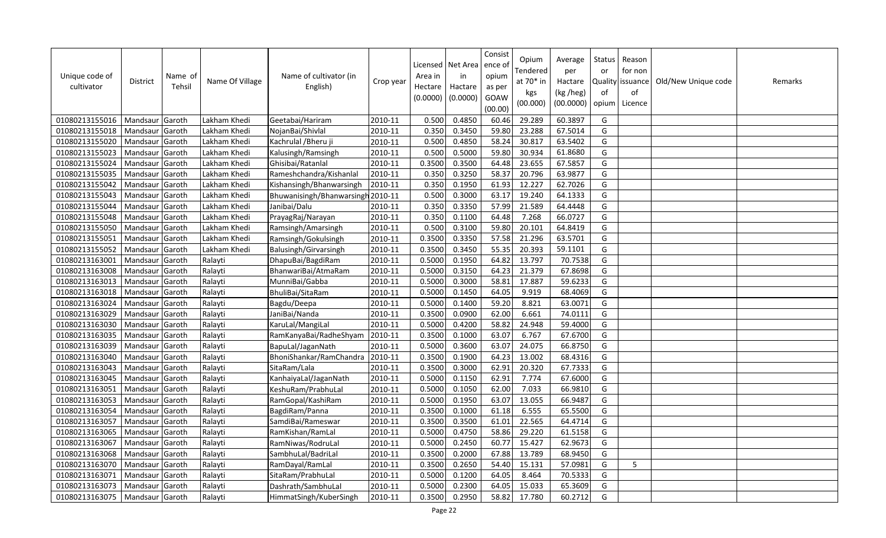| Unique code of cultivator | District | Name of Tehsil | Name Of Village | Name of cultivator (in English) | Crop year | Licensed Area in Hectare (0.0000) | Net Area in Hactare (0.0000) | Consist ence of opium as per GOAW (00.00) | Opium Tendered at 70* in kgs (00.000) | Average per Hactare (kg /heg) (00.0000) | Status or Quality of opium | Reason for non issuance of Licence | Old/New Unique code | Remarks |
|---|---|---|---|---|---|---|---|---|---|---|---|---|---|---|
| 01080213155016 | Mandsaur | Garoth | Lakham Khedi | Geetabai/Hariram | 2010-11 | 0.500 | 0.4850 | 60.46 | 29.289 | 60.3897 | G | | | |
| 01080213155018 | Mandsaur | Garoth | Lakham Khedi | NojanBai/Shivlal | 2010-11 | 0.350 | 0.3450 | 59.80 | 23.288 | 67.5014 | G | | | |
| 01080213155020 | Mandsaur | Garoth | Lakham Khedi | Kachrulal /Bheru ji | 2010-11 | 0.500 | 0.4850 | 58.24 | 30.817 | 63.5402 | G | | | |
| 01080213155023 | Mandsaur | Garoth | Lakham Khedi | Kalusingh/Ramsingh | 2010-11 | 0.500 | 0.5000 | 59.80 | 30.934 | 61.8680 | G | | | |
| 01080213155024 | Mandsaur | Garoth | Lakham Khedi | Ghisibai/Ratanlal | 2010-11 | 0.3500 | 0.3500 | 64.48 | 23.655 | 67.5857 | G | | | |
| 01080213155035 | Mandsaur | Garoth | Lakham Khedi | Rameshchandra/Kishanlal | 2010-11 | 0.350 | 0.3250 | 58.37 | 20.796 | 63.9877 | G | | | |
| 01080213155042 | Mandsaur | Garoth | Lakham Khedi | Kishansingh/Bhanwarsingh | 2010-11 | 0.350 | 0.1950 | 61.93 | 12.227 | 62.7026 | G | | | |
| 01080213155043 | Mandsaur | Garoth | Lakham Khedi | Bhuwanisingh/Bhanwarsingh | 2010-11 | 0.500 | 0.3000 | 63.17 | 19.240 | 64.1333 | G | | | |
| 01080213155044 | Mandsaur | Garoth | Lakham Khedi | Janibai/Dalu | 2010-11 | 0.350 | 0.3350 | 57.99 | 21.589 | 64.4448 | G | | | |
| 01080213155048 | Mandsaur | Garoth | Lakham Khedi | PrayagRaj/Narayan | 2010-11 | 0.350 | 0.1100 | 64.48 | 7.268 | 66.0727 | G | | | |
| 01080213155050 | Mandsaur | Garoth | Lakham Khedi | Ramsingh/Amarsingh | 2010-11 | 0.500 | 0.3100 | 59.80 | 20.101 | 64.8419 | G | | | |
| 01080213155051 | Mandsaur | Garoth | Lakham Khedi | Ramsingh/Gokulsingh | 2010-11 | 0.3500 | 0.3350 | 57.58 | 21.296 | 63.5701 | G | | | |
| 01080213155052 | Mandsaur | Garoth | Lakham Khedi | Balusingh/Girvarsingh | 2010-11 | 0.3500 | 0.3450 | 55.35 | 20.393 | 59.1101 | G | | | |
| 01080213163001 | Mandsaur | Garoth | Ralayti | DhapuBai/BagdiRam | 2010-11 | 0.5000 | 0.1950 | 64.82 | 13.797 | 70.7538 | G | | | |
| 01080213163008 | Mandsaur | Garoth | Ralayti | BhanwariBai/AtmaRam | 2010-11 | 0.5000 | 0.3150 | 64.23 | 21.379 | 67.8698 | G | | | |
| 01080213163013 | Mandsaur | Garoth | Ralayti | MunniBai/Gabba | 2010-11 | 0.5000 | 0.3000 | 58.81 | 17.887 | 59.6233 | G | | | |
| 01080213163018 | Mandsaur | Garoth | Ralayti | BhuliBai/SitaRam | 2010-11 | 0.5000 | 0.1450 | 64.05 | 9.919 | 68.4069 | G | | | |
| 01080213163024 | Mandsaur | Garoth | Ralayti | Bagdu/Deepa | 2010-11 | 0.5000 | 0.1400 | 59.20 | 8.821 | 63.0071 | G | | | |
| 01080213163029 | Mandsaur | Garoth | Ralayti | JaniBai/Nanda | 2010-11 | 0.3500 | 0.0900 | 62.00 | 6.661 | 74.0111 | G | | | |
| 01080213163030 | Mandsaur | Garoth | Ralayti | KaruLal/MangiLal | 2010-11 | 0.5000 | 0.4200 | 58.82 | 24.948 | 59.4000 | G | | | |
| 01080213163035 | Mandsaur | Garoth | Ralayti | RamKanyaBai/RadheShyam | 2010-11 | 0.3500 | 0.1000 | 63.07 | 6.767 | 67.6700 | G | | | |
| 01080213163039 | Mandsaur | Garoth | Ralayti | BapuLal/JaganNath | 2010-11 | 0.5000 | 0.3600 | 63.07 | 24.075 | 66.8750 | G | | | |
| 01080213163040 | Mandsaur | Garoth | Ralayti | BhoniShankar/RamChandra | 2010-11 | 0.3500 | 0.1900 | 64.23 | 13.002 | 68.4316 | G | | | |
| 01080213163043 | Mandsaur | Garoth | Ralayti | SitaRam/Lala | 2010-11 | 0.3500 | 0.3000 | 62.91 | 20.320 | 67.7333 | G | | | |
| 01080213163045 | Mandsaur | Garoth | Ralayti | KanhaiyaLal/JaganNath | 2010-11 | 0.5000 | 0.1150 | 62.91 | 7.774 | 67.6000 | G | | | |
| 01080213163051 | Mandsaur | Garoth | Ralayti | KeshuRam/PrabhuLal | 2010-11 | 0.5000 | 0.1050 | 62.00 | 7.033 | 66.9810 | G | | | |
| 01080213163053 | Mandsaur | Garoth | Ralayti | RamGopal/KashiRam | 2010-11 | 0.5000 | 0.1950 | 63.07 | 13.055 | 66.9487 | G | | | |
| 01080213163054 | Mandsaur | Garoth | Ralayti | BagdiRam/Panna | 2010-11 | 0.3500 | 0.1000 | 61.18 | 6.555 | 65.5500 | G | | | |
| 01080213163057 | Mandsaur | Garoth | Ralayti | SamdiBai/Rameswar | 2010-11 | 0.3500 | 0.3500 | 61.01 | 22.565 | 64.4714 | G | | | |
| 01080213163065 | Mandsaur | Garoth | Ralayti | RamKishan/RamLal | 2010-11 | 0.5000 | 0.4750 | 58.86 | 29.220 | 61.5158 | G | | | |
| 01080213163067 | Mandsaur | Garoth | Ralayti | RamNiwas/RodruLal | 2010-11 | 0.5000 | 0.2450 | 60.77 | 15.427 | 62.9673 | G | | | |
| 01080213163068 | Mandsaur | Garoth | Ralayti | SambhuLal/BadriLal | 2010-11 | 0.3500 | 0.2000 | 67.88 | 13.789 | 68.9450 | G | | | |
| 01080213163070 | Mandsaur | Garoth | Ralayti | RamDayal/RamLal | 2010-11 | 0.3500 | 0.2650 | 54.40 | 15.131 | 57.0981 | G | 5 | | |
| 01080213163071 | Mandsaur | Garoth | Ralayti | SitaRam/PrabhuLal | 2010-11 | 0.5000 | 0.1200 | 64.05 | 8.464 | 70.5333 | G | | | |
| 01080213163073 | Mandsaur | Garoth | Ralayti | Dashrath/SambhuLal | 2010-11 | 0.5000 | 0.2300 | 64.05 | 15.033 | 65.3609 | G | | | |
| 01080213163075 | Mandsaur | Garoth | Ralayti | HimmatSingh/KuberSingh | 2010-11 | 0.3500 | 0.2950 | 58.82 | 17.780 | 60.2712 | G | | | |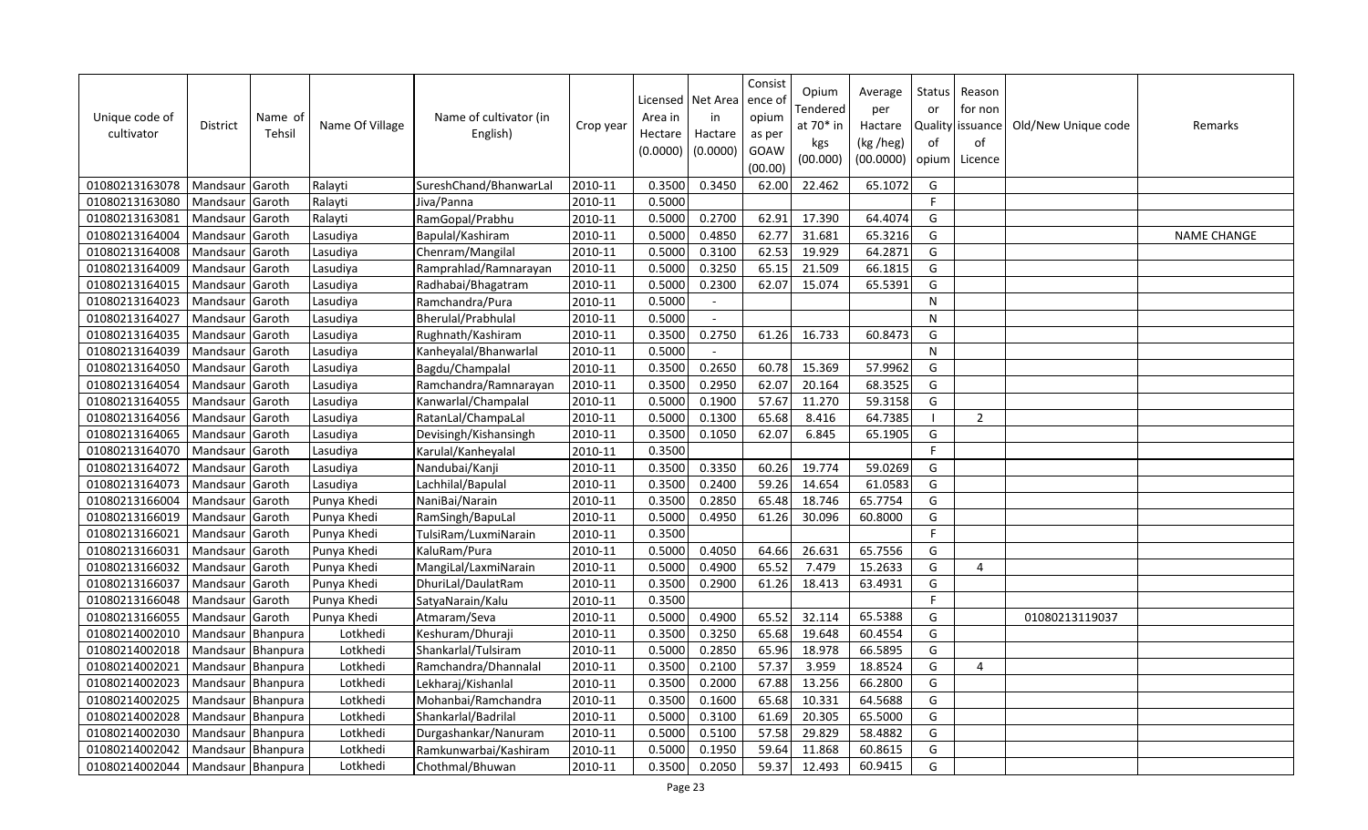| Unique code of cultivator | District | Name of Tehsil | Name Of Village | Name of cultivator (in English) | Crop year | Licensed Area in Hectare (0.0000) | Net Area in Hactare (0.0000) | Consistence of opium as per GOAW (00.00) | Opium Tendered at 70* in kgs (00.000) | Average per Hactare (kg /heg) (00.0000) | Status or Quality of opium | Reason for non issuance of Licence | Old/New Unique code | Remarks |
|---|---|---|---|---|---|---|---|---|---|---|---|---|---|---|
| 01080213163078 | Mandsaur | Garoth | Ralayti | SureshChand/BhanwarLal | 2010-11 | 0.3500 | 0.3450 | 62.00 | 22.462 | 65.1072 | G | | | |
| 01080213163080 | Mandsaur | Garoth | Ralayti | Jiva/Panna | 2010-11 | 0.5000 | | | | | F | | | |
| 01080213163081 | Mandsaur | Garoth | Ralayti | RamGopal/Prabhu | 2010-11 | 0.5000 | 0.2700 | 62.91 | 17.390 | 64.4074 | G | | | |
| 01080213164004 | Mandsaur | Garoth | Lasudiya | Bapulal/Kashiram | 2010-11 | 0.5000 | 0.4850 | 62.77 | 31.681 | 65.3216 | G | | | NAME CHANGE |
| 01080213164008 | Mandsaur | Garoth | Lasudiya | Chenram/Mangilal | 2010-11 | 0.5000 | 0.3100 | 62.53 | 19.929 | 64.2871 | G | | | |
| 01080213164009 | Mandsaur | Garoth | Lasudiya | Ramprahlad/Ramnarayan | 2010-11 | 0.5000 | 0.3250 | 65.15 | 21.509 | 66.1815 | G | | | |
| 01080213164015 | Mandsaur | Garoth | Lasudiya | Radhabai/Bhagatram | 2010-11 | 0.5000 | 0.2300 | 62.07 | 15.074 | 65.5391 | G | | | |
| 01080213164023 | Mandsaur | Garoth | Lasudiya | Ramchandra/Pura | 2010-11 | 0.5000 | - | | | | N | | | |
| 01080213164027 | Mandsaur | Garoth | Lasudiya | Bherulal/Prabhulal | 2010-11 | 0.5000 | - | | | | N | | | |
| 01080213164035 | Mandsaur | Garoth | Lasudiya | Rughnath/Kashiram | 2010-11 | 0.3500 | 0.2750 | 61.26 | 16.733 | 60.8473 | G | | | |
| 01080213164039 | Mandsaur | Garoth | Lasudiya | Kanheyalal/Bhanwarlal | 2010-11 | 0.5000 | - | | | | N | | | |
| 01080213164050 | Mandsaur | Garoth | Lasudiya | Bagdu/Champalal | 2010-11 | 0.3500 | 0.2650 | 60.78 | 15.369 | 57.9962 | G | | | |
| 01080213164054 | Mandsaur | Garoth | Lasudiya | Ramchandra/Ramnarayan | 2010-11 | 0.3500 | 0.2950 | 62.07 | 20.164 | 68.3525 | G | | | |
| 01080213164055 | Mandsaur | Garoth | Lasudiya | Kanwarlal/Champalal | 2010-11 | 0.5000 | 0.1900 | 57.67 | 11.270 | 59.3158 | G | | | |
| 01080213164056 | Mandsaur | Garoth | Lasudiya | RatanLal/ChampaLal | 2010-11 | 0.5000 | 0.1300 | 65.68 | 8.416 | 64.7385 | I | 2 | | |
| 01080213164065 | Mandsaur | Garoth | Lasudiya | Devisingh/Kishansingh | 2010-11 | 0.3500 | 0.1050 | 62.07 | 6.845 | 65.1905 | G | | | |
| 01080213164070 | Mandsaur | Garoth | Lasudiya | Karulal/Kanheyalal | 2010-11 | 0.3500 | | | | | F | | | |
| 01080213164072 | Mandsaur | Garoth | Lasudiya | Nandubai/Kanji | 2010-11 | 0.3500 | 0.3350 | 60.26 | 19.774 | 59.0269 | G | | | |
| 01080213164073 | Mandsaur | Garoth | Lasudiya | Lachhilal/Bapulal | 2010-11 | 0.3500 | 0.2400 | 59.26 | 14.654 | 61.0583 | G | | | |
| 01080213166004 | Mandsaur | Garoth | Punya Khedi | NaniBai/Narain | 2010-11 | 0.3500 | 0.2850 | 65.48 | 18.746 | 65.7754 | G | | | |
| 01080213166019 | Mandsaur | Garoth | Punya Khedi | RamSingh/BapuLal | 2010-11 | 0.5000 | 0.4950 | 61.26 | 30.096 | 60.8000 | G | | | |
| 01080213166021 | Mandsaur | Garoth | Punya Khedi | TulsiRam/LuxmiNarain | 2010-11 | 0.3500 | | | | | F | | | |
| 01080213166031 | Mandsaur | Garoth | Punya Khedi | KaluRam/Pura | 2010-11 | 0.5000 | 0.4050 | 64.66 | 26.631 | 65.7556 | G | | | |
| 01080213166032 | Mandsaur | Garoth | Punya Khedi | MangiLal/LaxmiNarain | 2010-11 | 0.5000 | 0.4900 | 65.52 | 7.479 | 15.2633 | G | 4 | | |
| 01080213166037 | Mandsaur | Garoth | Punya Khedi | DhuriLal/DaulatRam | 2010-11 | 0.3500 | 0.2900 | 61.26 | 18.413 | 63.4931 | G | | | |
| 01080213166048 | Mandsaur | Garoth | Punya Khedi | SatyaNarain/Kalu | 2010-11 | 0.3500 | | | | | F | | | |
| 01080213166055 | Mandsaur | Garoth | Punya Khedi | Atmaram/Seva | 2010-11 | 0.5000 | 0.4900 | 65.52 | 32.114 | 65.5388 | G | | 01080213119037 | |
| 01080214002010 | Mandsaur | Bhanpura | Lotkhedi | Keshuram/Dhuraji | 2010-11 | 0.3500 | 0.3250 | 65.68 | 19.648 | 60.4554 | G | | | |
| 01080214002018 | Mandsaur | Bhanpura | Lotkhedi | Shankarlal/Tulsiram | 2010-11 | 0.5000 | 0.2850 | 65.96 | 18.978 | 66.5895 | G | | | |
| 01080214002021 | Mandsaur | Bhanpura | Lotkhedi | Ramchandra/Dhannalal | 2010-11 | 0.3500 | 0.2100 | 57.37 | 3.959 | 18.8524 | G | 4 | | |
| 01080214002023 | Mandsaur | Bhanpura | Lotkhedi | Lekharaj/Kishanlal | 2010-11 | 0.3500 | 0.2000 | 67.88 | 13.256 | 66.2800 | G | | | |
| 01080214002025 | Mandsaur | Bhanpura | Lotkhedi | Mohanbai/Ramchandra | 2010-11 | 0.3500 | 0.1600 | 65.68 | 10.331 | 64.5688 | G | | | |
| 01080214002028 | Mandsaur | Bhanpura | Lotkhedi | Shankarlal/Badrilal | 2010-11 | 0.5000 | 0.3100 | 61.69 | 20.305 | 65.5000 | G | | | |
| 01080214002030 | Mandsaur | Bhanpura | Lotkhedi | Durgashankar/Nanuram | 2010-11 | 0.5000 | 0.5100 | 57.58 | 29.829 | 58.4882 | G | | | |
| 01080214002042 | Mandsaur | Bhanpura | Lotkhedi | Ramkunwarbai/Kashiram | 2010-11 | 0.5000 | 0.1950 | 59.64 | 11.868 | 60.8615 | G | | | |
| 01080214002044 | Mandsaur | Bhanpura | Lotkhedi | Chothmal/Bhuwan | 2010-11 | 0.3500 | 0.2050 | 59.37 | 12.493 | 60.9415 | G | | | |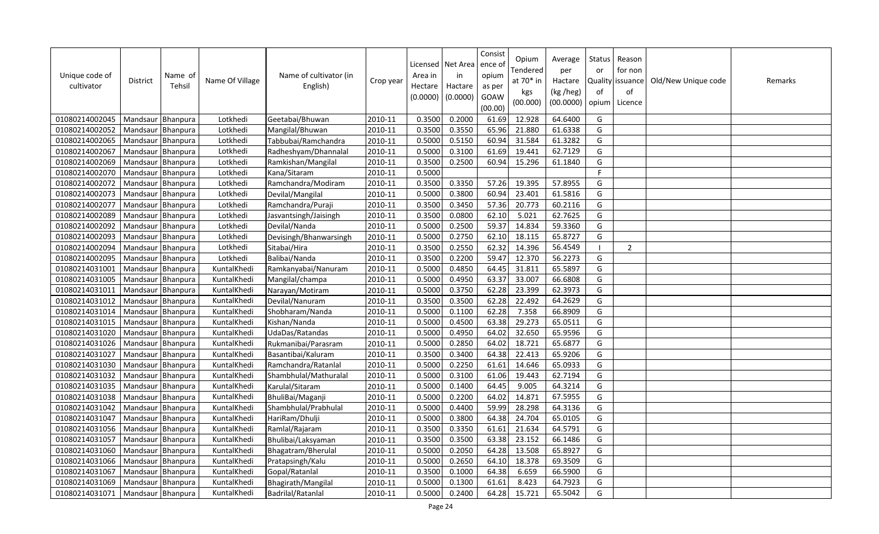| Unique code of cultivator | District | Name of Tehsil | Name Of Village | Name of cultivator (in English) | Crop year | Licensed Area in Hectare (0.0000) | Net Area in Hactare (0.0000) | Consistence of opium as per GOAW (00.00) | Opium Tendered at 70* in kgs (00.000) | Average per Hactare (kg /heg) (00.0000) | Status or Quality of opium | Reason for non issuance of Licence | Old/New Unique code | Remarks |
|---|---|---|---|---|---|---|---|---|---|---|---|---|---|---|
| 01080214002045 | Mandsaur | Bhanpura | Lotkhedi | Geetabai/Bhuwan | 2010-11 | 0.3500 | 0.2000 | 61.69 | 12.928 | 64.6400 | G | | | |
| 01080214002052 | Mandsaur | Bhanpura | Lotkhedi | Mangilal/Bhuwan | 2010-11 | 0.3500 | 0.3550 | 65.96 | 21.880 | 61.6338 | G | | | |
| 01080214002065 | Mandsaur | Bhanpura | Lotkhedi | Tabbubai/Ramchandra | 2010-11 | 0.5000 | 0.5150 | 60.94 | 31.584 | 61.3282 | G | | | |
| 01080214002067 | Mandsaur | Bhanpura | Lotkhedi | Radheshyam/Dhannalal | 2010-11 | 0.5000 | 0.3100 | 61.69 | 19.441 | 62.7129 | G | | | |
| 01080214002069 | Mandsaur | Bhanpura | Lotkhedi | Ramkishan/Mangilal | 2010-11 | 0.3500 | 0.2500 | 60.94 | 15.296 | 61.1840 | G | | | |
| 01080214002070 | Mandsaur | Bhanpura | Lotkhedi | Kana/Sitaram | 2010-11 | 0.5000 | | | | | F | | | |
| 01080214002072 | Mandsaur | Bhanpura | Lotkhedi | Ramchandra/Modiram | 2010-11 | 0.3500 | 0.3350 | 57.26 | 19.395 | 57.8955 | G | | | |
| 01080214002073 | Mandsaur | Bhanpura | Lotkhedi | Devilal/Mangilal | 2010-11 | 0.5000 | 0.3800 | 60.94 | 23.401 | 61.5816 | G | | | |
| 01080214002077 | Mandsaur | Bhanpura | Lotkhedi | Ramchandra/Puraji | 2010-11 | 0.3500 | 0.3450 | 57.36 | 20.773 | 60.2116 | G | | | |
| 01080214002089 | Mandsaur | Bhanpura | Lotkhedi | Jasvantsingh/Jaisingh | 2010-11 | 0.3500 | 0.0800 | 62.10 | 5.021 | 62.7625 | G | | | |
| 01080214002092 | Mandsaur | Bhanpura | Lotkhedi | Devilal/Nanda | 2010-11 | 0.5000 | 0.2500 | 59.37 | 14.834 | 59.3360 | G | | | |
| 01080214002093 | Mandsaur | Bhanpura | Lotkhedi | Devisingh/Bhanwarsingh | 2010-11 | 0.5000 | 0.2750 | 62.10 | 18.115 | 65.8727 | G | | | |
| 01080214002094 | Mandsaur | Bhanpura | Lotkhedi | Sitabai/Hira | 2010-11 | 0.3500 | 0.2550 | 62.32 | 14.396 | 56.4549 | I | 2 | | |
| 01080214002095 | Mandsaur | Bhanpura | Lotkhedi | Balibai/Nanda | 2010-11 | 0.3500 | 0.2200 | 59.47 | 12.370 | 56.2273 | G | | | |
| 01080214031001 | Mandsaur | Bhanpura | KuntalKhedi | Ramkanyabai/Nanuram | 2010-11 | 0.5000 | 0.4850 | 64.45 | 31.811 | 65.5897 | G | | | |
| 01080214031005 | Mandsaur | Bhanpura | KuntalKhedi | Mangilal/champa | 2010-11 | 0.5000 | 0.4950 | 63.37 | 33.007 | 66.6808 | G | | | |
| 01080214031011 | Mandsaur | Bhanpura | KuntalKhedi | Narayan/Motiram | 2010-11 | 0.5000 | 0.3750 | 62.28 | 23.399 | 62.3973 | G | | | |
| 01080214031012 | Mandsaur | Bhanpura | KuntalKhedi | Devilal/Nanuram | 2010-11 | 0.3500 | 0.3500 | 62.28 | 22.492 | 64.2629 | G | | | |
| 01080214031014 | Mandsaur | Bhanpura | KuntalKhedi | Shobharam/Nanda | 2010-11 | 0.5000 | 0.1100 | 62.28 | 7.358 | 66.8909 | G | | | |
| 01080214031015 | Mandsaur | Bhanpura | KuntalKhedi | Kishan/Nanda | 2010-11 | 0.5000 | 0.4500 | 63.38 | 29.273 | 65.0511 | G | | | |
| 01080214031020 | Mandsaur | Bhanpura | KuntalKhedi | UdaDas/Ratandas | 2010-11 | 0.5000 | 0.4950 | 64.02 | 32.650 | 65.9596 | G | | | |
| 01080214031026 | Mandsaur | Bhanpura | KuntalKhedi | Rukmanibai/Parasram | 2010-11 | 0.5000 | 0.2850 | 64.02 | 18.721 | 65.6877 | G | | | |
| 01080214031027 | Mandsaur | Bhanpura | KuntalKhedi | Basantibai/Kaluram | 2010-11 | 0.3500 | 0.3400 | 64.38 | 22.413 | 65.9206 | G | | | |
| 01080214031030 | Mandsaur | Bhanpura | KuntalKhedi | Ramchandra/Ratanlal | 2010-11 | 0.5000 | 0.2250 | 61.61 | 14.646 | 65.0933 | G | | | |
| 01080214031032 | Mandsaur | Bhanpura | KuntalKhedi | Shambhulal/Mathuralal | 2010-11 | 0.5000 | 0.3100 | 61.06 | 19.443 | 62.7194 | G | | | |
| 01080214031035 | Mandsaur | Bhanpura | KuntalKhedi | Karulal/Sitaram | 2010-11 | 0.5000 | 0.1400 | 64.45 | 9.005 | 64.3214 | G | | | |
| 01080214031038 | Mandsaur | Bhanpura | KuntalKhedi | BhuliBai/Maganji | 2010-11 | 0.5000 | 0.2200 | 64.02 | 14.871 | 67.5955 | G | | | |
| 01080214031042 | Mandsaur | Bhanpura | KuntalKhedi | Shambhulal/Prabhulal | 2010-11 | 0.5000 | 0.4400 | 59.99 | 28.298 | 64.3136 | G | | | |
| 01080214031047 | Mandsaur | Bhanpura | KuntalKhedi | HariRam/Dhulji | 2010-11 | 0.5000 | 0.3800 | 64.38 | 24.704 | 65.0105 | G | | | |
| 01080214031056 | Mandsaur | Bhanpura | KuntalKhedi | Ramlal/Rajaram | 2010-11 | 0.3500 | 0.3350 | 61.61 | 21.634 | 64.5791 | G | | | |
| 01080214031057 | Mandsaur | Bhanpura | KuntalKhedi | Bhulibai/Laksyaman | 2010-11 | 0.3500 | 0.3500 | 63.38 | 23.152 | 66.1486 | G | | | |
| 01080214031060 | Mandsaur | Bhanpura | KuntalKhedi | Bhagatram/Bherulal | 2010-11 | 0.5000 | 0.2050 | 64.28 | 13.508 | 65.8927 | G | | | |
| 01080214031066 | Mandsaur | Bhanpura | KuntalKhedi | Pratapsingh/Kalu | 2010-11 | 0.5000 | 0.2650 | 64.10 | 18.378 | 69.3509 | G | | | |
| 01080214031067 | Mandsaur | Bhanpura | KuntalKhedi | Gopal/Ratanlal | 2010-11 | 0.3500 | 0.1000 | 64.38 | 6.659 | 66.5900 | G | | | |
| 01080214031069 | Mandsaur | Bhanpura | KuntalKhedi | Bhagirath/Mangilal | 2010-11 | 0.5000 | 0.1300 | 61.61 | 8.423 | 64.7923 | G | | | |
| 01080214031071 | Mandsaur | Bhanpura | KuntalKhedi | Badrilal/Ratanlal | 2010-11 | 0.5000 | 0.2400 | 64.28 | 15.721 | 65.5042 | G | | | |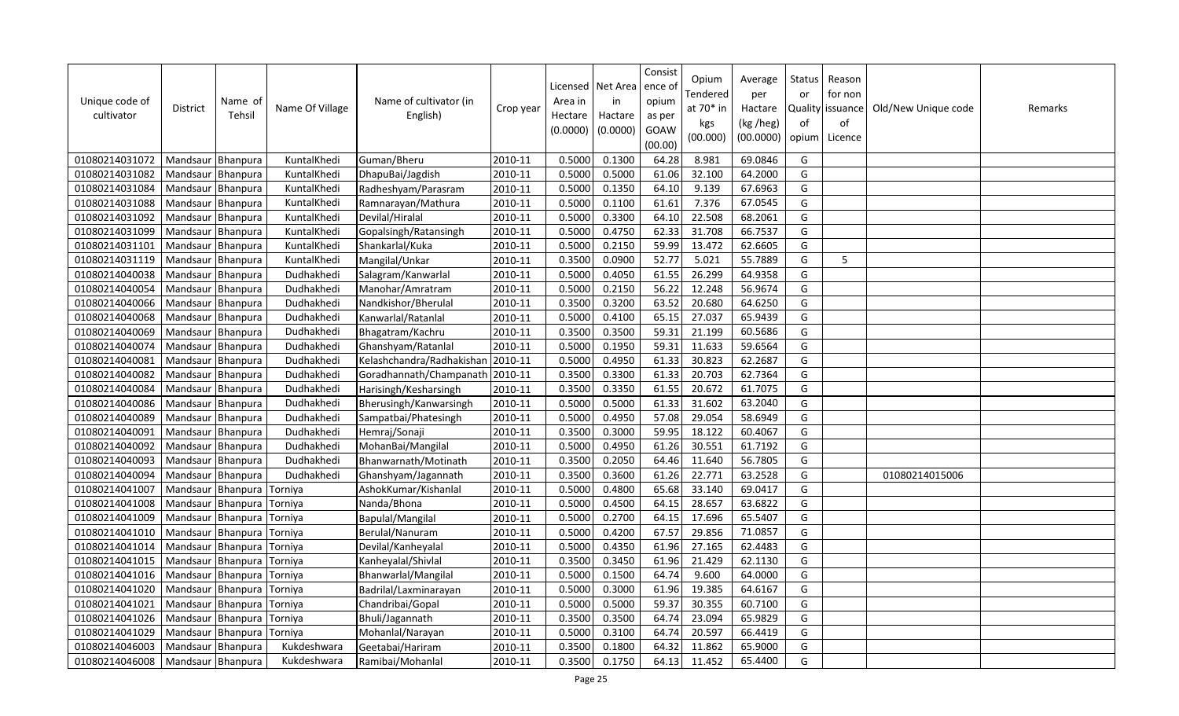| Unique code of cultivator | District | Name of Tehsil | Name Of Village | Name of cultivator (in English) | Crop year | Licensed Area in Hectare (0.0000) | Net Area in Hactare (0.0000) | Consistence of opium as per GOAW (00.00) | Opium Tendered at 70* in kgs (00.000) | Average per Hactare (kg /heg) (00.0000) | Status or Quality of opium | Reason for non issuance of Licence | Old/New Unique code | Remarks |
|---|---|---|---|---|---|---|---|---|---|---|---|---|---|---|
| 01080214031072 | Mandsaur | Bhanpura | KuntalKhedi | Guman/Bheru | 2010-11 | 0.5000 | 0.1300 | 64.28 | 8.981 | 69.0846 | G | | | |
| 01080214031082 | Mandsaur | Bhanpura | KuntalKhedi | DhapuBai/Jagdish | 2010-11 | 0.5000 | 0.5000 | 61.06 | 32.100 | 64.2000 | G | | | |
| 01080214031084 | Mandsaur | Bhanpura | KuntalKhedi | Radheshyam/Parasram | 2010-11 | 0.5000 | 0.1350 | 64.10 | 9.139 | 67.6963 | G | | | |
| 01080214031088 | Mandsaur | Bhanpura | KuntalKhedi | Ramnarayan/Mathura | 2010-11 | 0.5000 | 0.1100 | 61.61 | 7.376 | 67.0545 | G | | | |
| 01080214031092 | Mandsaur | Bhanpura | KuntalKhedi | Devilal/Hiralal | 2010-11 | 0.5000 | 0.3300 | 64.10 | 22.508 | 68.2061 | G | | | |
| 01080214031099 | Mandsaur | Bhanpura | KuntalKhedi | Gopalsingh/Ratansingh | 2010-11 | 0.5000 | 0.4750 | 62.33 | 31.708 | 66.7537 | G | | | |
| 01080214031101 | Mandsaur | Bhanpura | KuntalKhedi | Shankarlal/Kuka | 2010-11 | 0.5000 | 0.2150 | 59.99 | 13.472 | 62.6605 | G | | | |
| 01080214031119 | Mandsaur | Bhanpura | KuntalKhedi | Mangilal/Unkar | 2010-11 | 0.3500 | 0.0900 | 52.77 | 5.021 | 55.7889 | G | 5 | | |
| 01080214040038 | Mandsaur | Bhanpura | Dudhakhedi | Salagram/Kanwarlal | 2010-11 | 0.5000 | 0.4050 | 61.55 | 26.299 | 64.9358 | G | | | |
| 01080214040054 | Mandsaur | Bhanpura | Dudhakhedi | Manohar/Amratram | 2010-11 | 0.5000 | 0.2150 | 56.22 | 12.248 | 56.9674 | G | | | |
| 01080214040066 | Mandsaur | Bhanpura | Dudhakhedi | Nandkishor/Bherulal | 2010-11 | 0.3500 | 0.3200 | 63.52 | 20.680 | 64.6250 | G | | | |
| 01080214040068 | Mandsaur | Bhanpura | Dudhakhedi | Kanwarlal/Ratanlal | 2010-11 | 0.5000 | 0.4100 | 65.15 | 27.037 | 65.9439 | G | | | |
| 01080214040069 | Mandsaur | Bhanpura | Dudhakhedi | Bhagatram/Kachru | 2010-11 | 0.3500 | 0.3500 | 59.31 | 21.199 | 60.5686 | G | | | |
| 01080214040074 | Mandsaur | Bhanpura | Dudhakhedi | Ghanshyam/Ratanlal | 2010-11 | 0.5000 | 0.1950 | 59.31 | 11.633 | 59.6564 | G | | | |
| 01080214040081 | Mandsaur | Bhanpura | Dudhakhedi | Kelashchandra/Radhakishan | 2010-11 | 0.5000 | 0.4950 | 61.33 | 30.823 | 62.2687 | G | | | |
| 01080214040082 | Mandsaur | Bhanpura | Dudhakhedi | Goradhannath/Champanath | 2010-11 | 0.3500 | 0.3300 | 61.33 | 20.703 | 62.7364 | G | | | |
| 01080214040084 | Mandsaur | Bhanpura | Dudhakhedi | Harisingh/Kesharsingh | 2010-11 | 0.3500 | 0.3350 | 61.55 | 20.672 | 61.7075 | G | | | |
| 01080214040086 | Mandsaur | Bhanpura | Dudhakhedi | Bherusingh/Kanwarsingh | 2010-11 | 0.5000 | 0.5000 | 61.33 | 31.602 | 63.2040 | G | | | |
| 01080214040089 | Mandsaur | Bhanpura | Dudhakhedi | Sampatbai/Phatesingh | 2010-11 | 0.5000 | 0.4950 | 57.08 | 29.054 | 58.6949 | G | | | |
| 01080214040091 | Mandsaur | Bhanpura | Dudhakhedi | Hemraj/Sonaji | 2010-11 | 0.3500 | 0.3000 | 59.95 | 18.122 | 60.4067 | G | | | |
| 01080214040092 | Mandsaur | Bhanpura | Dudhakhedi | MohanBai/Mangilal | 2010-11 | 0.5000 | 0.4950 | 61.26 | 30.551 | 61.7192 | G | | | |
| 01080214040093 | Mandsaur | Bhanpura | Dudhakhedi | Bhanwarnath/Motinath | 2010-11 | 0.3500 | 0.2050 | 64.46 | 11.640 | 56.7805 | G | | | |
| 01080214040094 | Mandsaur | Bhanpura | Dudhakhedi | Ghanshyam/Jagannath | 2010-11 | 0.3500 | 0.3600 | 61.26 | 22.771 | 63.2528 | G | | 01080214015006 | |
| 01080214041007 | Mandsaur | Bhanpura | Torniya | AshokKumar/Kishanlal | 2010-11 | 0.5000 | 0.4800 | 65.68 | 33.140 | 69.0417 | G | | | |
| 01080214041008 | Mandsaur | Bhanpura | Torniya | Nanda/Bhona | 2010-11 | 0.5000 | 0.4500 | 64.15 | 28.657 | 63.6822 | G | | | |
| 01080214041009 | Mandsaur | Bhanpura | Torniya | Bapulal/Mangilal | 2010-11 | 0.5000 | 0.2700 | 64.15 | 17.696 | 65.5407 | G | | | |
| 01080214041010 | Mandsaur | Bhanpura | Torniya | Berulal/Nanuram | 2010-11 | 0.5000 | 0.4200 | 67.57 | 29.856 | 71.0857 | G | | | |
| 01080214041014 | Mandsaur | Bhanpura | Torniya | Devilal/Kanheyalal | 2010-11 | 0.5000 | 0.4350 | 61.96 | 27.165 | 62.4483 | G | | | |
| 01080214041015 | Mandsaur | Bhanpura | Torniya | Kanheyalal/Shivlal | 2010-11 | 0.3500 | 0.3450 | 61.96 | 21.429 | 62.1130 | G | | | |
| 01080214041016 | Mandsaur | Bhanpura | Torniya | Bhanwarlal/Mangilal | 2010-11 | 0.5000 | 0.1500 | 64.74 | 9.600 | 64.0000 | G | | | |
| 01080214041020 | Mandsaur | Bhanpura | Torniya | Badrilal/Laxminarayan | 2010-11 | 0.5000 | 0.3000 | 61.96 | 19.385 | 64.6167 | G | | | |
| 01080214041021 | Mandsaur | Bhanpura | Torniya | Chandribai/Gopal | 2010-11 | 0.5000 | 0.5000 | 59.37 | 30.355 | 60.7100 | G | | | |
| 01080214041026 | Mandsaur | Bhanpura | Torniya | Bhuli/Jagannath | 2010-11 | 0.3500 | 0.3500 | 64.74 | 23.094 | 65.9829 | G | | | |
| 01080214041029 | Mandsaur | Bhanpura | Torniya | Mohanlal/Narayan | 2010-11 | 0.5000 | 0.3100 | 64.74 | 20.597 | 66.4419 | G | | | |
| 01080214046003 | Mandsaur | Bhanpura | Kukdeshwara | Geetabai/Hariram | 2010-11 | 0.3500 | 0.1800 | 64.32 | 11.862 | 65.9000 | G | | | |
| 01080214046008 | Mandsaur | Bhanpura | Kukdeshwara | Ramibai/Mohanlal | 2010-11 | 0.3500 | 0.1750 | 64.13 | 11.452 | 65.4400 | G | | | |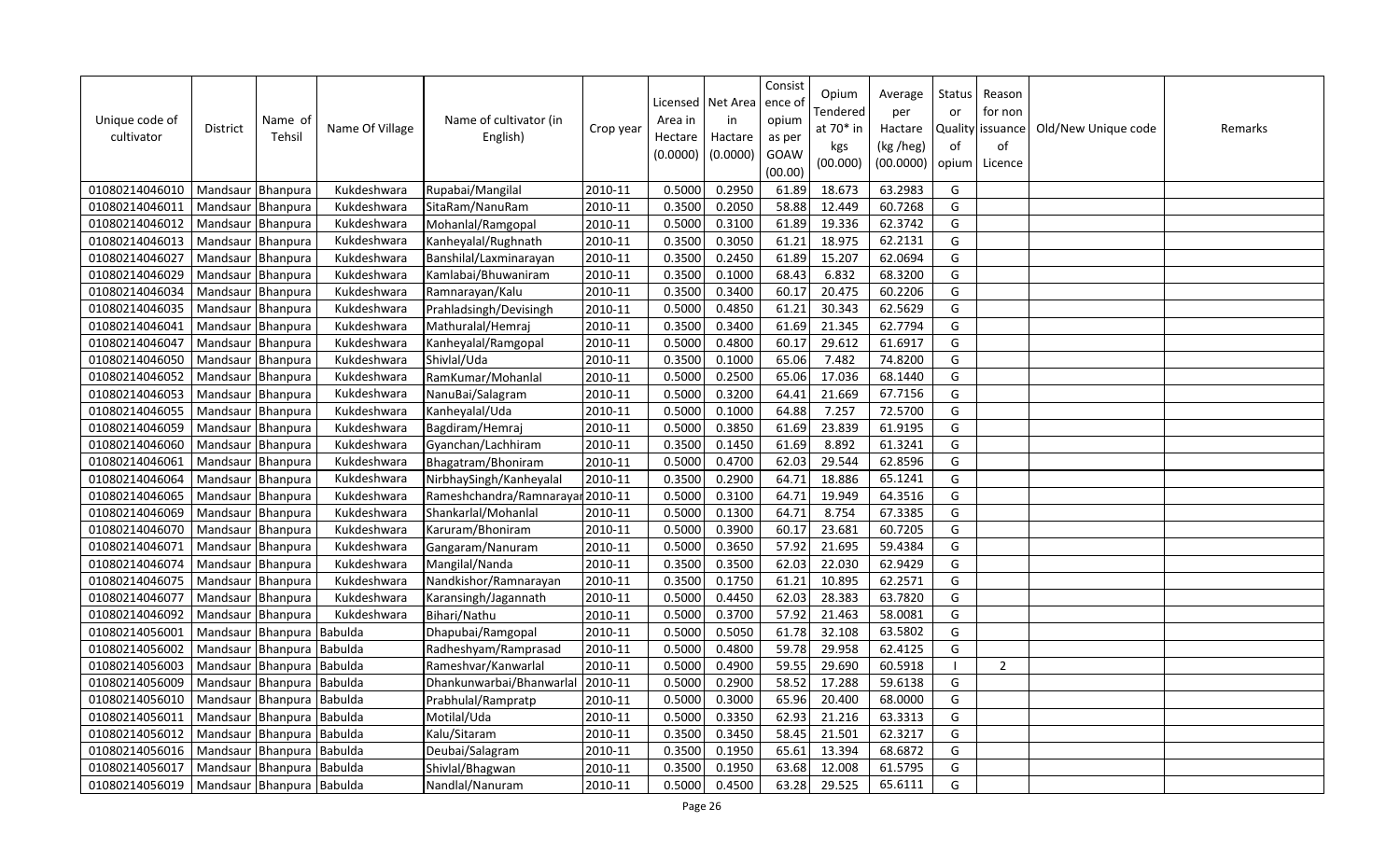| Unique code of cultivator | District | Name of Tehsil | Name Of Village | Name of cultivator (in English) | Crop year | Licensed Area in Hectare (0.0000) | Net Area in Hactare (0.0000) | Consistence of opium as per GOAW (00.00) | Opium Tendered at 70* in kgs (00.000) | Average per Hactare (kg /heg) (00.0000) | Status or Quality of opium | Reason for non issuance of Licence | Old/New Unique code | Remarks |
|---|---|---|---|---|---|---|---|---|---|---|---|---|---|---|
| 01080214046010 | Mandsaur | Bhanpura | Kukdeshwara | Rupabai/Mangilal | 2010-11 | 0.5000 | 0.2950 | 61.89 | 18.673 | 63.2983 | G | | | |
| 01080214046011 | Mandsaur | Bhanpura | Kukdeshwara | SitaRam/NanuRam | 2010-11 | 0.3500 | 0.2050 | 58.88 | 12.449 | 60.7268 | G | | | |
| 01080214046012 | Mandsaur | Bhanpura | Kukdeshwara | Mohanlal/Ramgopal | 2010-11 | 0.5000 | 0.3100 | 61.89 | 19.336 | 62.3742 | G | | | |
| 01080214046013 | Mandsaur | Bhanpura | Kukdeshwara | Kanheyalal/Rughnath | 2010-11 | 0.3500 | 0.3050 | 61.21 | 18.975 | 62.2131 | G | | | |
| 01080214046027 | Mandsaur | Bhanpura | Kukdeshwara | Banshilal/Laxminarayan | 2010-11 | 0.3500 | 0.2450 | 61.89 | 15.207 | 62.0694 | G | | | |
| 01080214046029 | Mandsaur | Bhanpura | Kukdeshwara | Kamlabai/Bhuwaniram | 2010-11 | 0.3500 | 0.1000 | 68.43 | 6.832 | 68.3200 | G | | | |
| 01080214046034 | Mandsaur | Bhanpura | Kukdeshwara | Ramnarayan/Kalu | 2010-11 | 0.3500 | 0.3400 | 60.17 | 20.475 | 60.2206 | G | | | |
| 01080214046035 | Mandsaur | Bhanpura | Kukdeshwara | Prahladsingh/Devisingh | 2010-11 | 0.5000 | 0.4850 | 61.21 | 30.343 | 62.5629 | G | | | |
| 01080214046041 | Mandsaur | Bhanpura | Kukdeshwara | Mathuralal/Hemraj | 2010-11 | 0.3500 | 0.3400 | 61.69 | 21.345 | 62.7794 | G | | | |
| 01080214046047 | Mandsaur | Bhanpura | Kukdeshwara | Kanheyalal/Ramgopal | 2010-11 | 0.5000 | 0.4800 | 60.17 | 29.612 | 61.6917 | G | | | |
| 01080214046050 | Mandsaur | Bhanpura | Kukdeshwara | Shivlal/Uda | 2010-11 | 0.3500 | 0.1000 | 65.06 | 7.482 | 74.8200 | G | | | |
| 01080214046052 | Mandsaur | Bhanpura | Kukdeshwara | RamKumar/Mohanlal | 2010-11 | 0.5000 | 0.2500 | 65.06 | 17.036 | 68.1440 | G | | | |
| 01080214046053 | Mandsaur | Bhanpura | Kukdeshwara | NanuBai/Salagram | 2010-11 | 0.5000 | 0.3200 | 64.41 | 21.669 | 67.7156 | G | | | |
| 01080214046055 | Mandsaur | Bhanpura | Kukdeshwara | Kanheyalal/Uda | 2010-11 | 0.5000 | 0.1000 | 64.88 | 7.257 | 72.5700 | G | | | |
| 01080214046059 | Mandsaur | Bhanpura | Kukdeshwara | Bagdiram/Hemraj | 2010-11 | 0.5000 | 0.3850 | 61.69 | 23.839 | 61.9195 | G | | | |
| 01080214046060 | Mandsaur | Bhanpura | Kukdeshwara | Gyanchan/Lachhiram | 2010-11 | 0.3500 | 0.1450 | 61.69 | 8.892 | 61.3241 | G | | | |
| 01080214046061 | Mandsaur | Bhanpura | Kukdeshwara | Bhagatram/Bhoniram | 2010-11 | 0.5000 | 0.4700 | 62.03 | 29.544 | 62.8596 | G | | | |
| 01080214046064 | Mandsaur | Bhanpura | Kukdeshwara | NirbhaySingh/Kanheyalal | 2010-11 | 0.3500 | 0.2900 | 64.71 | 18.886 | 65.1241 | G | | | |
| 01080214046065 | Mandsaur | Bhanpura | Kukdeshwara | Rameshchandra/Ramnarayar | 2010-11 | 0.5000 | 0.3100 | 64.71 | 19.949 | 64.3516 | G | | | |
| 01080214046069 | Mandsaur | Bhanpura | Kukdeshwara | Shankarlal/Mohanlal | 2010-11 | 0.5000 | 0.1300 | 64.71 | 8.754 | 67.3385 | G | | | |
| 01080214046070 | Mandsaur | Bhanpura | Kukdeshwara | Karuram/Bhoniram | 2010-11 | 0.5000 | 0.3900 | 60.17 | 23.681 | 60.7205 | G | | | |
| 01080214046071 | Mandsaur | Bhanpura | Kukdeshwara | Gangaram/Nanuram | 2010-11 | 0.5000 | 0.3650 | 57.92 | 21.695 | 59.4384 | G | | | |
| 01080214046074 | Mandsaur | Bhanpura | Kukdeshwara | Mangilal/Nanda | 2010-11 | 0.3500 | 0.3500 | 62.03 | 22.030 | 62.9429 | G | | | |
| 01080214046075 | Mandsaur | Bhanpura | Kukdeshwara | Nandkishor/Ramnarayan | 2010-11 | 0.3500 | 0.1750 | 61.21 | 10.895 | 62.2571 | G | | | |
| 01080214046077 | Mandsaur | Bhanpura | Kukdeshwara | Karansingh/Jagannath | 2010-11 | 0.5000 | 0.4450 | 62.03 | 28.383 | 63.7820 | G | | | |
| 01080214046092 | Mandsaur | Bhanpura | Kukdeshwara | Bihari/Nathu | 2010-11 | 0.5000 | 0.3700 | 57.92 | 21.463 | 58.0081 | G | | | |
| 01080214056001 | Mandsaur | Bhanpura | Babulda | Dhapubai/Ramgopal | 2010-11 | 0.5000 | 0.5050 | 61.78 | 32.108 | 63.5802 | G | | | |
| 01080214056002 | Mandsaur | Bhanpura | Babulda | Radheshyam/Ramprasad | 2010-11 | 0.5000 | 0.4800 | 59.78 | 29.958 | 62.4125 | G | | | |
| 01080214056003 | Mandsaur | Bhanpura | Babulda | Rameshvar/Kanwarlal | 2010-11 | 0.5000 | 0.4900 | 59.55 | 29.690 | 60.5918 | I | 2 | | |
| 01080214056009 | Mandsaur | Bhanpura | Babulda | Dhankunwarbai/Bhanwarlal | 2010-11 | 0.5000 | 0.2900 | 58.52 | 17.288 | 59.6138 | G | | | |
| 01080214056010 | Mandsaur | Bhanpura | Babulda | Prabhulal/Rampratp | 2010-11 | 0.5000 | 0.3000 | 65.96 | 20.400 | 68.0000 | G | | | |
| 01080214056011 | Mandsaur | Bhanpura | Babulda | Motilal/Uda | 2010-11 | 0.5000 | 0.3350 | 62.93 | 21.216 | 63.3313 | G | | | |
| 01080214056012 | Mandsaur | Bhanpura | Babulda | Kalu/Sitaram | 2010-11 | 0.3500 | 0.3450 | 58.45 | 21.501 | 62.3217 | G | | | |
| 01080214056016 | Mandsaur | Bhanpura | Babulda | Deubai/Salagram | 2010-11 | 0.3500 | 0.1950 | 65.61 | 13.394 | 68.6872 | G | | | |
| 01080214056017 | Mandsaur | Bhanpura | Babulda | Shivlal/Bhagwan | 2010-11 | 0.3500 | 0.1950 | 63.68 | 12.008 | 61.5795 | G | | | |
| 01080214056019 | Mandsaur | Bhanpura | Babulda | Nandlal/Nanuram | 2010-11 | 0.5000 | 0.4500 | 63.28 | 29.525 | 65.6111 | G | | | |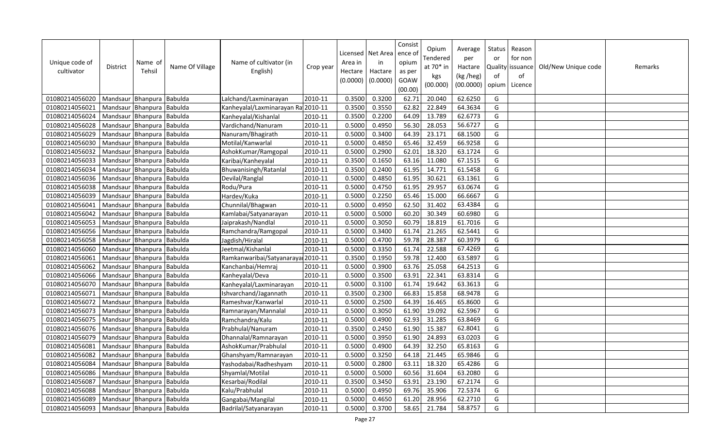| Unique code of cultivator | District | Name of Tehsil | Name Of Village | Name of cultivator (in English) | Crop year | Licensed Area in Hectare (0.0000) | Net Area in Hactare (0.0000) | Consistence of opium as per GOAW (00.00) | Opium Tendered at 70* in kgs (00.000) | Average per Hactare (kg /heg) (00.0000) | Status or Quality of opium | Reason for non issuance of Licence | Old/New Unique code | Remarks |
|---|---|---|---|---|---|---|---|---|---|---|---|---|---|---|
| 01080214056020 | Mandsaur | Bhanpura | Babulda | Lalchand/Laxminarayan | 2010-11 | 0.3500 | 0.3200 | 62.71 | 20.040 | 62.6250 | G | | | |
| 01080214056021 | Mandsaur | Bhanpura | Babulda | Kanheyalal/Laxminarayan Ra | 2010-11 | 0.3500 | 0.3550 | 62.82 | 22.849 | 64.3634 | G | | | |
| 01080214056024 | Mandsaur | Bhanpura | Babulda | Kanheyalal/Kishanlal | 2010-11 | 0.3500 | 0.2200 | 64.09 | 13.789 | 62.6773 | G | | | |
| 01080214056028 | Mandsaur | Bhanpura | Babulda | Vardichand/Nanuram | 2010-11 | 0.5000 | 0.4950 | 56.30 | 28.053 | 56.6727 | G | | | |
| 01080214056029 | Mandsaur | Bhanpura | Babulda | Nanuram/Bhagirath | 2010-11 | 0.5000 | 0.3400 | 64.39 | 23.171 | 68.1500 | G | | | |
| 01080214056030 | Mandsaur | Bhanpura | Babulda | Motilal/Kanwarlal | 2010-11 | 0.5000 | 0.4850 | 65.46 | 32.459 | 66.9258 | G | | | |
| 01080214056032 | Mandsaur | Bhanpura | Babulda | AshokKumar/Ramgopal | 2010-11 | 0.5000 | 0.2900 | 62.01 | 18.320 | 63.1724 | G | | | |
| 01080214056033 | Mandsaur | Bhanpura | Babulda | Karibai/Kanheyalal | 2010-11 | 0.3500 | 0.1650 | 63.16 | 11.080 | 67.1515 | G | | | |
| 01080214056034 | Mandsaur | Bhanpura | Babulda | Bhuwanisingh/Ratanlal | 2010-11 | 0.3500 | 0.2400 | 61.95 | 14.771 | 61.5458 | G | | | |
| 01080214056036 | Mandsaur | Bhanpura | Babulda | Devilal/Ranglal | 2010-11 | 0.5000 | 0.4850 | 61.95 | 30.621 | 63.1361 | G | | | |
| 01080214056038 | Mandsaur | Bhanpura | Babulda | Rodu/Pura | 2010-11 | 0.5000 | 0.4750 | 61.95 | 29.957 | 63.0674 | G | | | |
| 01080214056039 | Mandsaur | Bhanpura | Babulda | Hardev/Kuka | 2010-11 | 0.5000 | 0.2250 | 65.46 | 15.000 | 66.6667 | G | | | |
| 01080214056041 | Mandsaur | Bhanpura | Babulda | Chunnilal/Bhagwan | 2010-11 | 0.5000 | 0.4950 | 62.50 | 31.402 | 63.4384 | G | | | |
| 01080214056042 | Mandsaur | Bhanpura | Babulda | Kamlabai/Satyanarayan | 2010-11 | 0.5000 | 0.5000 | 60.20 | 30.349 | 60.6980 | G | | | |
| 01080214056053 | Mandsaur | Bhanpura | Babulda | Jaiprakash/Nandlal | 2010-11 | 0.5000 | 0.3050 | 60.79 | 18.819 | 61.7016 | G | | | |
| 01080214056056 | Mandsaur | Bhanpura | Babulda | Ramchandra/Ramgopal | 2010-11 | 0.5000 | 0.3400 | 61.74 | 21.265 | 62.5441 | G | | | |
| 01080214056058 | Mandsaur | Bhanpura | Babulda | Jagdish/Hiralal | 2010-11 | 0.5000 | 0.4700 | 59.78 | 28.387 | 60.3979 | G | | | |
| 01080214056060 | Mandsaur | Bhanpura | Babulda | Jeetmal/Kishanlal | 2010-11 | 0.5000 | 0.3350 | 61.74 | 22.588 | 67.4269 | G | | | |
| 01080214056061 | Mandsaur | Bhanpura | Babulda | Ramkanwaribai/Satyanaraya | 2010-11 | 0.3500 | 0.1950 | 59.78 | 12.400 | 63.5897 | G | | | |
| 01080214056062 | Mandsaur | Bhanpura | Babulda | Kanchanbai/Hemraj | 2010-11 | 0.5000 | 0.3900 | 63.76 | 25.058 | 64.2513 | G | | | |
| 01080214056066 | Mandsaur | Bhanpura | Babulda | Kanheyalal/Deva | 2010-11 | 0.5000 | 0.3500 | 63.91 | 22.341 | 63.8314 | G | | | |
| 01080214056070 | Mandsaur | Bhanpura | Babulda | Kanheyalal/Laxminarayan | 2010-11 | 0.5000 | 0.3100 | 61.74 | 19.642 | 63.3613 | G | | | |
| 01080214056071 | Mandsaur | Bhanpura | Babulda | Ishvarchand/Jagannath | 2010-11 | 0.3500 | 0.2300 | 66.83 | 15.858 | 68.9478 | G | | | |
| 01080214056072 | Mandsaur | Bhanpura | Babulda | Rameshvar/Kanwarlal | 2010-11 | 0.5000 | 0.2500 | 64.39 | 16.465 | 65.8600 | G | | | |
| 01080214056073 | Mandsaur | Bhanpura | Babulda | Ramnarayan/Mannalal | 2010-11 | 0.5000 | 0.3050 | 61.90 | 19.092 | 62.5967 | G | | | |
| 01080214056075 | Mandsaur | Bhanpura | Babulda | Ramchandra/Kalu | 2010-11 | 0.5000 | 0.4900 | 62.93 | 31.285 | 63.8469 | G | | | |
| 01080214056076 | Mandsaur | Bhanpura | Babulda | Prabhulal/Nanuram | 2010-11 | 0.3500 | 0.2450 | 61.90 | 15.387 | 62.8041 | G | | | |
| 01080214056079 | Mandsaur | Bhanpura | Babulda | Dhannalal/Ramnarayan | 2010-11 | 0.5000 | 0.3950 | 61.90 | 24.893 | 63.0203 | G | | | |
| 01080214056081 | Mandsaur | Bhanpura | Babulda | AshokKumar/Prabhulal | 2010-11 | 0.5000 | 0.4900 | 64.39 | 32.250 | 65.8163 | G | | | |
| 01080214056082 | Mandsaur | Bhanpura | Babulda | Ghanshyam/Ramnarayan | 2010-11 | 0.5000 | 0.3250 | 64.18 | 21.445 | 65.9846 | G | | | |
| 01080214056084 | Mandsaur | Bhanpura | Babulda | Yashodabai/Radheshyam | 2010-11 | 0.5000 | 0.2800 | 63.11 | 18.320 | 65.4286 | G | | | |
| 01080214056086 | Mandsaur | Bhanpura | Babulda | Shyamlal/Motilal | 2010-11 | 0.5000 | 0.5000 | 60.56 | 31.604 | 63.2080 | G | | | |
| 01080214056087 | Mandsaur | Bhanpura | Babulda | Kesarbai/Rodilal | 2010-11 | 0.3500 | 0.3450 | 63.91 | 23.190 | 67.2174 | G | | | |
| 01080214056088 | Mandsaur | Bhanpura | Babulda | Kalu/Prabhulal | 2010-11 | 0.5000 | 0.4950 | 69.76 | 35.906 | 72.5374 | G | | | |
| 01080214056089 | Mandsaur | Bhanpura | Babulda | Gangabai/Mangilal | 2010-11 | 0.5000 | 0.4650 | 61.20 | 28.956 | 62.2710 | G | | | |
| 01080214056093 | Mandsaur | Bhanpura | Babulda | Badrilal/Satyanarayan | 2010-11 | 0.5000 | 0.3700 | 58.65 | 21.784 | 58.8757 | G | | | |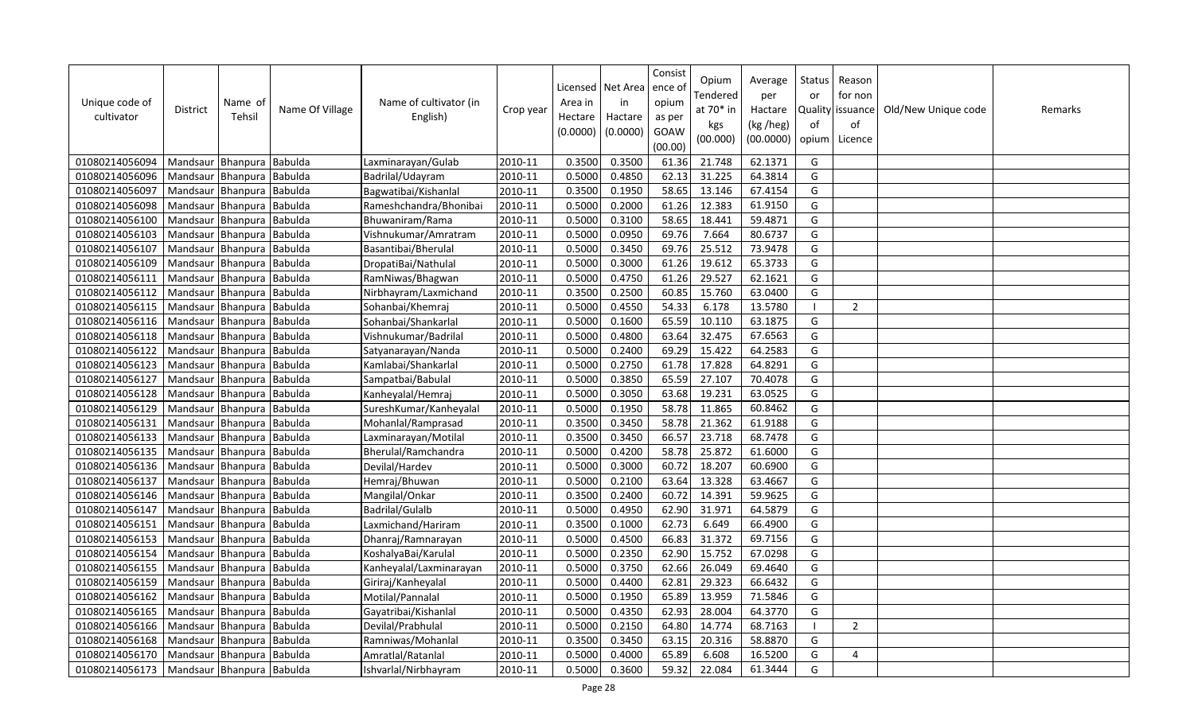| Unique code of cultivator | District | Name of Tehsil | Name Of Village | Name of cultivator (in English) | Crop year | Licensed Area in Hectare (0.0000) | Net Area in Hactare (0.0000) | Consist ence of opium as per GOAW (00.00) | Opium Tendered at 70* in kgs (00.000) | Average per Hactare (kg /heg) (00.0000) | Status or Quality of opium | Reason for non issuance of Licence | Old/New Unique code | Remarks |
|---|---|---|---|---|---|---|---|---|---|---|---|---|---|---|
| 01080214056094 | Mandsaur | Bhanpura | Babulda | Laxminarayan/Gulab | 2010-11 | 0.3500 | 0.3500 | 61.36 | 21.748 | 62.1371 | G | | | |
| 01080214056096 | Mandsaur | Bhanpura | Babulda | Badrilal/Udayram | 2010-11 | 0.5000 | 0.4850 | 62.13 | 31.225 | 64.3814 | G | | | |
| 01080214056097 | Mandsaur | Bhanpura | Babulda | Bagwatibai/Kishanlal | 2010-11 | 0.3500 | 0.1950 | 58.65 | 13.146 | 67.4154 | G | | | |
| 01080214056098 | Mandsaur | Bhanpura | Babulda | Rameshchandra/Bhonibai | 2010-11 | 0.5000 | 0.2000 | 61.26 | 12.383 | 61.9150 | G | | | |
| 01080214056100 | Mandsaur | Bhanpura | Babulda | Bhuwaniram/Rama | 2010-11 | 0.5000 | 0.3100 | 58.65 | 18.441 | 59.4871 | G | | | |
| 01080214056103 | Mandsaur | Bhanpura | Babulda | Vishnukumar/Amratram | 2010-11 | 0.5000 | 0.0950 | 69.76 | 7.664 | 80.6737 | G | | | |
| 01080214056107 | Mandsaur | Bhanpura | Babulda | Basantibai/Bherulal | 2010-11 | 0.5000 | 0.3450 | 69.76 | 25.512 | 73.9478 | G | | | |
| 01080214056109 | Mandsaur | Bhanpura | Babulda | DropatiBai/Nathulal | 2010-11 | 0.5000 | 0.3000 | 61.26 | 19.612 | 65.3733 | G | | | |
| 01080214056111 | Mandsaur | Bhanpura | Babulda | RamNiwas/Bhagwan | 2010-11 | 0.5000 | 0.4750 | 61.26 | 29.527 | 62.1621 | G | | | |
| 01080214056112 | Mandsaur | Bhanpura | Babulda | Nirbhayram/Laxmichand | 2010-11 | 0.3500 | 0.2500 | 60.85 | 15.760 | 63.0400 | G | | | |
| 01080214056115 | Mandsaur | Bhanpura | Babulda | Sohanbai/Khemraj | 2010-11 | 0.5000 | 0.4550 | 54.33 | 6.178 | 13.5780 | I | 2 | | |
| 01080214056116 | Mandsaur | Bhanpura | Babulda | Sohanbai/Shankarlal | 2010-11 | 0.5000 | 0.1600 | 65.59 | 10.110 | 63.1875 | G | | | |
| 01080214056118 | Mandsaur | Bhanpura | Babulda | Vishnukumar/Badrilal | 2010-11 | 0.5000 | 0.4800 | 63.64 | 32.475 | 67.6563 | G | | | |
| 01080214056122 | Mandsaur | Bhanpura | Babulda | Satyanarayan/Nanda | 2010-11 | 0.5000 | 0.2400 | 69.29 | 15.422 | 64.2583 | G | | | |
| 01080214056123 | Mandsaur | Bhanpura | Babulda | Kamlabai/Shankarlal | 2010-11 | 0.5000 | 0.2750 | 61.78 | 17.828 | 64.8291 | G | | | |
| 01080214056127 | Mandsaur | Bhanpura | Babulda | Sampatbai/Babulal | 2010-11 | 0.5000 | 0.3850 | 65.59 | 27.107 | 70.4078 | G | | | |
| 01080214056128 | Mandsaur | Bhanpura | Babulda | Kanheyalal/Hemraj | 2010-11 | 0.5000 | 0.3050 | 63.68 | 19.231 | 63.0525 | G | | | |
| 01080214056129 | Mandsaur | Bhanpura | Babulda | SureshKumar/Kanheyalal | 2010-11 | 0.5000 | 0.1950 | 58.78 | 11.865 | 60.8462 | G | | | |
| 01080214056131 | Mandsaur | Bhanpura | Babulda | Mohanlal/Ramprasad | 2010-11 | 0.3500 | 0.3450 | 58.78 | 21.362 | 61.9188 | G | | | |
| 01080214056133 | Mandsaur | Bhanpura | Babulda | Laxminarayan/Motilal | 2010-11 | 0.3500 | 0.3450 | 66.57 | 23.718 | 68.7478 | G | | | |
| 01080214056135 | Mandsaur | Bhanpura | Babulda | Bherulal/Ramchandra | 2010-11 | 0.5000 | 0.4200 | 58.78 | 25.872 | 61.6000 | G | | | |
| 01080214056136 | Mandsaur | Bhanpura | Babulda | Devilal/Hardev | 2010-11 | 0.5000 | 0.3000 | 60.72 | 18.207 | 60.6900 | G | | | |
| 01080214056137 | Mandsaur | Bhanpura | Babulda | Hemraj/Bhuwan | 2010-11 | 0.5000 | 0.2100 | 63.64 | 13.328 | 63.4667 | G | | | |
| 01080214056146 | Mandsaur | Bhanpura | Babulda | Mangilal/Onkar | 2010-11 | 0.3500 | 0.2400 | 60.72 | 14.391 | 59.9625 | G | | | |
| 01080214056147 | Mandsaur | Bhanpura | Babulda | Badrilal/Gulalb | 2010-11 | 0.5000 | 0.4950 | 62.90 | 31.971 | 64.5879 | G | | | |
| 01080214056151 | Mandsaur | Bhanpura | Babulda | Laxmichand/Hariram | 2010-11 | 0.3500 | 0.1000 | 62.73 | 6.649 | 66.4900 | G | | | |
| 01080214056153 | Mandsaur | Bhanpura | Babulda | Dhanraj/Ramnarayan | 2010-11 | 0.5000 | 0.4500 | 66.83 | 31.372 | 69.7156 | G | | | |
| 01080214056154 | Mandsaur | Bhanpura | Babulda | KoshalyaBai/Karulal | 2010-11 | 0.5000 | 0.2350 | 62.90 | 15.752 | 67.0298 | G | | | |
| 01080214056155 | Mandsaur | Bhanpura | Babulda | Kanheyalal/Laxminarayan | 2010-11 | 0.5000 | 0.3750 | 62.66 | 26.049 | 69.4640 | G | | | |
| 01080214056159 | Mandsaur | Bhanpura | Babulda | Giriraj/Kanheyalal | 2010-11 | 0.5000 | 0.4400 | 62.81 | 29.323 | 66.6432 | G | | | |
| 01080214056162 | Mandsaur | Bhanpura | Babulda | Motilal/Pannalal | 2010-11 | 0.5000 | 0.1950 | 65.89 | 13.959 | 71.5846 | G | | | |
| 01080214056165 | Mandsaur | Bhanpura | Babulda | Gayatribai/Kishanlal | 2010-11 | 0.5000 | 0.4350 | 62.93 | 28.004 | 64.3770 | G | | | |
| 01080214056166 | Mandsaur | Bhanpura | Babulda | Devilal/Prabhulal | 2010-11 | 0.5000 | 0.2150 | 64.80 | 14.774 | 68.7163 | I | 2 | | |
| 01080214056168 | Mandsaur | Bhanpura | Babulda | Ramniwas/Mohanlal | 2010-11 | 0.3500 | 0.3450 | 63.15 | 20.316 | 58.8870 | G | | | |
| 01080214056170 | Mandsaur | Bhanpura | Babulda | Amratlal/Ratanlal | 2010-11 | 0.5000 | 0.4000 | 65.89 | 6.608 | 16.5200 | G | 4 | | |
| 01080214056173 | Mandsaur | Bhanpura | Babulda | Ishvarlal/Nirbhayram | 2010-11 | 0.5000 | 0.3600 | 59.32 | 22.084 | 61.3444 | G | | | |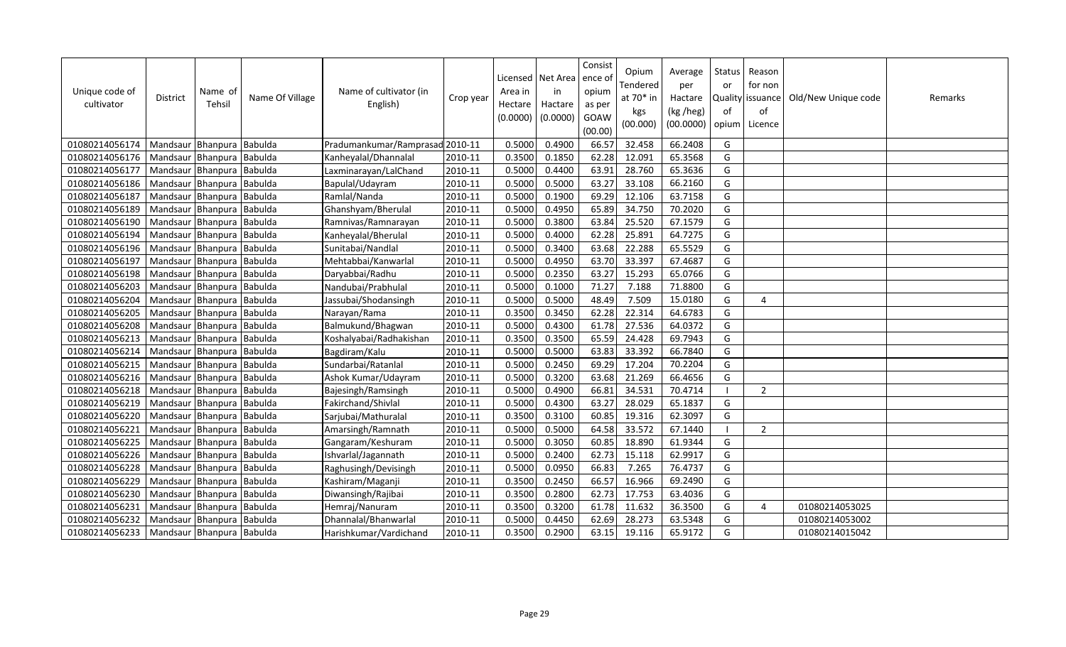| Unique code of cultivator | District | Name of Tehsil | Name Of Village | Name of cultivator (in English) | Crop year | Licensed Area in Hectare (0.0000) | Net Area in Hactare (0.0000) | Consistence of opium as per GOAW (00.00) | Opium Tendered at 70* in kgs (00.000) | Average per Hactare (kg /heg) (00.0000) | Status or Quality of opium | Reason for non issuance of Licence | Old/New Unique code | Remarks |
|---|---|---|---|---|---|---|---|---|---|---|---|---|---|---|
| 01080214056174 | Mandsaur | Bhanpura | Babulda | Pradumankumar/Ramprasad | 2010-11 | 0.5000 | 0.4900 | 66.57 | 32.458 | 66.2408 | G | | | |
| 01080214056176 | Mandsaur | Bhanpura | Babulda | Kanheyalal/Dhannalal | 2010-11 | 0.3500 | 0.1850 | 62.28 | 12.091 | 65.3568 | G | | | |
| 01080214056177 | Mandsaur | Bhanpura | Babulda | Laxminarayan/LalChand | 2010-11 | 0.5000 | 0.4400 | 63.91 | 28.760 | 65.3636 | G | | | |
| 01080214056186 | Mandsaur | Bhanpura | Babulda | Bapulal/Udayram | 2010-11 | 0.5000 | 0.5000 | 63.27 | 33.108 | 66.2160 | G | | | |
| 01080214056187 | Mandsaur | Bhanpura | Babulda | Ramlal/Nanda | 2010-11 | 0.5000 | 0.1900 | 69.29 | 12.106 | 63.7158 | G | | | |
| 01080214056189 | Mandsaur | Bhanpura | Babulda | Ghanshyam/Bherulal | 2010-11 | 0.5000 | 0.4950 | 65.89 | 34.750 | 70.2020 | G | | | |
| 01080214056190 | Mandsaur | Bhanpura | Babulda | Ramnivas/Ramnarayan | 2010-11 | 0.5000 | 0.3800 | 63.84 | 25.520 | 67.1579 | G | | | |
| 01080214056194 | Mandsaur | Bhanpura | Babulda | Kanheyalal/Bherulal | 2010-11 | 0.5000 | 0.4000 | 62.28 | 25.891 | 64.7275 | G | | | |
| 01080214056196 | Mandsaur | Bhanpura | Babulda | Sunitabai/Nandlal | 2010-11 | 0.5000 | 0.3400 | 63.68 | 22.288 | 65.5529 | G | | | |
| 01080214056197 | Mandsaur | Bhanpura | Babulda | Mehtabbai/Kanwarlal | 2010-11 | 0.5000 | 0.4950 | 63.70 | 33.397 | 67.4687 | G | | | |
| 01080214056198 | Mandsaur | Bhanpura | Babulda | Daryabbai/Radhu | 2010-11 | 0.5000 | 0.2350 | 63.27 | 15.293 | 65.0766 | G | | | |
| 01080214056203 | Mandsaur | Bhanpura | Babulda | Nandubai/Prabhulal | 2010-11 | 0.5000 | 0.1000 | 71.27 | 7.188 | 71.8800 | G | | | |
| 01080214056204 | Mandsaur | Bhanpura | Babulda | Jassubai/Shodansingh | 2010-11 | 0.5000 | 0.5000 | 48.49 | 7.509 | 15.0180 | G | 4 | | |
| 01080214056205 | Mandsaur | Bhanpura | Babulda | Narayan/Rama | 2010-11 | 0.3500 | 0.3450 | 62.28 | 22.314 | 64.6783 | G | | | |
| 01080214056208 | Mandsaur | Bhanpura | Babulda | Balmukund/Bhagwan | 2010-11 | 0.5000 | 0.4300 | 61.78 | 27.536 | 64.0372 | G | | | |
| 01080214056213 | Mandsaur | Bhanpura | Babulda | Koshalyabai/Radhakishan | 2010-11 | 0.3500 | 0.3500 | 65.59 | 24.428 | 69.7943 | G | | | |
| 01080214056214 | Mandsaur | Bhanpura | Babulda | Bagdiram/Kalu | 2010-11 | 0.5000 | 0.5000 | 63.83 | 33.392 | 66.7840 | G | | | |
| 01080214056215 | Mandsaur | Bhanpura | Babulda | Sundarbai/Ratanlal | 2010-11 | 0.5000 | 0.2450 | 69.29 | 17.204 | 70.2204 | G | | | |
| 01080214056216 | Mandsaur | Bhanpura | Babulda | Ashok Kumar/Udayram | 2010-11 | 0.5000 | 0.3200 | 63.68 | 21.269 | 66.4656 | G | | | |
| 01080214056218 | Mandsaur | Bhanpura | Babulda | Bajesingh/Ramsingh | 2010-11 | 0.5000 | 0.4900 | 66.81 | 34.531 | 70.4714 | I | 2 | | |
| 01080214056219 | Mandsaur | Bhanpura | Babulda | Fakirchand/Shivlal | 2010-11 | 0.5000 | 0.4300 | 63.27 | 28.029 | 65.1837 | G | | | |
| 01080214056220 | Mandsaur | Bhanpura | Babulda | Sarjubai/Mathuralal | 2010-11 | 0.3500 | 0.3100 | 60.85 | 19.316 | 62.3097 | G | | | |
| 01080214056221 | Mandsaur | Bhanpura | Babulda | Amarsingh/Ramnath | 2010-11 | 0.5000 | 0.5000 | 64.58 | 33.572 | 67.1440 | I | 2 | | |
| 01080214056225 | Mandsaur | Bhanpura | Babulda | Gangaram/Keshuram | 2010-11 | 0.5000 | 0.3050 | 60.85 | 18.890 | 61.9344 | G | | | |
| 01080214056226 | Mandsaur | Bhanpura | Babulda | Ishvarlal/Jagannath | 2010-11 | 0.5000 | 0.2400 | 62.73 | 15.118 | 62.9917 | G | | | |
| 01080214056228 | Mandsaur | Bhanpura | Babulda | Raghusingh/Devisingh | 2010-11 | 0.5000 | 0.0950 | 66.83 | 7.265 | 76.4737 | G | | | |
| 01080214056229 | Mandsaur | Bhanpura | Babulda | Kashiram/Maganji | 2010-11 | 0.3500 | 0.2450 | 66.57 | 16.966 | 69.2490 | G | | | |
| 01080214056230 | Mandsaur | Bhanpura | Babulda | Diwansingh/Rajibai | 2010-11 | 0.3500 | 0.2800 | 62.73 | 17.753 | 63.4036 | G | | | |
| 01080214056231 | Mandsaur | Bhanpura | Babulda | Hemraj/Nanuram | 2010-11 | 0.3500 | 0.3200 | 61.78 | 11.632 | 36.3500 | G | 4 | 01080214053025 | |
| 01080214056232 | Mandsaur | Bhanpura | Babulda | Dhannalal/Bhanwarlal | 2010-11 | 0.5000 | 0.4450 | 62.69 | 28.273 | 63.5348 | G | | 01080214053002 | |
| 01080214056233 | Mandsaur | Bhanpura | Babulda | Harishkumar/Vardichand | 2010-11 | 0.3500 | 0.2900 | 63.15 | 19.116 | 65.9172 | G | | 01080214015042 | |